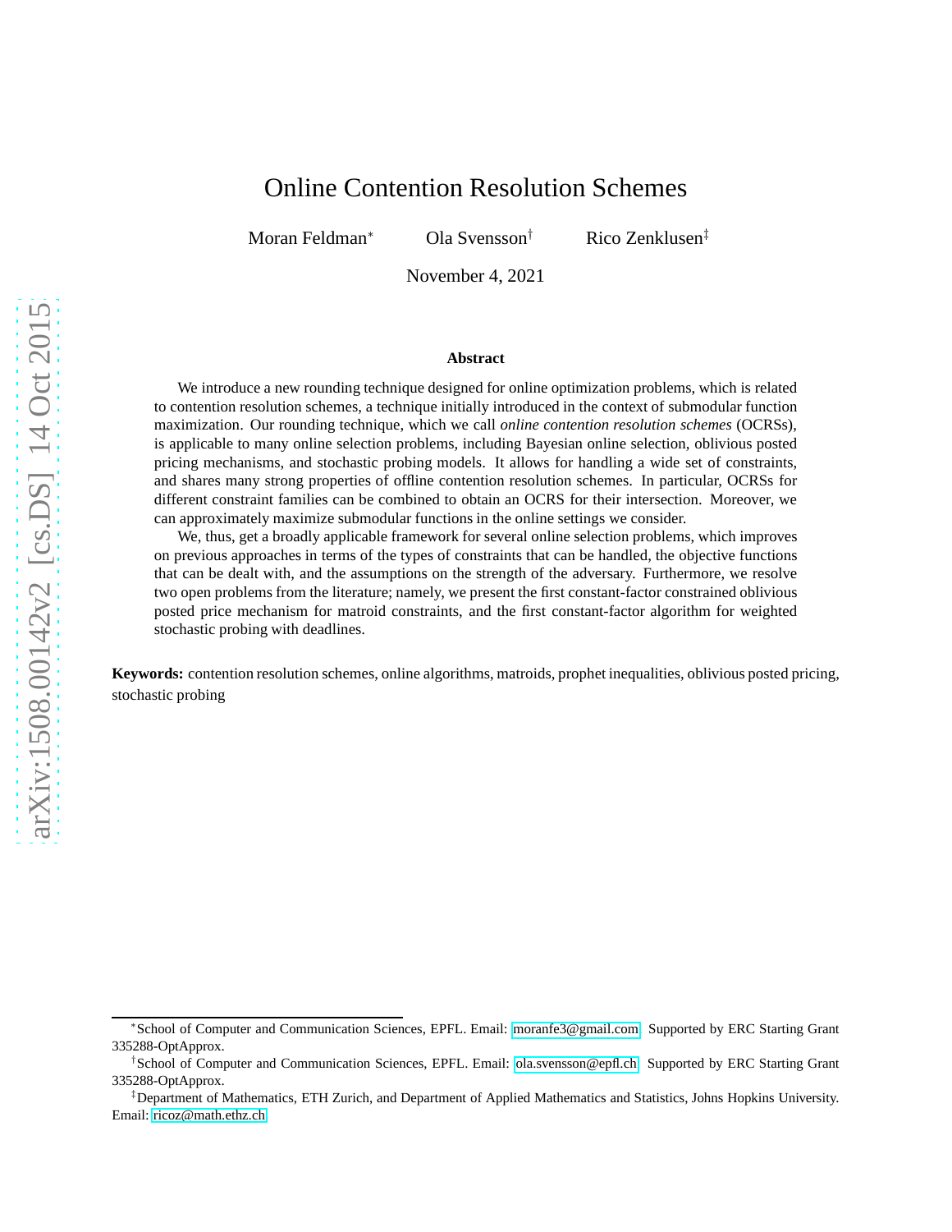# Online Contention Resolution Schemes

Moran Feldman[*] Ola Svensson[†] Rico Zenklusen[‡]

November 4, 2021

### Abstract

We introduce a new rounding technique designed for online optimization problems, which is related to contention resolution schemes, a technique initially introduced in the context of submodular function maximization. Our rounding technique, which we call *online contention resolution schemes* (OCRSs), is applicable to many online selection problems, including Bayesian online selection, oblivious posted pricing mechanisms, and stochastic probing models. It allows for handling a wide set of constraints, and shares many strong properties of offline contention resolution schemes. In particular, OCRSs for different constraint families can be combined to obtain an OCRS for their intersection. Moreover, we can approximately maximize submodular functions in the online settings we consider.

We, thus, get a broadly applicable framework for several online selection problems, which improves on previous approaches in terms of the types of constraints that can be handled, the objective functions that can be dealt with, and the assumptions on the strength of the adversary. Furthermore, we resolve two open problems from the literature; namely, we present the first constant-factor constrained oblivious posted price mechanism for matroid constraints, and the first constant-factor algorithm for weighted stochastic probing with deadlines.

**Keywords:** contention resolution schemes, online algorithms, matroids, prophet inequalities, oblivious posted pricing, stochastic probing

---

[*] School of Computer and Communication Sciences, EPFL. Email: moranfe3@gmail.com. Supported by ERC Starting Grant 335288-OptApprox.

[†] School of Computer and Communication Sciences, EPFL. Email: ola.svensson@epfl.ch. Supported by ERC Starting Grant 335288-OptApprox.

[‡] Department of Mathematics, ETH Zurich, and Department of Applied Mathematics and Statistics, Johns Hopkins University. Email: ricoz@math.ethz.ch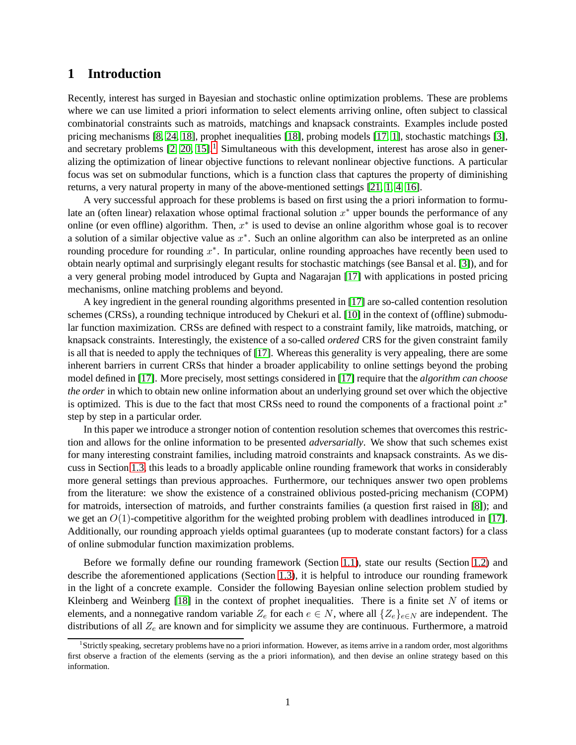# 1 Introduction

Recently, interest has surged in Bayesian and stochastic online optimization problems. These are problems where we can use limited a priori information to select elements arriving online, often subject to classical combinatorial constraints such as matroids, matchings and knapsack constraints. Examples include posted pricing mechanisms [8, 24, 18], prophet inequalities [18], probing models [17, 1], stochastic matchings [3], and secretary problems [2, 20, 15].[1] Simultaneous with this development, interest has arose also in generalizing the optimization of linear objective functions to relevant nonlinear objective functions. A particular focus was set on submodular functions, which is a function class that captures the property of diminishing returns, a very natural property in many of the above-mentioned settings [21, 1, 4, 16].

A very successful approach for these problems is based on first using the a priori information to formulate an (often linear) relaxation whose optimal fractional solution $x^*$ upper bounds the performance of any online (or even offline) algorithm. Then, $x^*$ is used to devise an online algorithm whose goal is to recover a solution of a similar objective value as $x^*$. Such an online algorithm can also be interpreted as an online rounding procedure for rounding $x^*$. In particular, online rounding approaches have recently been used to obtain nearly optimal and surprisingly elegant results for stochastic matchings (see Bansal et al. [3]), and for a very general probing model introduced by Gupta and Nagarajan [17] with applications in posted pricing mechanisms, online matching problems and beyond.

A key ingredient in the general rounding algorithms presented in [17] are so-called contention resolution schemes (CRSs), a rounding technique introduced by Chekuri et al. [10] in the context of (offline) submodular function maximization. CRSs are defined with respect to a constraint family, like matroids, matching, or knapsack constraints. Interestingly, the existence of a so-called *ordered* CRS for the given constraint family is all that is needed to apply the techniques of [17]. Whereas this generality is very appealing, there are some inherent barriers in current CRSs that hinder a broader applicability to online settings beyond the probing model defined in [17]. More precisely, most settings considered in [17] require that the *algorithm can choose the order* in which to obtain new online information about an underlying ground set over which the objective is optimized. This is due to the fact that most CRSs need to round the components of a fractional point $x^*$ step by step in a particular order.

In this paper we introduce a stronger notion of contention resolution schemes that overcomes this restriction and allows for the online information to be presented *adversarially*. We show that such schemes exist for many interesting constraint families, including matroid constraints and knapsack constraints. As we discuss in Section 1.3, this leads to a broadly applicable online rounding framework that works in considerably more general settings than previous approaches. Furthermore, our techniques answer two open problems from the literature: we show the existence of a constrained oblivious posted-pricing mechanism (COPM) for matroids, intersection of matroids, and further constraints families (a question first raised in [8]); and we get an $O(1)$-competitive algorithm for the weighted probing problem with deadlines introduced in [17]. Additionally, our rounding approach yields optimal guarantees (up to moderate constant factors) for a class of online submodular function maximization problems.

Before we formally define our rounding framework (Section 1.1), state our results (Section 1.2) and describe the aforementioned applications (Section 1.3), it is helpful to introduce our rounding framework in the light of a concrete example. Consider the following Bayesian online selection problem studied by Kleinberg and Weinberg [18] in the context of prophet inequalities. There is a finite set $N$ of items or elements, and a nonnegative random variable $Z_e$ for each $e \in N$, where all $\{Z_e\}_{e \in N}$ are independent. The distributions of all $Z_e$ are known and for simplicity we assume they are continuous. Furthermore, a matroid

[1] Strictly speaking, secretary problems have no a priori information. However, as items arrive in a random order, most algorithms first observe a fraction of the elements (serving as the a priori information), and then devise an online strategy based on this information.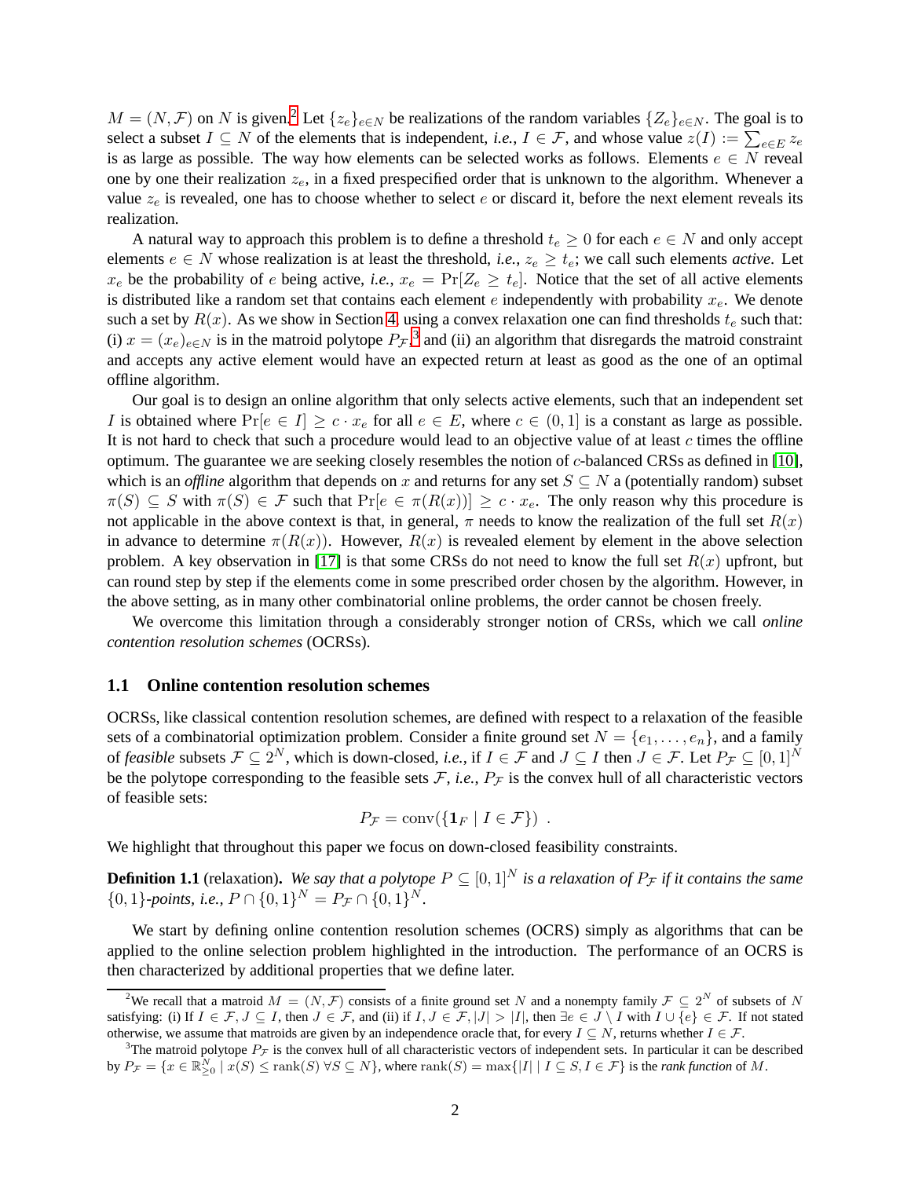$M = (N, \mathcal{F})$ on $N$ is given.[2] Let $\{z_e\}_{e \in N}$ be realizations of the random variables $\{Z_e\}_{e \in N}$. The goal is to select a subset $I \subseteq N$ of the elements that is independent, *i.e.*, $I \in \mathcal{F}$, and whose value $z(I) := \sum_{e \in E} z_e$ is as large as possible. The way how elements can be selected works as follows. Elements $e \in N$ reveal one by one their realization $z_e$, in a fixed prespecified order that is unknown to the algorithm. Whenever a value $z_e$ is revealed, one has to choose whether to select $e$ or discard it, before the next element reveals its realization.

A natural way to approach this problem is to define a threshold $t_e \geq 0$ for each $e \in N$ and only accept elements $e \in N$ whose realization is at least the threshold, *i.e.*, $z_e \geq t_e$; we call such elements *active*. Let $x_e$ be the probability of $e$ being active, *i.e.*, $x_e = \Pr[Z_e \geq t_e]$. Notice that the set of all active elements is distributed like a random set that contains each element $e$ independently with probability $x_e$. We denote such a set by $R(x)$. As we show in Section 4, using a convex relaxation one can find thresholds $t_e$ such that: (i) $x = (x_e)_{e \in N}$ is in the matroid polytope $P_{\mathcal{F}}$,[3] and (ii) an algorithm that disregards the matroid constraint and accepts any active element would have an expected return at least as good as the one of an optimal offline algorithm.

Our goal is to design an online algorithm that only selects active elements, such that an independent set $I$ is obtained where $\Pr[e \in I] \geq c \cdot x_e$ for all $e \in E$, where $c \in (0, 1]$ is a constant as large as possible. It is not hard to check that such a procedure would lead to an objective value of at least $c$ times the offline optimum. The guarantee we are seeking closely resembles the notion of $c$-balanced CRSs as defined in [10], which is an *offline* algorithm that depends on $x$ and returns for any set $S \subseteq N$ a (potentially random) subset $\pi(S) \subseteq S$ with $\pi(S) \in \mathcal{F}$ such that $\Pr[e \in \pi(R(x))] \geq c \cdot x_e$. The only reason why this procedure is not applicable in the above context is that, in general, $\pi$ needs to know the realization of the full set $R(x)$ in advance to determine $\pi(R(x))$. However, $R(x)$ is revealed element by element in the above selection problem. A key observation in [17] is that some CRSs do not need to know the full set $R(x)$ upfront, but can round step by step if the elements come in some prescribed order chosen by the algorithm. However, in the above setting, as in many other combinatorial online problems, the order cannot be chosen freely.

We overcome this limitation through a considerably stronger notion of CRSs, which we call *online contention resolution schemes* (OCRSs).

## 1.1 Online contention resolution schemes

OCRSs, like classical contention resolution schemes, are defined with respect to a relaxation of the feasible sets of a combinatorial optimization problem. Consider a finite ground set $N = \{e_1, \dots, e_n\}$, and a family of *feasible* subsets $\mathcal{F} \subseteq 2^N$, which is down-closed, *i.e.*, if $I \in \mathcal{F}$ and $J \subseteq I$ then $J \in \mathcal{F}$. Let $P_{\mathcal{F}} \subseteq [0, 1]^N$ be the polytope corresponding to the feasible sets $\mathcal{F}$, *i.e.*, $P_{\mathcal{F}}$ is the convex hull of all characteristic vectors of feasible sets:

$$P_{\mathcal{F}} = \operatorname{conv}(\{\mathbf{1}_F \mid I \in \mathcal{F}\}) \ .$$

We highlight that throughout this paper we focus on down-closed feasibility constraints.

**Definition 1.1** (relaxation). *We say that a polytope $P \subseteq [0, 1]^N$ is a relaxation of $P_{\mathcal{F}}$ if it contains the same $\{0, 1\}$-points, i.e., $P \cap \{0, 1\}^N = P_{\mathcal{F}} \cap \{0, 1\}^N$.*

We start by defining online contention resolution schemes (OCRS) simply as algorithms that can be applied to the online selection problem highlighted in the introduction. The performance of an OCRS is then characterized by additional properties that we define later.

---

[2] We recall that a matroid $M = (N, \mathcal{F})$ consists of a finite ground set $N$ and a nonempty family $\mathcal{F} \subseteq 2^N$ of subsets of $N$ satisfying: (i) If $I \in \mathcal{F}, J \subseteq I$, then $J \in \mathcal{F}$, and (ii) if $I, J \in \mathcal{F}, |J| > |I|$, then $\exists e \in J \setminus I$ with $I \cup \{e\} \in \mathcal{F}$. If not stated otherwise, we assume that matroids are given by an independence oracle that, for every $I \subseteq N$, returns whether $I \in \mathcal{F}$.

[3] The matroid polytope $P_{\mathcal{F}}$ is the convex hull of all characteristic vectors of independent sets. In particular it can be described by $P_{\mathcal{F}} = \{x \in \mathbb{R}^N_{\geq 0} \mid x(S) \leq \operatorname{rank}(S) \ \forall S \subseteq N\}$, where $\operatorname{rank}(S) = \max\{|I| \mid I \subseteq S, I \in \mathcal{F}\}$ is the *rank function* of $M$.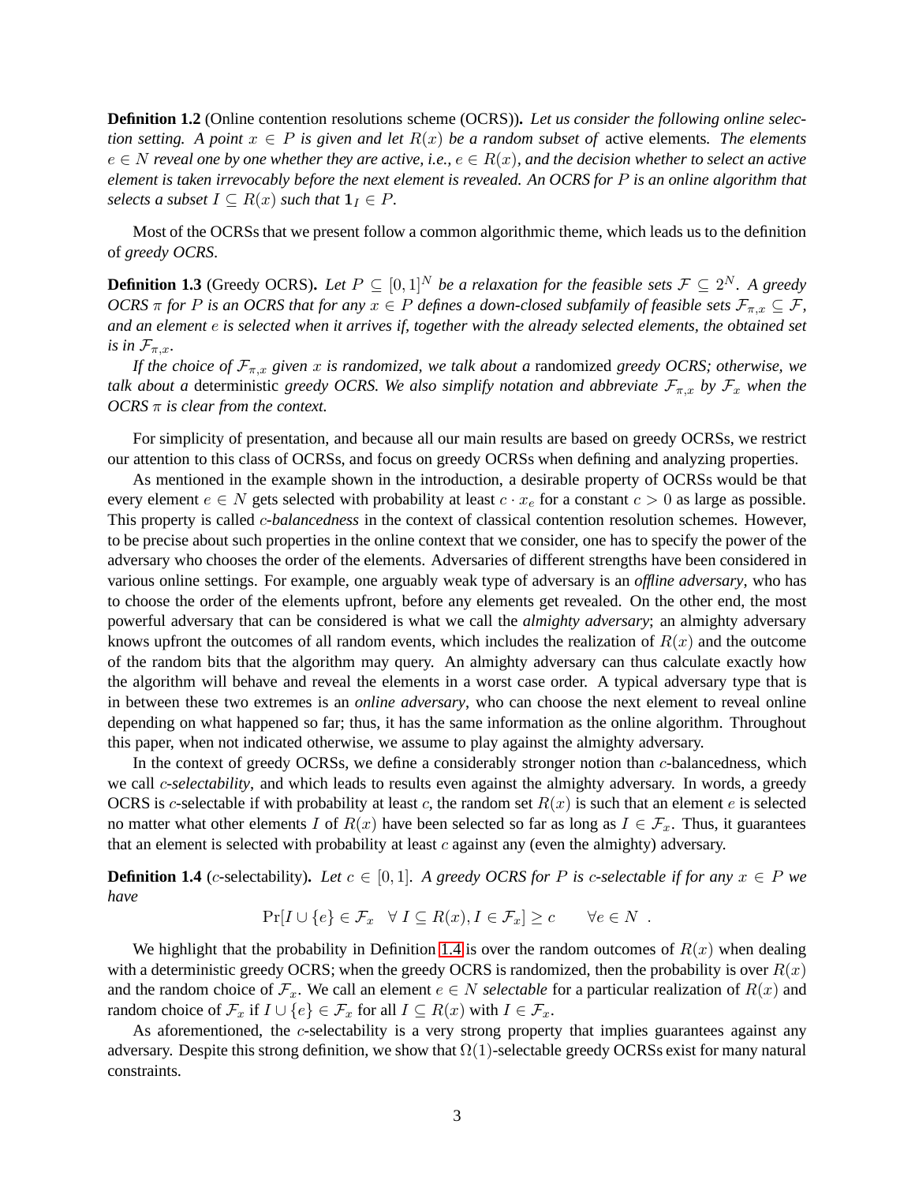**Definition 1.2** (Online contention resolutions scheme (OCRS))**.** *Let us consider the following online selection setting. A point $x \in P$ is given and let $R(x)$ be a random subset of* active elements*. The elements $e \in N$ reveal one by one whether they are active, i.e., $e \in R(x)$, and the decision whether to select an active element is taken irrevocably before the next element is revealed. An OCRS for $P$ is an online algorithm that selects a subset $I \subseteq R(x)$ such that $\mathbf{1}_I \in P$.*

Most of the OCRSs that we present follow a common algorithmic theme, which leads us to the definition of *greedy OCRS*.

**Definition 1.3** (Greedy OCRS)**.** *Let $P \subseteq [0,1]^N$ be a relaxation for the feasible sets $\mathcal{F} \subseteq 2^N$. A greedy OCRS $\pi$ for $P$ is an OCRS that for any $x \in P$ defines a down-closed subfamily of feasible sets $\mathcal{F}_{\pi,x} \subseteq \mathcal{F}$, and an element $e$ is selected when it arrives if, together with the already selected elements, the obtained set is in $\mathcal{F}_{\pi,x}$.*

*If the choice of $\mathcal{F}_{\pi,x}$ given $x$ is randomized, we talk about a* randomized *greedy OCRS; otherwise, we talk about a* deterministic *greedy OCRS. We also simplify notation and abbreviate $\mathcal{F}_{\pi,x}$ by $\mathcal{F}_x$ when the OCRS $\pi$ is clear from the context.*

For simplicity of presentation, and because all our main results are based on greedy OCRSs, we restrict our attention to this class of OCRSs, and focus on greedy OCRSs when defining and analyzing properties.

As mentioned in the example shown in the introduction, a desirable property of OCRSs would be that every element $e \in N$ gets selected with probability at least $c \cdot x_e$ for a constant $c > 0$ as large as possible. This property is called *$c$-balancedness* in the context of classical contention resolution schemes. However, to be precise about such properties in the online context that we consider, one has to specify the power of the adversary who chooses the order of the elements. Adversaries of different strengths have been considered in various online settings. For example, one arguably weak type of adversary is an *offline adversary*, who has to choose the order of the elements upfront, before any elements get revealed. On the other end, the most powerful adversary that can be considered is what we call the *almighty adversary*; an almighty adversary knows upfront the outcomes of all random events, which includes the realization of $R(x)$ and the outcome of the random bits that the algorithm may query. An almighty adversary can thus calculate exactly how the algorithm will behave and reveal the elements in a worst case order. A typical adversary type that is in between these two extremes is an *online adversary*, who can choose the next element to reveal online depending on what happened so far; thus, it has the same information as the online algorithm. Throughout this paper, when not indicated otherwise, we assume to play against the almighty adversary.

In the context of greedy OCRSs, we define a considerably stronger notion than $c$-balancedness, which we call *$c$-selectability*, and which leads to results even against the almighty adversary. In words, a greedy OCRS is $c$-selectable if with probability at least $c$, the random set $R(x)$ is such that an element $e$ is selected no matter what other elements $I$ of $R(x)$ have been selected so far as long as $I \in \mathcal{F}_x$. Thus, it guarantees that an element is selected with probability at least $c$ against any (even the almighty) adversary.

**Definition 1.4** ($c$-selectability)**.** *Let $c \in [0,1]$. A greedy OCRS for $P$ is $c$-selectable if for any $x \in P$ we have*

$$\Pr[I \cup \{e\} \in \mathcal{F}_x \quad \forall\, I \subseteq R(x), I \in \mathcal{F}_x] \geq c \qquad \forall e \in N \ .$$

We highlight that the probability in Definition 1.4 is over the random outcomes of $R(x)$ when dealing with a deterministic greedy OCRS; when the greedy OCRS is randomized, then the probability is over $R(x)$ and the random choice of $\mathcal{F}_x$. We call an element $e \in N$ *selectable* for a particular realization of $R(x)$ and random choice of $\mathcal{F}_x$ if $I \cup \{e\} \in \mathcal{F}_x$ for all $I \subseteq R(x)$ with $I \in \mathcal{F}_x$.

As aforementioned, the $c$-selectability is a very strong property that implies guarantees against any adversary. Despite this strong definition, we show that $\Omega(1)$-selectable greedy OCRSs exist for many natural constraints.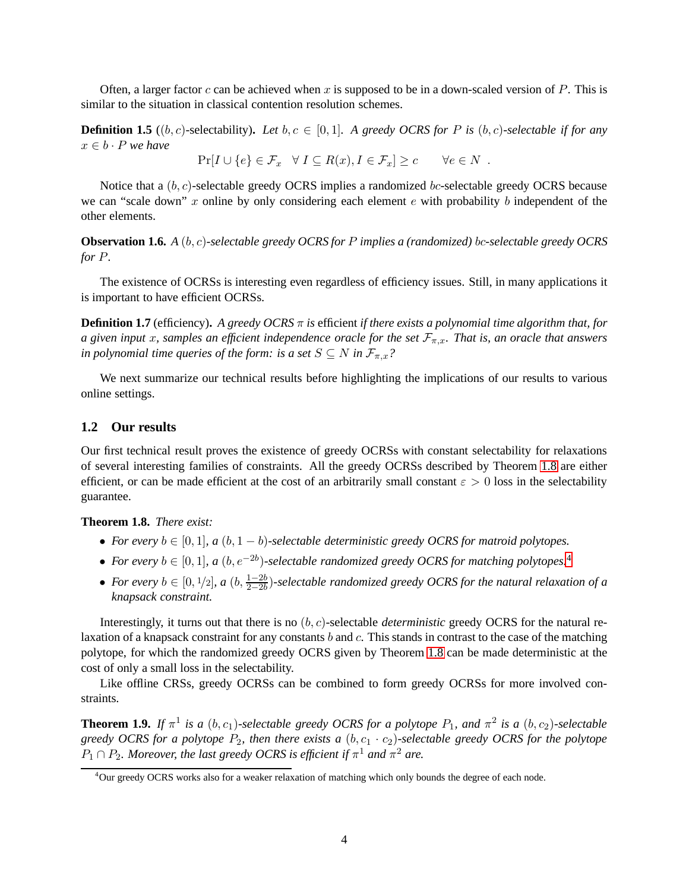Often, a larger factor $c$ can be achieved when $x$ is supposed to be in a down-scaled version of $P$. This is similar to the situation in classical contention resolution schemes.

**Definition 1.5** (**$(b, c)$-selectability**)**.** *Let $b, c \in [0, 1]$. A greedy OCRS for $P$ is $(b, c)$-selectable if for any $x \in b \cdot P$ we have*

$$\Pr[I \cup \{e\} \in \mathcal{F}_x \quad \forall\, I \subseteq R(x), I \in \mathcal{F}_x] \geq c \qquad \forall e \in N \enspace .$$

Notice that a $(b, c)$-selectable greedy OCRS implies a randomized $bc$-selectable greedy OCRS because we can "scale down" $x$ online by only considering each element $e$ with probability $b$ independent of the other elements.

**Observation 1.6.** *A $(b, c)$-selectable greedy OCRS for $P$ implies a (randomized) $bc$-selectable greedy OCRS for $P$.*

The existence of OCRSs is interesting even regardless of efficiency issues. Still, in many applications it is important to have efficient OCRSs.

**Definition 1.7** (efficiency)**.** *A greedy OCRS $\pi$ is* efficient *if there exists a polynomial time algorithm that, for a given input $x$, samples an efficient independence oracle for the set $\mathcal{F}_{\pi,x}$. That is, an oracle that answers in polynomial time queries of the form: is a set $S \subseteq N$ in $\mathcal{F}_{\pi,x}$?*

We next summarize our technical results before highlighting the implications of our results to various online settings.

## 1.2 Our results

Our first technical result proves the existence of greedy OCRSs with constant selectability for relaxations of several interesting families of constraints. All the greedy OCRSs described by Theorem 1.8 are either efficient, or can be made efficient at the cost of an arbitrarily small constant $\varepsilon > 0$ loss in the selectability guarantee.

**Theorem 1.8.** *There exist:*

- *For every $b \in [0, 1]$, a $(b, 1 - b)$-selectable deterministic greedy OCRS for matroid polytopes.*
- *For every $b \in [0, 1]$, a $(b, e^{-2b})$-selectable randomized greedy OCRS for matching polytopes.*[4]
- *For every $b \in [0, 1/2]$, a $(b, \frac{1-2b}{2-2b})$-selectable randomized greedy OCRS for the natural relaxation of a knapsack constraint.*

Interestingly, it turns out that there is no $(b, c)$-selectable *deterministic* greedy OCRS for the natural relaxation of a knapsack constraint for any constants $b$ and $c$. This stands in contrast to the case of the matching polytope, for which the randomized greedy OCRS given by Theorem 1.8 can be made deterministic at the cost of only a small loss in the selectability.

Like offline CRSs, greedy OCRSs can be combined to form greedy OCRSs for more involved constraints.

**Theorem 1.9.** *If $\pi^1$ is a $(b, c_1)$-selectable greedy OCRS for a polytope $P_1$, and $\pi^2$ is a $(b, c_2)$-selectable greedy OCRS for a polytope $P_2$, then there exists a $(b, c_1 \cdot c_2)$-selectable greedy OCRS for the polytope $P_1 \cap P_2$. Moreover, the last greedy OCRS is efficient if $\pi^1$ and $\pi^2$ are.*

[4]Our greedy OCRS works also for a weaker relaxation of matching which only bounds the degree of each node.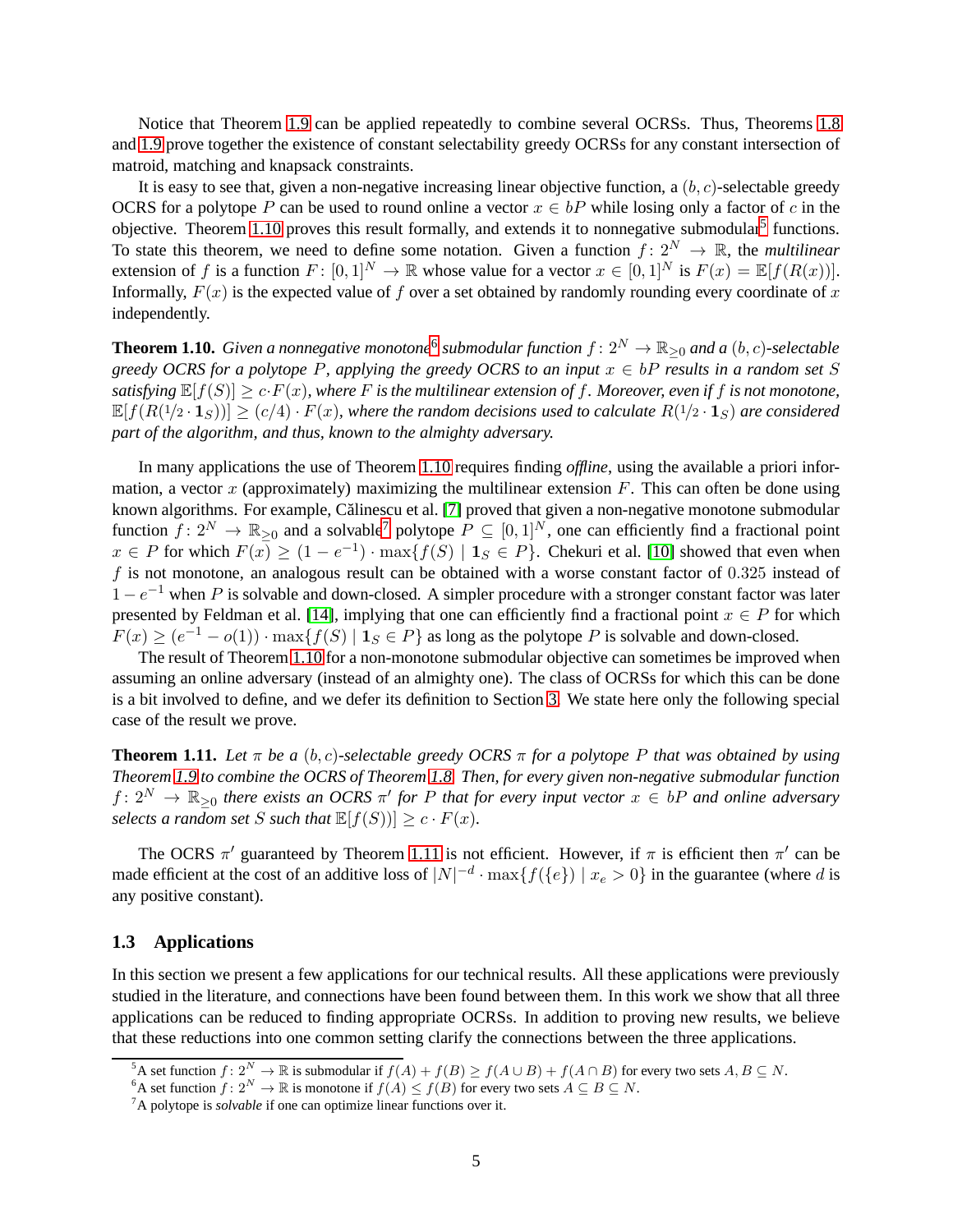Notice that Theorem 1.9 can be applied repeatedly to combine several OCRSs. Thus, Theorems 1.8 and 1.9 prove together the existence of constant selectability greedy OCRSs for any constant intersection of matroid, matching and knapsack constraints.

It is easy to see that, given a non-negative increasing linear objective function, a $(b, c)$-selectable greedy OCRS for a polytope $P$ can be used to round online a vector $x \in bP$ while losing only a factor of $c$ in the objective. Theorem 1.10 proves this result formally, and extends it to nonnegative submodular[5] functions. To state this theorem, we need to define some notation. Given a function $f : 2^N \to \mathbb{R}$, the *multilinear* extension of $f$ is a function $F : [0, 1]^N \to \mathbb{R}$ whose value for a vector $x \in [0, 1]^N$ is $F(x) = \mathbb{E}[f(R(x))]$. Informally, $F(x)$ is the expected value of $f$ over a set obtained by randomly rounding every coordinate of $x$ independently.

**Theorem 1.10.** *Given a nonnegative monotone[6] submodular function $f : 2^N \to \mathbb{R}_{\geq 0}$ and a $(b, c)$-selectable greedy OCRS for a polytope $P$, applying the greedy OCRS to an input $x \in bP$ results in a random set $S$ satisfying $\mathbb{E}[f(S)] \geq c \cdot F(x)$, where $F$ is the multilinear extension of $f$. Moreover, even if $f$ is not monotone, $\mathbb{E}[f(R(1/2 \cdot \mathbf{1}_S))] \geq (c/4) \cdot F(x)$, where the random decisions used to calculate $R(1/2 \cdot \mathbf{1}_S)$ are considered part of the algorithm, and thus, known to the almighty adversary.*

In many applications the use of Theorem 1.10 requires finding *offline*, using the available a priori information, a vector $x$ (approximately) maximizing the multilinear extension $F$. This can often be done using known algorithms. For example, Călinescu et al. [7] proved that given a non-negative monotone submodular function $f : 2^N \to \mathbb{R}_{\geq 0}$ and a solvable[7] polytope $P \subseteq [0, 1]^N$, one can efficiently find a fractional point $x \in P$ for which $F(x) \geq (1 - e^{-1}) \cdot \max\{f(S) \mid \mathbf{1}_S \in P\}$. Chekuri et al. [10] showed that even when $f$ is not monotone, an analogous result can be obtained with a worse constant factor of $0.325$ instead of $1 - e^{-1}$ when $P$ is solvable and down-closed. A simpler procedure with a stronger constant factor was later presented by Feldman et al. [14], implying that one can efficiently find a fractional point $x \in P$ for which $F(x) \geq (e^{-1} - o(1)) \cdot \max\{f(S) \mid \mathbf{1}_S \in P\}$ as long as the polytope $P$ is solvable and down-closed.

The result of Theorem 1.10 for a non-monotone submodular objective can sometimes be improved when assuming an online adversary (instead of an almighty one). The class of OCRSs for which this can be done is a bit involved to define, and we defer its definition to Section 3. We state here only the following special case of the result we prove.

**Theorem 1.11.** *Let $\pi$ be a $(b, c)$-selectable greedy OCRS $\pi$ for a polytope $P$ that was obtained by using Theorem 1.9 to combine the OCRS of Theorem 1.8. Then, for every given non-negative submodular function $f : 2^N \to \mathbb{R}_{\geq 0}$ there exists an OCRS $\pi'$ for $P$ that for every input vector $x \in bP$ and online adversary selects a random set $S$ such that $\mathbb{E}[f(S))] \geq c \cdot F(x)$.*

The OCRS $\pi'$ guaranteed by Theorem 1.11 is not efficient. However, if $\pi$ is efficient then $\pi'$ can be made efficient at the cost of an additive loss of $|N|^{-d} \cdot \max\{f(\{e\}) \mid x_e > 0\}$ in the guarantee (where $d$ is any positive constant).

### 1.3 Applications

In this section we present a few applications for our technical results. All these applications were previously studied in the literature, and connections have been found between them. In this work we show that all three applications can be reduced to finding appropriate OCRSs. In addition to proving new results, we believe that these reductions into one common setting clarify the connections between the three applications.

[5] A set function $f : 2^N \to \mathbb{R}$ is submodular if $f(A) + f(B) \geq f(A \cup B) + f(A \cap B)$ for every two sets $A, B \subseteq N$.

[6] A set function $f : 2^N \to \mathbb{R}$ is monotone if $f(A) \leq f(B)$ for every two sets $A \subseteq B \subseteq N$.

[7] A polytope is *solvable* if one can optimize linear functions over it.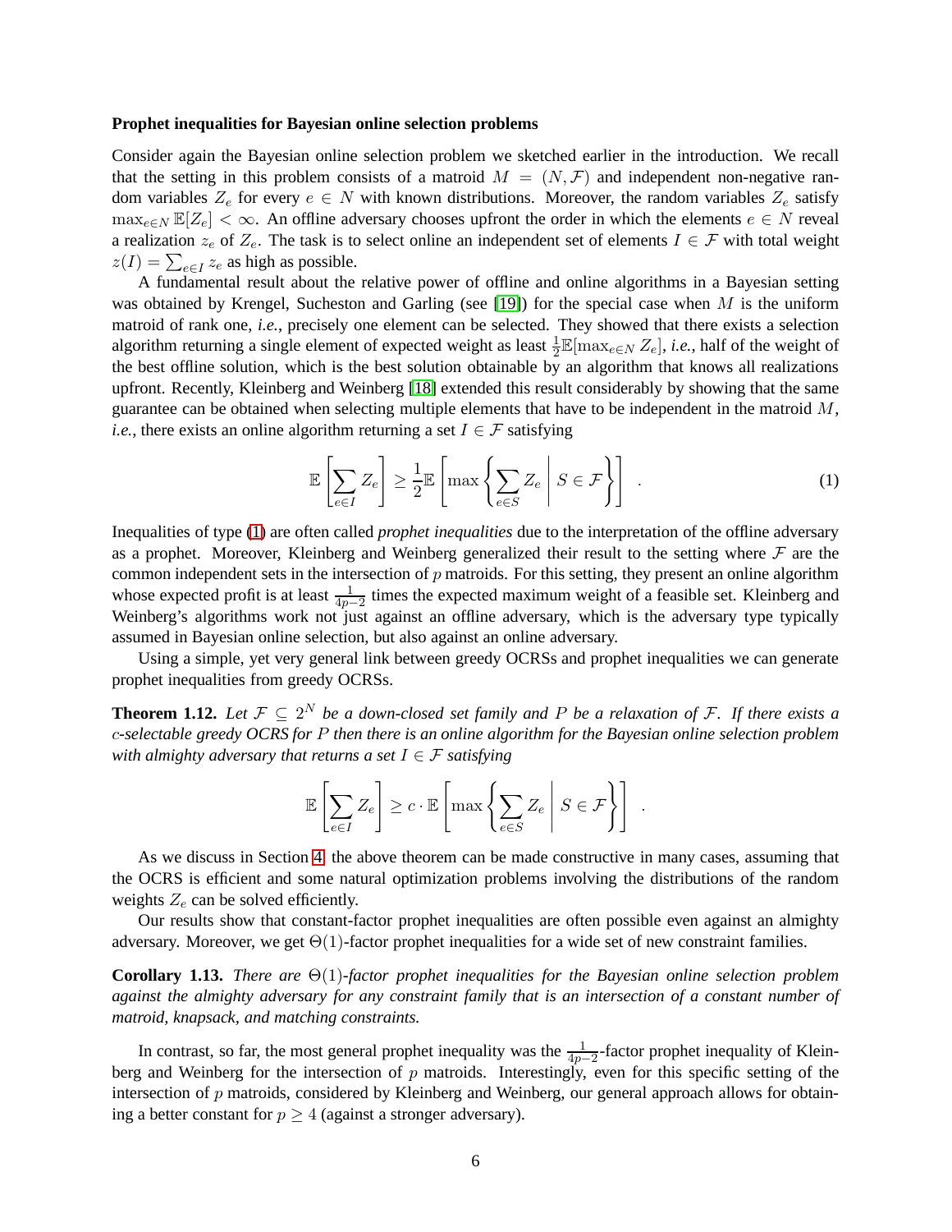**Prophet inequalities for Bayesian online selection problems**

Consider again the Bayesian online selection problem we sketched earlier in the introduction. We recall that the setting in this problem consists of a matroid $M = (N, \mathcal{F})$ and independent non-negative random variables $Z_e$ for every $e \in N$ with known distributions. Moreover, the random variables $Z_e$ satisfy $\max_{e \in N} \mathbb{E}[Z_e] < \infty$. An offline adversary chooses upfront the order in which the elements $e \in N$ reveal a realization $z_e$ of $Z_e$. The task is to select online an independent set of elements $I \in \mathcal{F}$ with total weight $z(I) = \sum_{e \in I} z_e$ as high as possible.

A fundamental result about the relative power of offline and online algorithms in a Bayesian setting was obtained by Krengel, Sucheston and Garling (see [19]) for the special case when $M$ is the uniform matroid of rank one, *i.e.*, precisely one element can be selected. They showed that there exists a selection algorithm returning a single element of expected weight as least $\frac{1}{2}\mathbb{E}[\max_{e \in N} Z_e]$, *i.e.*, half of the weight of the best offline solution, which is the best solution obtainable by an algorithm that knows all realizations upfront. Recently, Kleinberg and Weinberg [18] extended this result considerably by showing that the same guarantee can be obtained when selecting multiple elements that have to be independent in the matroid $M$, *i.e.*, there exists an online algorithm returning a set $I \in \mathcal{F}$ satisfying

$$\mathbb{E}\left[\sum_{e \in I} Z_e\right] \geq \frac{1}{2}\mathbb{E}\left[\max\left\{\sum_{e \in S} Z_e \;\middle|\; S \in \mathcal{F}\right\}\right] \quad . \tag{1}$$

Inequalities of type (1) are often called *prophet inequalities* due to the interpretation of the offline adversary as a prophet. Moreover, Kleinberg and Weinberg generalized their result to the setting where $\mathcal{F}$ are the common independent sets in the intersection of $p$ matroids. For this setting, they present an online algorithm whose expected profit is at least $\frac{1}{4p-2}$ times the expected maximum weight of a feasible set. Kleinberg and Weinberg's algorithms work not just against an offline adversary, which is the adversary type typically assumed in Bayesian online selection, but also against an online adversary.

Using a simple, yet very general link between greedy OCRSs and prophet inequalities we can generate prophet inequalities from greedy OCRSs.

**Theorem 1.12.** *Let $\mathcal{F} \subseteq 2^N$ be a down-closed set family and $P$ be a relaxation of $\mathcal{F}$. If there exists a $c$-selectable greedy OCRS for $P$ then there is an online algorithm for the Bayesian online selection problem with almighty adversary that returns a set $I \in \mathcal{F}$ satisfying*

$$\mathbb{E}\left[\sum_{e \in I} Z_e\right] \geq c \cdot \mathbb{E}\left[\max\left\{\sum_{e \in S} Z_e \;\middle|\; S \in \mathcal{F}\right\}\right] \quad .$$

As we discuss in Section 4, the above theorem can be made constructive in many cases, assuming that the OCRS is efficient and some natural optimization problems involving the distributions of the random weights $Z_e$ can be solved efficiently.

Our results show that constant-factor prophet inequalities are often possible even against an almighty adversary. Moreover, we get $\Theta(1)$-factor prophet inequalities for a wide set of new constraint families.

**Corollary 1.13.** *There are $\Theta(1)$-factor prophet inequalities for the Bayesian online selection problem against the almighty adversary for any constraint family that is an intersection of a constant number of matroid, knapsack, and matching constraints.*

In contrast, so far, the most general prophet inequality was the $\frac{1}{4p-2}$-factor prophet inequality of Kleinberg and Weinberg for the intersection of $p$ matroids. Interestingly, even for this specific setting of the intersection of $p$ matroids, considered by Kleinberg and Weinberg, our general approach allows for obtaining a better constant for $p \geq 4$ (against a stronger adversary).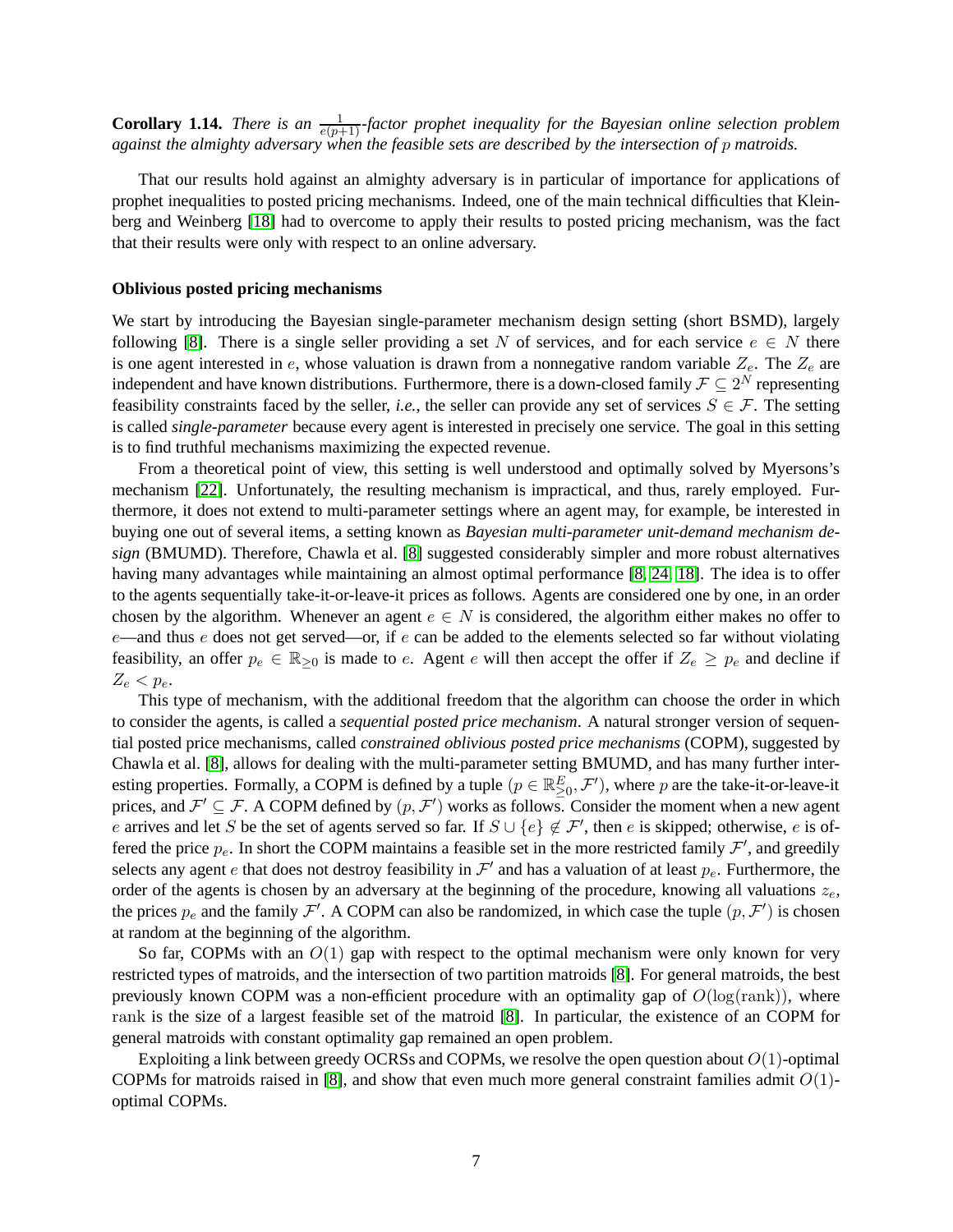**Corollary 1.14.** *There is an $\frac{1}{e(p+1)}$-factor prophet inequality for the Bayesian online selection problem against the almighty adversary when the feasible sets are described by the intersection of $p$ matroids.*

That our results hold against an almighty adversary is in particular of importance for applications of prophet inequalities to posted pricing mechanisms. Indeed, one of the main technical difficulties that Kleinberg and Weinberg [18] had to overcome to apply their results to posted pricing mechanism, was the fact that their results were only with respect to an online adversary.

**Oblivious posted pricing mechanisms**

We start by introducing the Bayesian single-parameter mechanism design setting (short BSMD), largely following [8]. There is a single seller providing a set $N$ of services, and for each service $e \in N$ there is one agent interested in $e$, whose valuation is drawn from a nonnegative random variable $Z_e$. The $Z_e$ are independent and have known distributions. Furthermore, there is a down-closed family $\mathcal{F} \subseteq 2^N$ representing feasibility constraints faced by the seller, *i.e.*, the seller can provide any set of services $S \in \mathcal{F}$. The setting is called *single-parameter* because every agent is interested in precisely one service. The goal in this setting is to find truthful mechanisms maximizing the expected revenue.

From a theoretical point of view, this setting is well understood and optimally solved by Myersons's mechanism [22]. Unfortunately, the resulting mechanism is impractical, and thus, rarely employed. Furthermore, it does not extend to multi-parameter settings where an agent may, for example, be interested in buying one out of several items, a setting known as *Bayesian multi-parameter unit-demand mechanism design* (BMUMD). Therefore, Chawla et al. [8] suggested considerably simpler and more robust alternatives having many advantages while maintaining an almost optimal performance [8, 24, 18]. The idea is to offer to the agents sequentially take-it-or-leave-it prices as follows. Agents are considered one by one, in an order chosen by the algorithm. Whenever an agent $e \in N$ is considered, the algorithm either makes no offer to $e$—and thus $e$ does not get served—or, if $e$ can be added to the elements selected so far without violating feasibility, an offer $p_e \in \mathbb{R}_{\geq 0}$ is made to $e$. Agent $e$ will then accept the offer if $Z_e \geq p_e$ and decline if $Z_e < p_e$.

This type of mechanism, with the additional freedom that the algorithm can choose the order in which to consider the agents, is called a *sequential posted price mechanism*. A natural stronger version of sequential posted price mechanisms, called *constrained oblivious posted price mechanisms* (COPM), suggested by Chawla et al. [8], allows for dealing with the multi-parameter setting BMUMD, and has many further interesting properties. Formally, a COPM is defined by a tuple $(p \in \mathbb{R}^E_{\geq 0}, \mathcal{F}')$, where $p$ are the take-it-or-leave-it prices, and $\mathcal{F}' \subseteq \mathcal{F}$. A COPM defined by $(p, \mathcal{F}')$ works as follows. Consider the moment when a new agent $e$ arrives and let $S$ be the set of agents served so far. If $S \cup \{e\} \notin \mathcal{F}'$, then $e$ is skipped; otherwise, $e$ is offered the price $p_e$. In short the COPM maintains a feasible set in the more restricted family $\mathcal{F}'$, and greedily selects any agent $e$ that does not destroy feasibility in $\mathcal{F}'$ and has a valuation of at least $p_e$. Furthermore, the order of the agents is chosen by an adversary at the beginning of the procedure, knowing all valuations $z_e$, the prices $p_e$ and the family $\mathcal{F}'$. A COPM can also be randomized, in which case the tuple $(p, \mathcal{F}')$ is chosen at random at the beginning of the algorithm.

So far, COPMs with an $O(1)$ gap with respect to the optimal mechanism were only known for very restricted types of matroids, and the intersection of two partition matroids [8]. For general matroids, the best previously known COPM was a non-efficient procedure with an optimality gap of $O(\log(\text{rank}))$, where rank is the size of a largest feasible set of the matroid [8]. In particular, the existence of an COPM for general matroids with constant optimality gap remained an open problem.

Exploiting a link between greedy OCRSs and COPMs, we resolve the open question about $O(1)$-optimal COPMs for matroids raised in [8], and show that even much more general constraint families admit $O(1)$-optimal COPMs.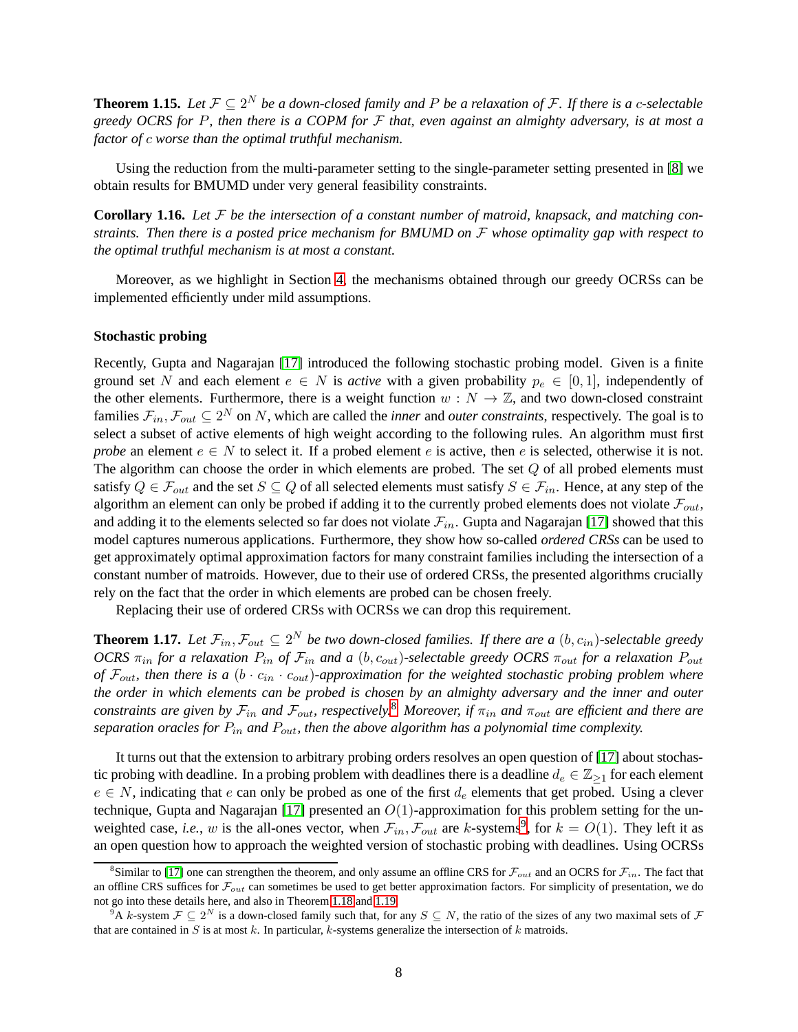**Theorem 1.15.** *Let $\mathcal{F} \subseteq 2^N$ be a down-closed family and $P$ be a relaxation of $\mathcal{F}$. If there is a $c$-selectable greedy OCRS for $P$, then there is a COPM for $\mathcal{F}$ that, even against an almighty adversary, is at most a factor of $c$ worse than the optimal truthful mechanism.*

Using the reduction from the multi-parameter setting to the single-parameter setting presented in [8] we obtain results for BMUMD under very general feasibility constraints.

**Corollary 1.16.** *Let $\mathcal{F}$ be the intersection of a constant number of matroid, knapsack, and matching constraints. Then there is a posted price mechanism for BMUMD on $\mathcal{F}$ whose optimality gap with respect to the optimal truthful mechanism is at most a constant.*

Moreover, as we highlight in Section 4, the mechanisms obtained through our greedy OCRSs can be implemented efficiently under mild assumptions.

**Stochastic probing**

Recently, Gupta and Nagarajan [17] introduced the following stochastic probing model. Given is a finite ground set $N$ and each element $e \in N$ is *active* with a given probability $p_e \in [0, 1]$, independently of the other elements. Furthermore, there is a weight function $w : N \to \mathbb{Z}$, and two down-closed constraint families $\mathcal{F}_{in}, \mathcal{F}_{out} \subseteq 2^N$ on $N$, which are called the *inner* and *outer constraints*, respectively. The goal is to select a subset of active elements of high weight according to the following rules. An algorithm must first *probe* an element $e \in N$ to select it. If a probed element $e$ is active, then $e$ is selected, otherwise it is not. The algorithm can choose the order in which elements are probed. The set $Q$ of all probed elements must satisfy $Q \in \mathcal{F}_{out}$ and the set $S \subseteq Q$ of all selected elements must satisfy $S \in \mathcal{F}_{in}$. Hence, at any step of the algorithm an element can only be probed if adding it to the currently probed elements does not violate $\mathcal{F}_{out}$, and adding it to the elements selected so far does not violate $\mathcal{F}_{in}$. Gupta and Nagarajan [17] showed that this model captures numerous applications. Furthermore, they show how so-called *ordered CRSs* can be used to get approximately optimal approximation factors for many constraint families including the intersection of a constant number of matroids. However, due to their use of ordered CRSs, the presented algorithms crucially rely on the fact that the order in which elements are probed can be chosen freely.

Replacing their use of ordered CRSs with OCRSs we can drop this requirement.

**Theorem 1.17.** *Let $\mathcal{F}_{in}, \mathcal{F}_{out} \subseteq 2^N$ be two down-closed families. If there are a $(b, c_{in})$-selectable greedy OCRS $\pi_{in}$ for a relaxation $P_{in}$ of $\mathcal{F}_{in}$ and a $(b, c_{out})$-selectable greedy OCRS $\pi_{out}$ for a relaxation $P_{out}$ of $\mathcal{F}_{out}$, then there is a $(b \cdot c_{in} \cdot c_{out})$-approximation for the weighted stochastic probing problem where the order in which elements can be probed is chosen by an almighty adversary and the inner and outer constraints are given by $\mathcal{F}_{in}$ and $\mathcal{F}_{out}$, respectively.*[8] *Moreover, if $\pi_{in}$ and $\pi_{out}$ are efficient and there are separation oracles for $P_{in}$ and $P_{out}$, then the above algorithm has a polynomial time complexity.*

It turns out that the extension to arbitrary probing orders resolves an open question of [17] about stochastic probing with deadline. In a probing problem with deadlines there is a deadline $d_e \in \mathbb{Z}_{\geq 1}$ for each element $e \in N$, indicating that $e$ can only be probed as one of the first $d_e$ elements that get probed. Using a clever technique, Gupta and Nagarajan [17] presented an $O(1)$-approximation for this problem setting for the unweighted case, *i.e.*, $w$ is the all-ones vector, when $\mathcal{F}_{in}, \mathcal{F}_{out}$ are $k$-systems[9], for $k = O(1)$. They left it as an open question how to approach the weighted version of stochastic probing with deadlines. Using OCRSs

[8] Similar to [17] one can strengthen the theorem, and only assume an offline CRS for $\mathcal{F}_{out}$ and an OCRS for $\mathcal{F}_{in}$. The fact that an offline CRS suffices for $\mathcal{F}_{out}$ can sometimes be used to get better approximation factors. For simplicity of presentation, we do not go into these details here, and also in Theorem 1.18 and 1.19.

[9] A $k$-system $\mathcal{F} \subseteq 2^N$ is a down-closed family such that, for any $S \subseteq N$, the ratio of the sizes of any two maximal sets of $\mathcal{F}$ that are contained in $S$ is at most $k$. In particular, $k$-systems generalize the intersection of $k$ matroids.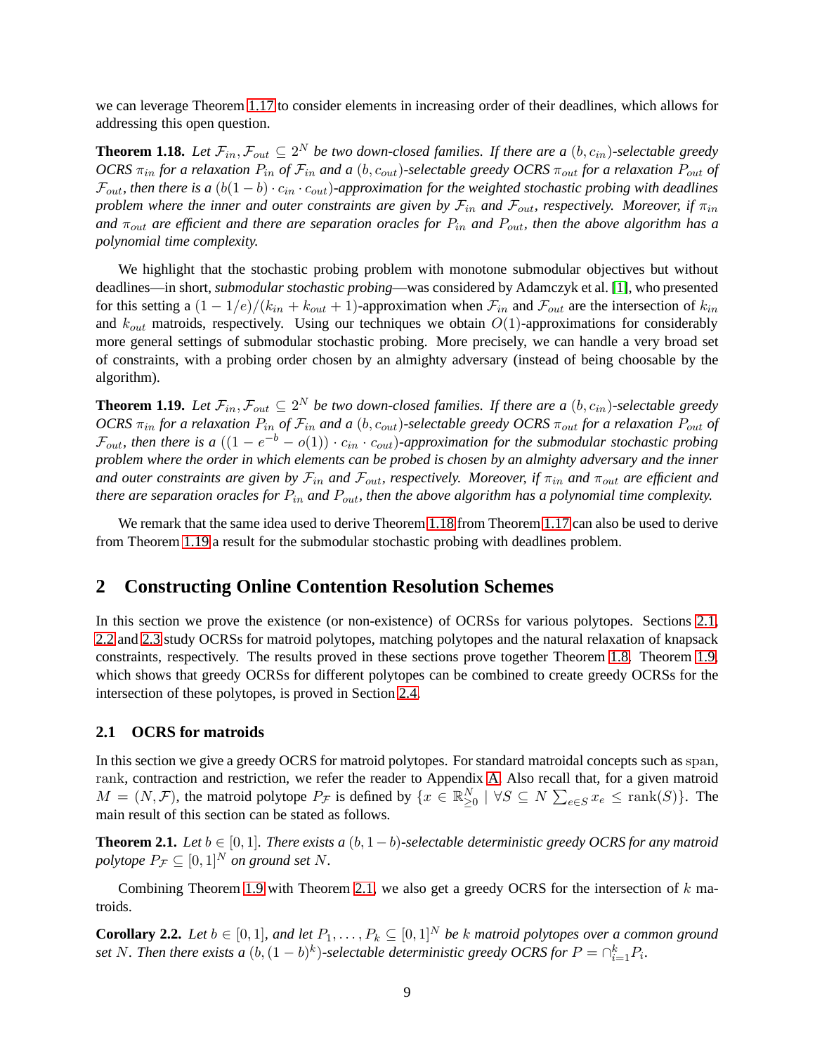we can leverage Theorem 1.17 to consider elements in increasing order of their deadlines, which allows for addressing this open question.

**Theorem 1.18.** *Let $\mathcal{F}_{in}, \mathcal{F}_{out} \subseteq 2^N$ be two down-closed families. If there are a $(b, c_{in})$-selectable greedy OCRS $\pi_{in}$ for a relaxation $P_{in}$ of $\mathcal{F}_{in}$ and a $(b, c_{out})$-selectable greedy OCRS $\pi_{out}$ for a relaxation $P_{out}$ of $\mathcal{F}_{out}$, then there is a $(b(1-b) \cdot c_{in} \cdot c_{out})$-approximation for the weighted stochastic probing with deadlines problem where the inner and outer constraints are given by $\mathcal{F}_{in}$ and $\mathcal{F}_{out}$, respectively. Moreover, if $\pi_{in}$ and $\pi_{out}$ are efficient and there are separation oracles for $P_{in}$ and $P_{out}$, then the above algorithm has a polynomial time complexity.*

We highlight that the stochastic probing problem with monotone submodular objectives but without deadlines—in short, *submodular stochastic probing*—was considered by Adamczyk et al. [1], who presented for this setting a $(1 - 1/e)/(k_{in} + k_{out} + 1)$-approximation when $\mathcal{F}_{in}$ and $\mathcal{F}_{out}$ are the intersection of $k_{in}$ and $k_{out}$ matroids, respectively. Using our techniques we obtain $O(1)$-approximations for considerably more general settings of submodular stochastic probing. More precisely, we can handle a very broad set of constraints, with a probing order chosen by an almighty adversary (instead of being choosable by the algorithm).

**Theorem 1.19.** *Let $\mathcal{F}_{in}, \mathcal{F}_{out} \subseteq 2^N$ be two down-closed families. If there are a $(b, c_{in})$-selectable greedy OCRS $\pi_{in}$ for a relaxation $P_{in}$ of $\mathcal{F}_{in}$ and a $(b, c_{out})$-selectable greedy OCRS $\pi_{out}$ for a relaxation $P_{out}$ of $\mathcal{F}_{out}$, then there is a $((1 - e^{-b} - o(1)) \cdot c_{in} \cdot c_{out})$-approximation for the submodular stochastic probing problem where the order in which elements can be probed is chosen by an almighty adversary and the inner and outer constraints are given by $\mathcal{F}_{in}$ and $\mathcal{F}_{out}$, respectively. Moreover, if $\pi_{in}$ and $\pi_{out}$ are efficient and there are separation oracles for $P_{in}$ and $P_{out}$, then the above algorithm has a polynomial time complexity.*

We remark that the same idea used to derive Theorem 1.18 from Theorem 1.17 can also be used to derive from Theorem 1.19 a result for the submodular stochastic probing with deadlines problem.

# 2 Constructing Online Contention Resolution Schemes

In this section we prove the existence (or non-existence) of OCRSs for various polytopes. Sections 2.1, 2.2 and 2.3 study OCRSs for matroid polytopes, matching polytopes and the natural relaxation of knapsack constraints, respectively. The results proved in these sections prove together Theorem 1.8. Theorem 1.9, which shows that greedy OCRSs for different polytopes can be combined to create greedy OCRSs for the intersection of these polytopes, is proved in Section 2.4.

## 2.1 OCRS for matroids

In this section we give a greedy OCRS for matroid polytopes. For standard matroidal concepts such as span, rank, contraction and restriction, we refer the reader to Appendix A. Also recall that, for a given matroid $M = (N, \mathcal{F})$, the matroid polytope $P_{\mathcal{F}}$ is defined by $\{x \in \mathbb{R}^N_{\geq 0} \mid \forall S \subseteq N \sum_{e \in S} x_e \leq \text{rank}(S)\}$. The main result of this section can be stated as follows.

**Theorem 2.1.** *Let $b \in [0, 1]$. There exists a $(b, 1-b)$-selectable deterministic greedy OCRS for any matroid polytope $P_{\mathcal{F}} \subseteq [0, 1]^N$ on ground set $N$.*

Combining Theorem 1.9 with Theorem 2.1, we also get a greedy OCRS for the intersection of $k$ matroids.

**Corollary 2.2.** *Let $b \in [0, 1]$, and let $P_1, \ldots, P_k \subseteq [0, 1]^N$ be $k$ matroid polytopes over a common ground set $N$. Then there exists a $(b, (1-b)^k)$-selectable deterministic greedy OCRS for $P = \cap_{i=1}^k P_i$.*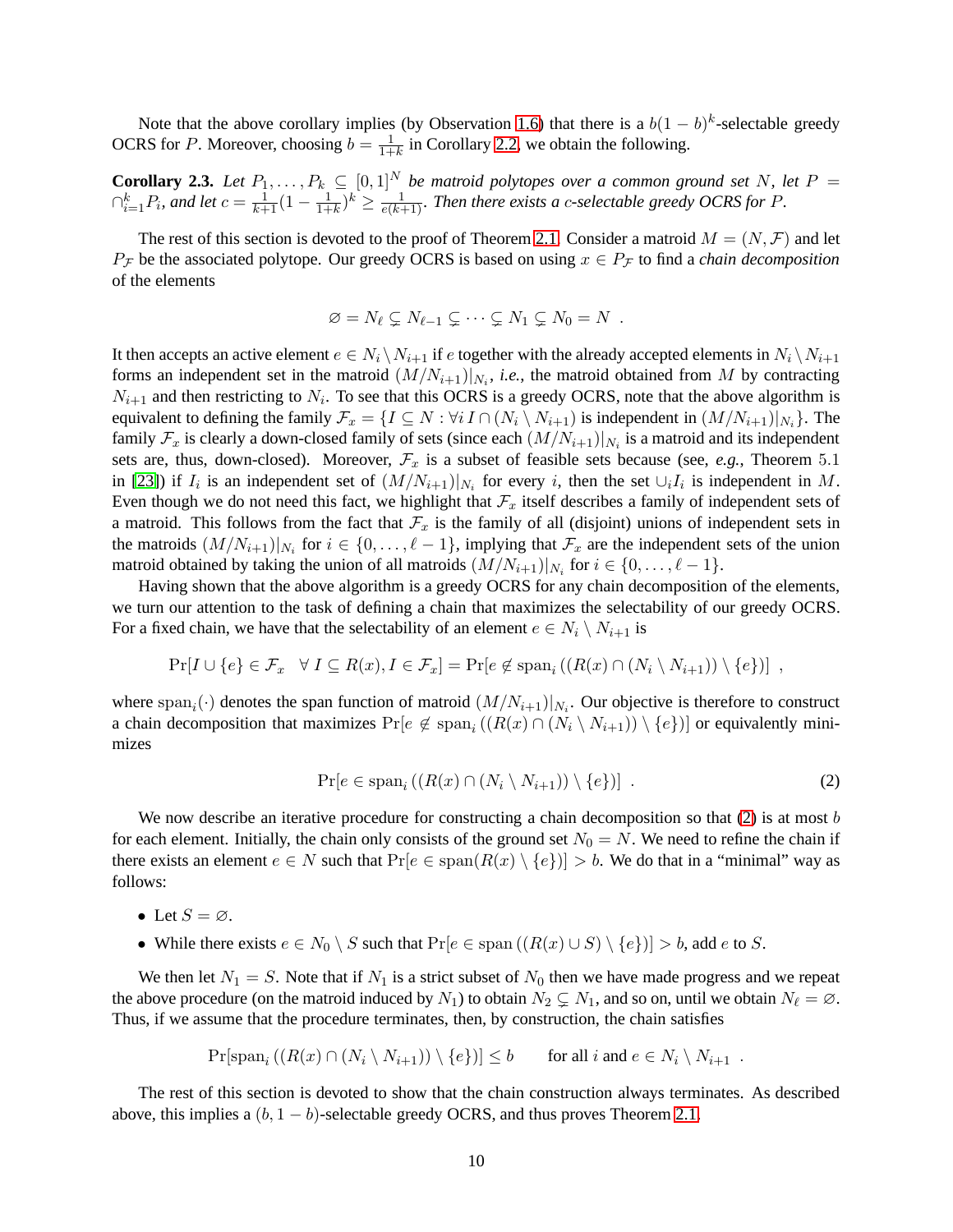Note that the above corollary implies (by Observation 1.6) that there is a $b(1-b)^k$-selectable greedy OCRS for $P$. Moreover, choosing $b = \frac{1}{1+k}$ in Corollary 2.2, we obtain the following.

**Corollary 2.3.** *Let $P_1, \dots, P_k \subseteq [0,1]^N$ be matroid polytopes over a common ground set $N$, let $P = \cap_{i=1}^k P_i$, and let $c = \frac{1}{k+1}(1 - \frac{1}{1+k})^k \geq \frac{1}{e(k+1)}$. Then there exists a $c$-selectable greedy OCRS for $P$.*

The rest of this section is devoted to the proof of Theorem 2.1. Consider a matroid $M = (N, \mathcal{F})$ and let $P_{\mathcal{F}}$ be the associated polytope. Our greedy OCRS is based on using $x \in P_{\mathcal{F}}$ to find a *chain decomposition* of the elements

$$\varnothing = N_\ell \subsetneq N_{\ell-1} \subsetneq \cdots \subsetneq N_1 \subsetneq N_0 = N \enspace .$$

It then accepts an active element $e \in N_i \setminus N_{i+1}$ if $e$ together with the already accepted elements in $N_i \setminus N_{i+1}$ forms an independent set in the matroid $(M/N_{i+1})|_{N_i}$, *i.e.*, the matroid obtained from $M$ by contracting $N_{i+1}$ and then restricting to $N_i$. To see that this OCRS is a greedy OCRS, note that the above algorithm is equivalent to defining the family $\mathcal{F}_x = \{I \subseteq N : \forall i\, I \cap (N_i \setminus N_{i+1}) \text{ is independent in } (M/N_{i+1})|_{N_i}\}$. The family $\mathcal{F}_x$ is clearly a down-closed family of sets (since each $(M/N_{i+1})|_{N_i}$ is a matroid and its independent sets are, thus, down-closed). Moreover, $\mathcal{F}_x$ is a subset of feasible sets because (see, *e.g.*, Theorem 5.1 in [23]) if $I_i$ is an independent set of $(M/N_{i+1})|_{N_i}$ for every $i$, then the set $\cup_i I_i$ is independent in $M$. Even though we do not need this fact, we highlight that $\mathcal{F}_x$ itself describes a family of independent sets of a matroid. This follows from the fact that $\mathcal{F}_x$ is the family of all (disjoint) unions of independent sets in the matroids $(M/N_{i+1})|_{N_i}$ for $i \in \{0, \dots, \ell - 1\}$, implying that $\mathcal{F}_x$ are the independent sets of the union matroid obtained by taking the union of all matroids $(M/N_{i+1})|_{N_i}$ for $i \in \{0, \dots, \ell-1\}$.

Having shown that the above algorithm is a greedy OCRS for any chain decomposition of the elements, we turn our attention to the task of defining a chain that maximizes the selectability of our greedy OCRS. For a fixed chain, we have that the selectability of an element $e \in N_i \setminus N_{i+1}$ is

$$\Pr[I \cup \{e\} \in \mathcal{F}_x \quad \forall\, I \subseteq R(x), I \in \mathcal{F}_x] = \Pr[e \notin \operatorname{span}_i((R(x) \cap (N_i \setminus N_{i+1})) \setminus \{e\})] \enspace ,$$

where $\operatorname{span}_i(\cdot)$ denotes the span function of matroid $(M/N_{i+1})|_{N_i}$. Our objective is therefore to construct a chain decomposition that maximizes $\Pr[e \notin \operatorname{span}_i((R(x) \cap (N_i \setminus N_{i+1})) \setminus \{e\})]$ or equivalently minimizes

$$\Pr[e \in \operatorname{span}_i((R(x) \cap (N_i \setminus N_{i+1})) \setminus \{e\})] \enspace . \tag{2}$$

We now describe an iterative procedure for constructing a chain decomposition so that (2) is at most $b$ for each element. Initially, the chain only consists of the ground set $N_0 = N$. We need to refine the chain if there exists an element $e \in N$ such that $\Pr[e \in \operatorname{span}(R(x) \setminus \{e\})] > b$. We do that in a "minimal" way as follows:

- Let $S = \varnothing$.
- While there exists $e \in N_0 \setminus S$ such that $\Pr[e \in \operatorname{span}((R(x) \cup S) \setminus \{e\})] > b$, add $e$ to $S$.

We then let $N_1 = S$. Note that if $N_1$ is a strict subset of $N_0$ then we have made progress and we repeat the above procedure (on the matroid induced by $N_1$) to obtain $N_2 \subsetneq N_1$, and so on, until we obtain $N_\ell = \varnothing$. Thus, if we assume that the procedure terminates, then, by construction, the chain satisfies

$$\Pr[\operatorname{span}_i((R(x) \cap (N_i \setminus N_{i+1})) \setminus \{e\})] \leq b \qquad \text{for all } i \text{ and } e \in N_i \setminus N_{i+1} \enspace .$$

The rest of this section is devoted to show that the chain construction always terminates. As described above, this implies a $(b, 1-b)$-selectable greedy OCRS, and thus proves Theorem 2.1.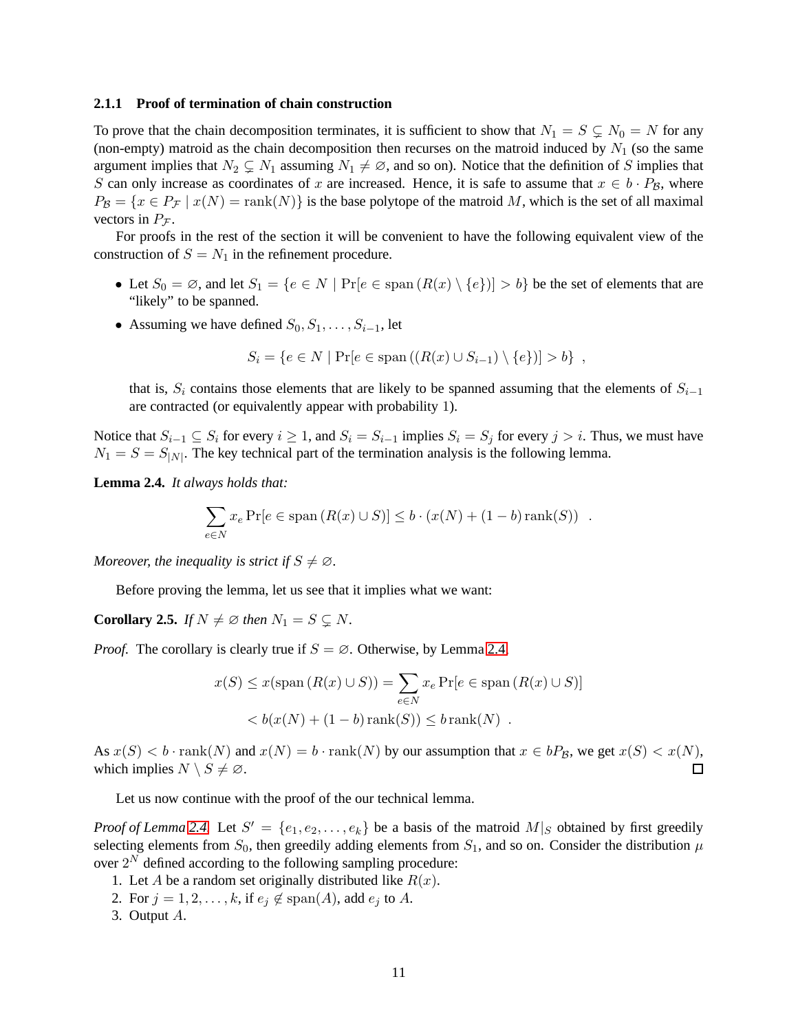### 2.1.1 Proof of termination of chain construction

To prove that the chain decomposition terminates, it is sufficient to show that $N_1 = S \subsetneq N_0 = N$ for any (non-empty) matroid as the chain decomposition then recurses on the matroid induced by $N_1$ (so the same argument implies that $N_2 \subsetneq N_1$ assuming $N_1 \neq \varnothing$, and so on). Notice that the definition of $S$ implies that $S$ can only increase as coordinates of $x$ are increased. Hence, it is safe to assume that $x \in b \cdot P_{\mathcal{B}}$, where $P_{\mathcal{B}} = \{x \in P_{\mathcal{F}} \mid x(N) = \text{rank}(N)\}$ is the base polytope of the matroid $M$, which is the set of all maximal vectors in $P_{\mathcal{F}}$.

For proofs in the rest of the section it will be convenient to have the following equivalent view of the construction of $S = N_1$ in the refinement procedure.

- Let $S_0 = \varnothing$, and let $S_1 = \{e \in N \mid \Pr[e \in \text{span}\,(R(x) \setminus \{e\})] > b\}$ be the set of elements that are "likely" to be spanned.
- Assuming we have defined $S_0, S_1, \dots, S_{i-1}$, let

  $$S_i = \{e \in N \mid \Pr[e \in \text{span}\,((R(x) \cup S_{i-1}) \setminus \{e\})] > b\} \enspace ,$$

  that is, $S_i$ contains those elements that are likely to be spanned assuming that the elements of $S_{i-1}$ are contracted (or equivalently appear with probability 1).

Notice that $S_{i-1} \subseteq S_i$ for every $i \geq 1$, and $S_i = S_{i-1}$ implies $S_i = S_j$ for every $j > i$. Thus, we must have $N_1 = S = S_{|N|}$. The key technical part of the termination analysis is the following lemma.

**Lemma 2.4.** *It always holds that:*

$$\sum_{e \in N} x_e \Pr[e \in \text{span}\,(R(x) \cup S)] \leq b \cdot (x(N) + (1-b)\,\text{rank}(S)) \enspace .$$

*Moreover, the inequality is strict if $S \neq \varnothing$.*

Before proving the lemma, let us see that it implies what we want:

**Corollary 2.5.** *If $N \neq \varnothing$ then $N_1 = S \subsetneq N$.*

*Proof.* The corollary is clearly true if $S = \varnothing$. Otherwise, by Lemma 2.4

$$\begin{aligned} x(S) \leq x(\text{span}\,(R(x) \cup S)) &= \sum_{e \in N} x_e \Pr[e \in \text{span}\,(R(x) \cup S)] \\ &< b(x(N) + (1-b)\,\text{rank}(S)) \leq b\,\text{rank}(N) \enspace . \end{aligned}$$

As $x(S) < b \cdot \text{rank}(N)$ and $x(N) = b \cdot \text{rank}(N)$ by our assumption that $x \in bP_{\mathcal{B}}$, we get $x(S) < x(N)$, which implies $N \setminus S \neq \varnothing$. ∎

Let us now continue with the proof of the our technical lemma.

*Proof of Lemma 2.4.* Let $S' = \{e_1, e_2, \dots, e_k\}$ be a basis of the matroid $M|_S$ obtained by first greedily selecting elements from $S_0$, then greedily adding elements from $S_1$, and so on. Consider the distribution $\mu$ over $2^N$ defined according to the following sampling procedure:

1. Let $A$ be a random set originally distributed like $R(x)$.
2. For $j = 1, 2, \dots, k$, if $e_j \notin \text{span}(A)$, add $e_j$ to $A$.
3. Output $A$.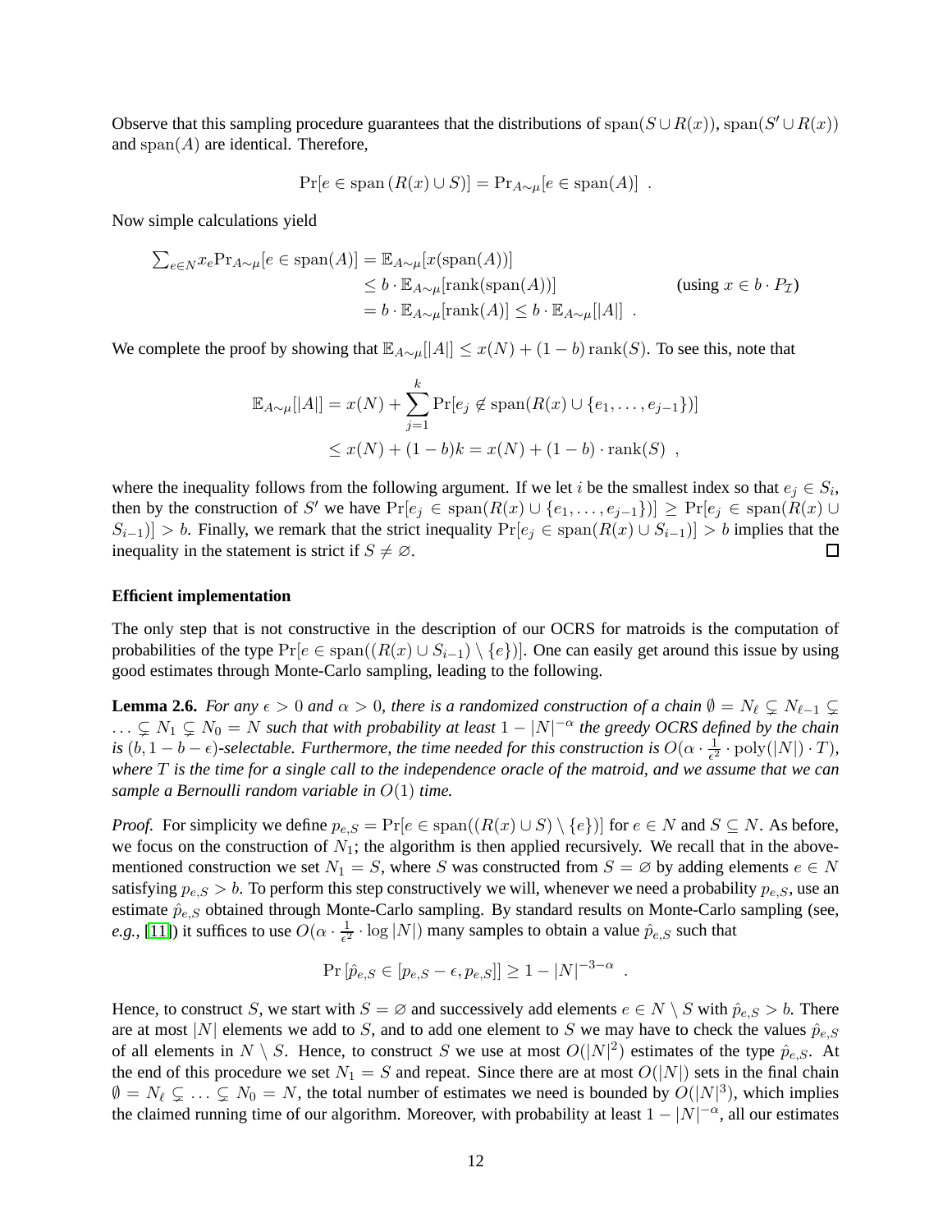Observe that this sampling procedure guarantees that the distributions of $\mathrm{span}(S \cup R(x))$, $\mathrm{span}(S' \cup R(x))$ and $\mathrm{span}(A)$ are identical. Therefore,

$$\Pr[e \in \mathrm{span}\,(R(x) \cup S)] = \Pr_{A\sim\mu}[e \in \mathrm{span}(A)] \enspace .$$

Now simple calculations yield

$$\begin{aligned}
\textstyle\sum_{e\in N} x_e \Pr_{A\sim\mu}[e \in \mathrm{span}(A)] &= \mathbb{E}_{A\sim\mu}[x(\mathrm{span}(A))] \\
&\leq b \cdot \mathbb{E}_{A\sim\mu}[\mathrm{rank}(\mathrm{span}(A))] \qquad\qquad \text{(using } x \in b \cdot P_{\mathcal{I}}\text{)} \\
&= b \cdot \mathbb{E}_{A\sim\mu}[\mathrm{rank}(A)] \leq b \cdot \mathbb{E}_{A\sim\mu}[|A|] \enspace .
\end{aligned}$$

We complete the proof by showing that $\mathbb{E}_{A\sim\mu}[|A|] \leq x(N) + (1-b)\,\mathrm{rank}(S)$. To see this, note that

$$\begin{aligned}
\mathbb{E}_{A\sim\mu}[|A|] &= x(N) + \sum_{j=1}^{k} \Pr[e_j \notin \mathrm{span}(R(x) \cup \{e_1, \ldots, e_{j-1}\})] \\
&\leq x(N) + (1-b)k = x(N) + (1-b)\cdot \mathrm{rank}(S) \enspace ,
\end{aligned}$$

where the inequality follows from the following argument. If we let $i$ be the smallest index so that $e_j \in S_i$, then by the construction of $S'$ we have $\Pr[e_j \in \mathrm{span}(R(x) \cup \{e_1, \ldots, e_{j-1}\})] \geq \Pr[e_j \in \mathrm{span}(R(x) \cup S_{i-1})] > b$. Finally, we remark that the strict inequality $\Pr[e_j \in \mathrm{span}(R(x) \cup S_{i-1})] > b$ implies that the inequality in the statement is strict if $S \neq \varnothing$. ◻

**Efficient implementation**

The only step that is not constructive in the description of our OCRS for matroids is the computation of probabilities of the type $\Pr[e \in \mathrm{span}((R(x) \cup S_{i-1}) \setminus \{e\})]$. One can easily get around this issue by using good estimates through Monte-Carlo sampling, leading to the following.

**Lemma 2.6.** *For any $\epsilon > 0$ and $\alpha > 0$, there is a randomized construction of a chain $\emptyset = N_\ell \subsetneq N_{\ell-1} \subsetneq \ldots \subsetneq N_1 \subsetneq N_0 = N$ such that with probability at least $1 - |N|^{-\alpha}$ the greedy OCRS defined by the chain is $(b, 1-b-\epsilon)$-selectable. Furthermore, the time needed for this construction is $O(\alpha \cdot \frac{1}{\epsilon^2} \cdot \mathrm{poly}(|N|) \cdot T)$, where $T$ is the time for a single call to the independence oracle of the matroid, and we assume that we can sample a Bernoulli random variable in $O(1)$ time.*

*Proof.* For simplicity we define $p_{e,S} = \Pr[e \in \mathrm{span}((R(x) \cup S) \setminus \{e\})]$ for $e \in N$ and $S \subseteq N$. As before, we focus on the construction of $N_1$; the algorithm is then applied recursively. We recall that in the above-mentioned construction we set $N_1 = S$, where $S$ was constructed from $S = \varnothing$ by adding elements $e \in N$ satisfying $p_{e,S} > b$. To perform this step constructively we will, whenever we need a probability $p_{e,S}$, use an estimate $\hat{p}_{e,S}$ obtained through Monte-Carlo sampling. By standard results on Monte-Carlo sampling (see, *e.g.*, [11]) it suffices to use $O(\alpha \cdot \frac{1}{\epsilon^2} \cdot \log |N|)$ many samples to obtain a value $\hat{p}_{e,S}$ such that

$$\Pr\left[\hat{p}_{e,S} \in [p_{e,S} - \epsilon, p_{e,S}]\right] \geq 1 - |N|^{-3-\alpha} \enspace .$$

Hence, to construct $S$, we start with $S = \varnothing$ and successively add elements $e \in N \setminus S$ with $\hat{p}_{e,S} > b$. There are at most $|N|$ elements we add to $S$, and to add one element to $S$ we may have to check the values $\hat{p}_{e,S}$ of all elements in $N \setminus S$. Hence, to construct $S$ we use at most $O(|N|^2)$ estimates of the type $\hat{p}_{e,S}$. At the end of this procedure we set $N_1 = S$ and repeat. Since there are at most $O(|N|)$ sets in the final chain $\emptyset = N_\ell \subsetneq \ldots \subsetneq N_0 = N$, the total number of estimates we need is bounded by $O(|N|^3)$, which implies the claimed running time of our algorithm. Moreover, with probability at least $1 - |N|^{-\alpha}$, all our estimates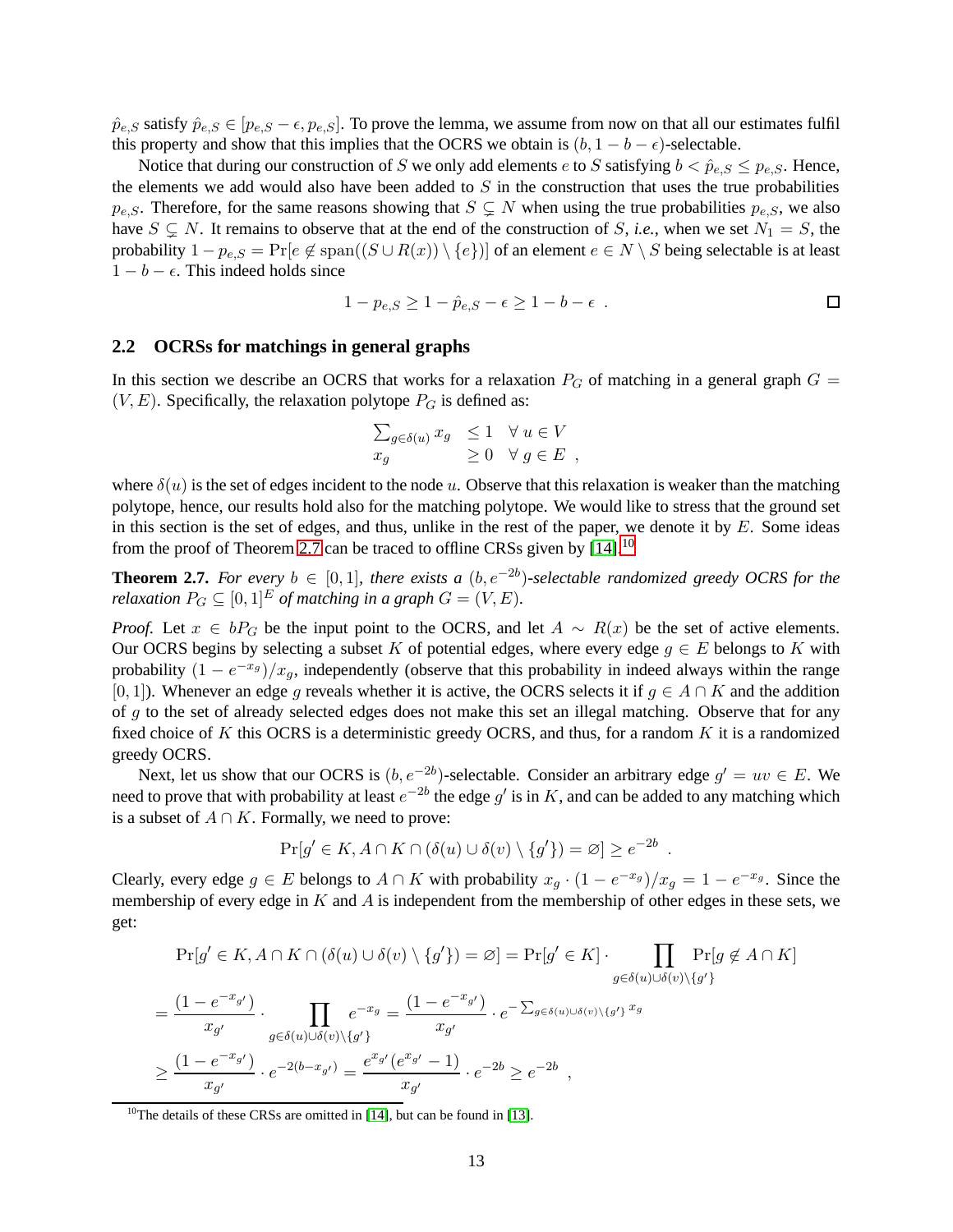$\hat{p}_{e,S}$ satisfy $\hat{p}_{e,S} \in [p_{e,S} - \epsilon, p_{e,S}]$. To prove the lemma, we assume from now on that all our estimates fulfil this property and show that this implies that the OCRS we obtain is $(b, 1-b-\epsilon)$-selectable.

Notice that during our construction of $S$ we only add elements $e$ to $S$ satisfying $b < \hat{p}_{e,S} \leq p_{e,S}$. Hence, the elements we add would also have been added to $S$ in the construction that uses the true probabilities $p_{e,S}$. Therefore, for the same reasons showing that $S \subsetneq N$ when using the true probabilities $p_{e,S}$, we also have $S \subsetneq N$. It remains to observe that at the end of the construction of $S$, *i.e.*, when we set $N_1 = S$, the probability $1 - p_{e,S} = \Pr[e \notin \text{span}((S \cup R(x)) \setminus \{e\})]$ of an element $e \in N \setminus S$ being selectable is at least $1 - b - \epsilon$. This indeed holds since

$$1 - p_{e,S} \geq 1 - \hat{p}_{e,S} - \epsilon \geq 1 - b - \epsilon \ . \qquad \square$$

## 2.2 OCRSs for matchings in general graphs

In this section we describe an OCRS that works for a relaxation $P_G$ of matching in a general graph $G = (V, E)$. Specifically, the relaxation polytope $P_G$ is defined as:

$$\begin{array}{lll} \sum_{g \in \delta(u)} x_g & \leq 1 & \forall\, u \in V \\ x_g & \geq 0 & \forall\, g \in E \ , \end{array}$$

where $\delta(u)$ is the set of edges incident to the node $u$. Observe that this relaxation is weaker than the matching polytope, hence, our results hold also for the matching polytope. We would like to stress that the ground set in this section is the set of edges, and thus, unlike in the rest of the paper, we denote it by $E$. Some ideas from the proof of Theorem 2.7 can be traced to offline CRSs given by [14].[10]

**Theorem 2.7.** *For every $b \in [0,1]$, there exists a $(b, e^{-2b})$-selectable randomized greedy OCRS for the relaxation $P_G \subseteq [0,1]^E$ of matching in a graph $G = (V, E)$.*

*Proof.* Let $x \in bP_G$ be the input point to the OCRS, and let $A \sim R(x)$ be the set of active elements. Our OCRS begins by selecting a subset $K$ of potential edges, where every edge $g \in E$ belongs to $K$ with probability $(1 - e^{-x_g})/x_g$, independently (observe that this probability in indeed always within the range $[0,1]$). Whenever an edge $g$ reveals whether it is active, the OCRS selects it if $g \in A \cap K$ and the addition of $g$ to the set of already selected edges does not make this set an illegal matching. Observe that for any fixed choice of $K$ this OCRS is a deterministic greedy OCRS, and thus, for a random $K$ it is a randomized greedy OCRS.

Next, let us show that our OCRS is $(b, e^{-2b})$-selectable. Consider an arbitrary edge $g' = uv \in E$. We need to prove that with probability at least $e^{-2b}$ the edge $g'$ is in $K$, and can be added to any matching which is a subset of $A \cap K$. Formally, we need to prove:

$$\Pr[g' \in K, A \cap K \cap (\delta(u) \cup \delta(v) \setminus \{g'\}) = \varnothing] \geq e^{-2b} \ .$$

Clearly, every edge $g \in E$ belongs to $A \cap K$ with probability $x_g \cdot (1 - e^{-x_g})/x_g = 1 - e^{-x_g}$. Since the membership of every edge in $K$ and $A$ is independent from the membership of other edges in these sets, we get:

$$\Pr[g' \in K, A \cap K \cap (\delta(u) \cup \delta(v) \setminus \{g'\}) = \varnothing] = \Pr[g' \in K] \cdot \prod_{g \in \delta(u) \cup \delta(v) \setminus \{g'\}} \Pr[g \notin A \cap K]$$

$$= \frac{(1 - e^{-x_{g'}})}{x_{g'}} \cdot \prod_{g \in \delta(u) \cup \delta(v) \setminus \{g'\}} e^{-x_g} = \frac{(1 - e^{-x_{g'}})}{x_{g'}} \cdot e^{-\sum_{g \in \delta(u) \cup \delta(v) \setminus \{g'\}} x_g}$$

$$\geq \frac{(1 - e^{-x_{g'}})}{x_{g'}} \cdot e^{-2(b - x_{g'})} = \frac{e^{x_{g'}}(e^{x_{g'}} - 1)}{x_{g'}} \cdot e^{-2b} \geq e^{-2b} \ ,$$

[10] The details of these CRSs are omitted in [14], but can be found in [13].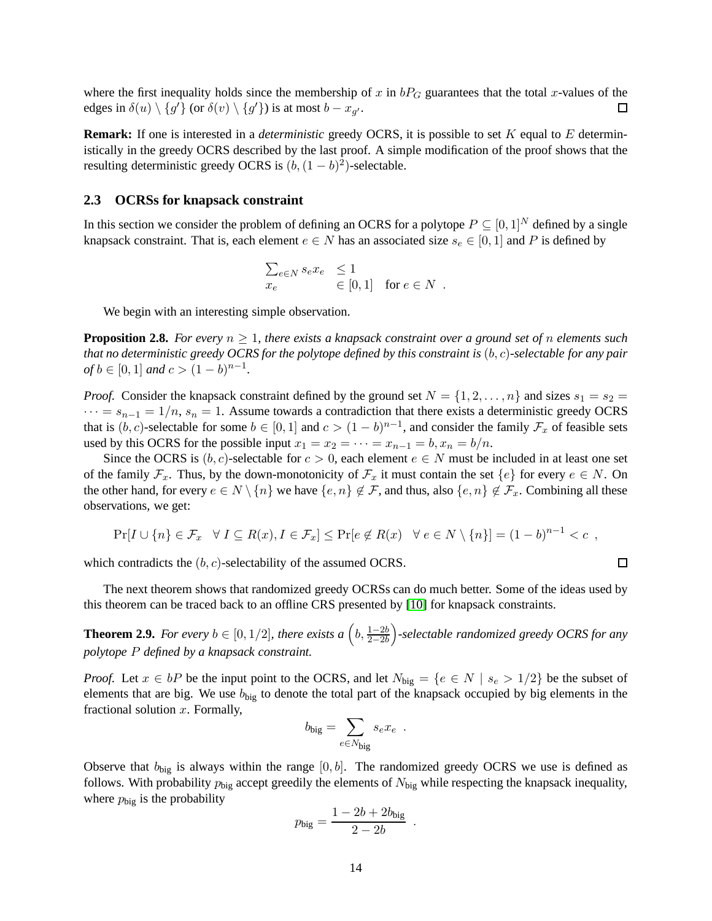where the first inequality holds since the membership of $x$ in $bP_G$ guarantees that the total $x$-values of the edges in $\delta(u) \setminus \{g'\}$ (or $\delta(v) \setminus \{g'\}$) is at most $b - x_{g'}$. $\square$

**Remark:** If one is interested in a *deterministic* greedy OCRS, it is possible to set $K$ equal to $E$ deterministically in the greedy OCRS described by the last proof. A simple modification of the proof shows that the resulting deterministic greedy OCRS is $(b, (1-b)^2)$-selectable.

### 2.3 OCRSs for knapsack constraint

In this section we consider the problem of defining an OCRS for a polytope $P \subseteq [0,1]^N$ defined by a single knapsack constraint. That is, each element $e \in N$ has an associated size $s_e \in [0,1]$ and $P$ is defined by

$$
\begin{array}{ll}
\sum_{e \in N} s_e x_e & \leq 1 \\
x_e & \in [0,1] \quad \text{for } e \in N \enspace .
\end{array}
$$

We begin with an interesting simple observation.

**Proposition 2.8.** *For every $n \geq 1$, there exists a knapsack constraint over a ground set of $n$ elements such that no deterministic greedy OCRS for the polytope defined by this constraint is $(b,c)$-selectable for any pair of $b \in [0,1]$ and $c > (1-b)^{n-1}$.*

*Proof.* Consider the knapsack constraint defined by the ground set $N = \{1, 2, \ldots, n\}$ and sizes $s_1 = s_2 = \cdots = s_{n-1} = 1/n$, $s_n = 1$. Assume towards a contradiction that there exists a deterministic greedy OCRS that is $(b,c)$-selectable for some $b \in [0,1]$ and $c > (1-b)^{n-1}$, and consider the family $\mathcal{F}_x$ of feasible sets used by this OCRS for the possible input $x_1 = x_2 = \cdots = x_{n-1} = b, x_n = b/n$.

Since the OCRS is $(b,c)$-selectable for $c > 0$, each element $e \in N$ must be included in at least one set of the family $\mathcal{F}_x$. Thus, by the down-monotonicity of $\mathcal{F}_x$ it must contain the set $\{e\}$ for every $e \in N$. On the other hand, for every $e \in N \setminus \{n\}$ we have $\{e, n\} \notin \mathcal{F}$, and thus, also $\{e, n\} \notin \mathcal{F}_x$. Combining all these observations, we get:

$$
\Pr[I \cup \{n\} \in \mathcal{F}_x \quad \forall\, I \subseteq R(x), I \in \mathcal{F}_x] \leq \Pr[e \notin R(x) \quad \forall\, e \in N \setminus \{n\}] = (1-b)^{n-1} < c \enspace ,
$$

which contradicts the $(b,c)$-selectability of the assumed OCRS. $\square$

The next theorem shows that randomized greedy OCRSs can do much better. Some of the ideas used by this theorem can be traced back to an offline CRS presented by [10] for knapsack constraints.

**Theorem 2.9.** *For every $b \in [0, 1/2]$, there exists a $\left(b, \frac{1-2b}{2-2b}\right)$-selectable randomized greedy OCRS for any polytope $P$ defined by a knapsack constraint.*

*Proof.* Let $x \in bP$ be the input point to the OCRS, and let $N_{\text{big}} = \{e \in N \mid s_e > 1/2\}$ be the subset of elements that are big. We use $b_{\text{big}}$ to denote the total part of the knapsack occupied by big elements in the fractional solution $x$. Formally,

$$
b_{\text{big}} = \sum_{e \in N_{\text{big}}} s_e x_e \enspace .
$$

Observe that $b_{\text{big}}$ is always within the range $[0, b]$. The randomized greedy OCRS we use is defined as follows. With probability $p_{\text{big}}$ accept greedily the elements of $N_{\text{big}}$ while respecting the knapsack inequality, where $p_{\text{big}}$ is the probability

$$
p_{\text{big}} = \frac{1 - 2b + 2b_{\text{big}}}{2 - 2b} \enspace .
$$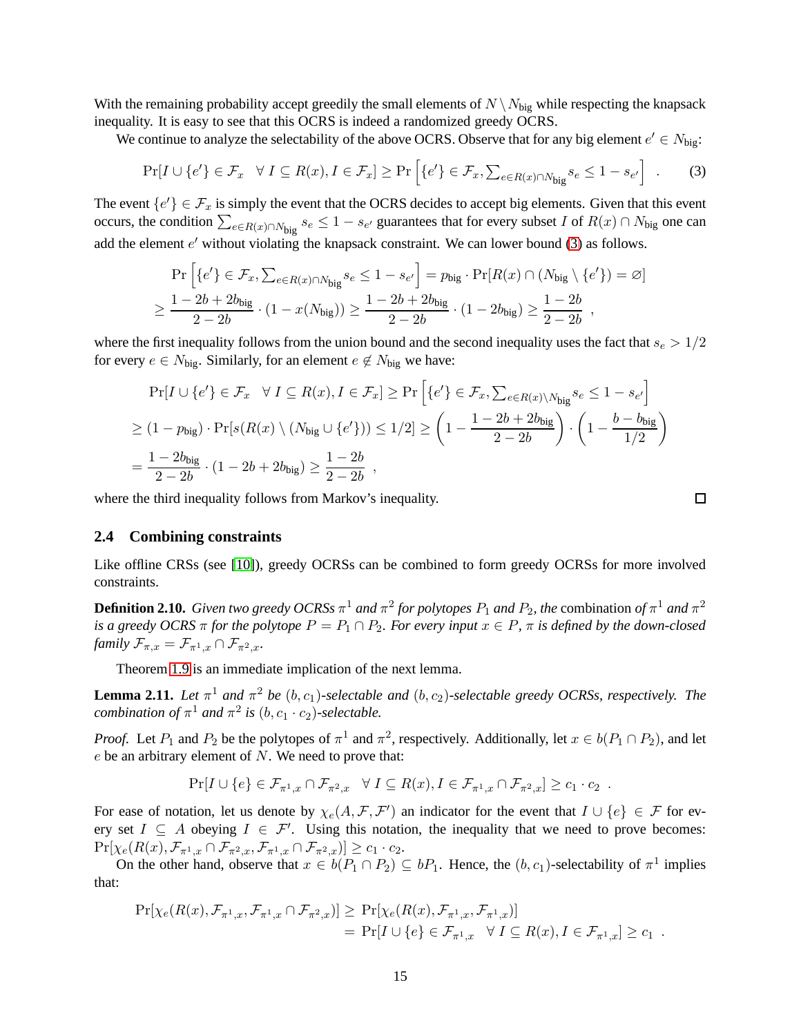With the remaining probability accept greedily the small elements of $N \setminus N_{\text{big}}$ while respecting the knapsack inequality. It is easy to see that this OCRS is indeed a randomized greedy OCRS.

We continue to analyze the selectability of the above OCRS. Observe that for any big element $e' \in N_{\text{big}}$:

$$\Pr[I \cup \{e'\} \in \mathcal{F}_x \quad \forall\, I \subseteq R(x), I \in \mathcal{F}_x] \geq \Pr\left[\{e'\} \in \mathcal{F}_x, \textstyle\sum_{e \in R(x) \cap N_{\text{big}}} s_e \leq 1 - s_{e'}\right] \quad . \tag{3}$$

The event $\{e'\} \in \mathcal{F}_x$ is simply the event that the OCRS decides to accept big elements. Given that this event occurs, the condition $\sum_{e \in R(x) \cap N_{\text{big}}} s_e \leq 1 - s_{e'}$ guarantees that for every subset $I$ of $R(x) \cap N_{\text{big}}$ one can add the element $e'$ without violating the knapsack constraint. We can lower bound (3) as follows.

$$\Pr\left[\{e'\} \in \mathcal{F}_x, \textstyle\sum_{e \in R(x) \cap N_{\text{big}}} s_e \leq 1 - s_{e'}\right] = p_{\text{big}} \cdot \Pr[R(x) \cap (N_{\text{big}} \setminus \{e'\}) = \varnothing]$$
$$\geq \frac{1 - 2b + 2b_{\text{big}}}{2 - 2b} \cdot (1 - x(N_{\text{big}})) \geq \frac{1 - 2b + 2b_{\text{big}}}{2 - 2b} \cdot (1 - 2b_{\text{big}}) \geq \frac{1 - 2b}{2 - 2b} \ ,$$

where the first inequality follows from the union bound and the second inequality uses the fact that $s_e > 1/2$ for every $e \in N_{\text{big}}$. Similarly, for an element $e \notin N_{\text{big}}$ we have:

$$\Pr[I \cup \{e'\} \in \mathcal{F}_x \quad \forall\, I \subseteq R(x), I \in \mathcal{F}_x] \geq \Pr\left[\{e'\} \in \mathcal{F}_x, \textstyle\sum_{e \in R(x) \setminus N_{\text{big}}} s_e \leq 1 - s_{e'}\right]$$
$$\geq (1 - p_{\text{big}}) \cdot \Pr[s(R(x) \setminus (N_{\text{big}} \cup \{e'\})) \leq 1/2] \geq \left(1 - \frac{1 - 2b + 2b_{\text{big}}}{2 - 2b}\right) \cdot \left(1 - \frac{b - b_{\text{big}}}{1/2}\right)$$
$$= \frac{1 - 2b_{\text{big}}}{2 - 2b} \cdot (1 - 2b + 2b_{\text{big}}) \geq \frac{1 - 2b}{2 - 2b} \ ,$$

where the third inequality follows from Markov's inequality. □

### 2.4 Combining constraints

Like offline CRSs (see [10]), greedy OCRSs can be combined to form greedy OCRSs for more involved constraints.

**Definition 2.10.** *Given two greedy OCRSs $\pi^1$ and $\pi^2$ for polytopes $P_1$ and $P_2$, the* combination of $\pi^1$ and $\pi^2$ *is a greedy OCRS $\pi$ for the polytope $P = P_1 \cap P_2$. For every input $x \in P$, $\pi$ is defined by the down-closed family $\mathcal{F}_{\pi,x} = \mathcal{F}_{\pi^1,x} \cap \mathcal{F}_{\pi^2,x}$.*

Theorem 1.9 is an immediate implication of the next lemma.

**Lemma 2.11.** *Let $\pi^1$ and $\pi^2$ be $(b, c_1)$-selectable and $(b, c_2)$-selectable greedy OCRSs, respectively. The combination of $\pi^1$ and $\pi^2$ is $(b, c_1 \cdot c_2)$-selectable.*

*Proof.* Let $P_1$ and $P_2$ be the polytopes of $\pi^1$ and $\pi^2$, respectively. Additionally, let $x \in b(P_1 \cap P_2)$, and let $e$ be an arbitrary element of $N$. We need to prove that:

$$\Pr[I \cup \{e\} \in \mathcal{F}_{\pi^1,x} \cap \mathcal{F}_{\pi^2,x} \quad \forall\, I \subseteq R(x), I \in \mathcal{F}_{\pi^1,x} \cap \mathcal{F}_{\pi^2,x}] \geq c_1 \cdot c_2 \ .$$

For ease of notation, let us denote by $\chi_e(A, \mathcal{F}, \mathcal{F}')$ an indicator for the event that $I \cup \{e\} \in \mathcal{F}$ for every set $I \subseteq A$ obeying $I \in \mathcal{F}'$. Using this notation, the inequality that we need to prove becomes: $\Pr[\chi_e(R(x), \mathcal{F}_{\pi^1,x} \cap \mathcal{F}_{\pi^2,x}, \mathcal{F}_{\pi^1,x} \cap \mathcal{F}_{\pi^2,x})] \geq c_1 \cdot c_2$.

On the other hand, observe that $x \in b(P_1 \cap P_2) \subseteq bP_1$. Hence, the $(b, c_1)$-selectability of $\pi^1$ implies that:

$$\begin{aligned}
\Pr[\chi_e(R(x), \mathcal{F}_{\pi^1,x}, \mathcal{F}_{\pi^1,x} \cap \mathcal{F}_{\pi^2,x})] &\geq \Pr[\chi_e(R(x), \mathcal{F}_{\pi^1,x}, \mathcal{F}_{\pi^1,x})] \\
&= \Pr[I \cup \{e\} \in \mathcal{F}_{\pi^1,x} \quad \forall\, I \subseteq R(x), I \in \mathcal{F}_{\pi^1,x}] \geq c_1 \ .
\end{aligned}$$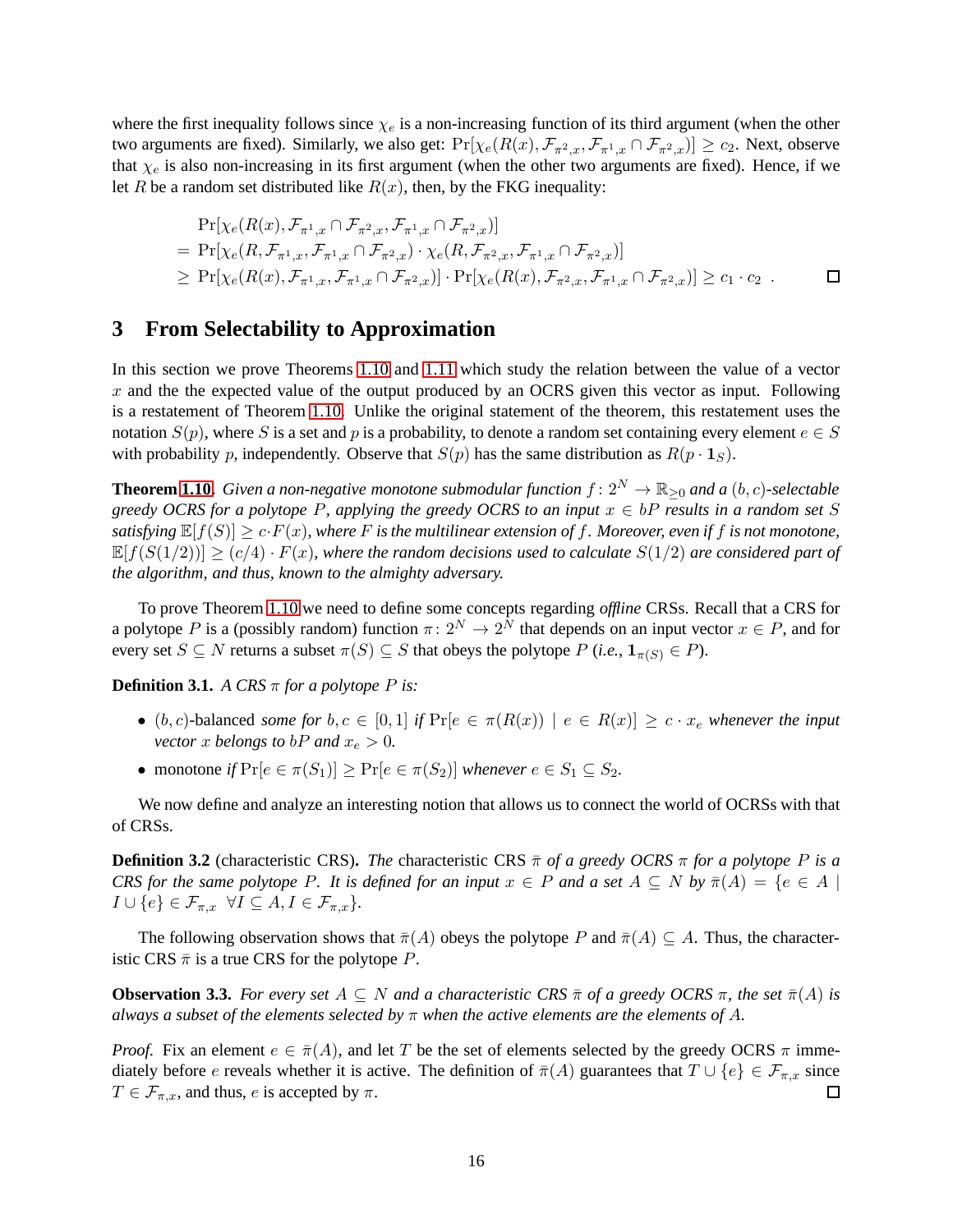where the first inequality follows since $\chi_e$ is a non-increasing function of its third argument (when the other two arguments are fixed). Similarly, we also get: $\Pr[\chi_e(R(x), \mathcal{F}_{\pi^2,x}, \mathcal{F}_{\pi^1,x} \cap \mathcal{F}_{\pi^2,x})] \geq c_2$. Next, observe that $\chi_e$ is also non-increasing in its first argument (when the other two arguments are fixed). Hence, if we let $R$ be a random set distributed like $R(x)$, then, by the FKG inequality:

$$
\begin{aligned}
&\Pr[\chi_e(R(x), \mathcal{F}_{\pi^1,x} \cap \mathcal{F}_{\pi^2,x}, \mathcal{F}_{\pi^1,x} \cap \mathcal{F}_{\pi^2,x})] \\
=\ &\Pr[\chi_e(R, \mathcal{F}_{\pi^1,x}, \mathcal{F}_{\pi^1,x} \cap \mathcal{F}_{\pi^2,x}) \cdot \chi_e(R, \mathcal{F}_{\pi^2,x}, \mathcal{F}_{\pi^1,x} \cap \mathcal{F}_{\pi^2,x})] \\
\geq\ &\Pr[\chi_e(R(x), \mathcal{F}_{\pi^1,x}, \mathcal{F}_{\pi^1,x} \cap \mathcal{F}_{\pi^2,x})] \cdot \Pr[\chi_e(R(x), \mathcal{F}_{\pi^2,x}, \mathcal{F}_{\pi^1,x} \cap \mathcal{F}_{\pi^2,x})] \geq c_1 \cdot c_2 \ . \qquad \square
\end{aligned}
$$

# 3 From Selectability to Approximation

In this section we prove Theorems 1.10 and 1.11 which study the relation between the value of a vector $x$ and the the expected value of the output produced by an OCRS given this vector as input. Following is a restatement of Theorem 1.10. Unlike the original statement of the theorem, this restatement uses the notation $S(p)$, where $S$ is a set and $p$ is a probability, to denote a random set containing every element $e \in S$ with probability $p$, independently. Observe that $S(p)$ has the same distribution as $R(p \cdot \mathbf{1}_S)$.

**Theorem 1.10.** *Given a non-negative monotone submodular function $f\colon 2^N \to \mathbb{R}_{\geq 0}$ and a $(b, c)$-selectable greedy OCRS for a polytope $P$, applying the greedy OCRS to an input $x \in bP$ results in a random set $S$ satisfying $\mathbb{E}[f(S)] \geq c \cdot F(x)$, where $F$ is the multilinear extension of $f$. Moreover, even if $f$ is not monotone, $\mathbb{E}[f(S(1/2))] \geq (c/4) \cdot F(x)$, where the random decisions used to calculate $S(1/2)$ are considered part of the algorithm, and thus, known to the almighty adversary.*

To prove Theorem 1.10 we need to define some concepts regarding *offline* CRSs. Recall that a CRS for a polytope $P$ is a (possibly random) function $\pi\colon 2^N \to 2^N$ that depends on an input vector $x \in P$, and for every set $S \subseteq N$ returns a subset $\pi(S) \subseteq S$ that obeys the polytope $P$ (*i.e.*, $\mathbf{1}_{\pi(S)} \in P$).

**Definition 3.1.** *A CRS $\pi$ for a polytope $P$ is:*

- $(b, c)$-balanced *some for $b, c \in [0, 1]$ if $\Pr[e \in \pi(R(x)) \mid e \in R(x)] \geq c \cdot x_e$ whenever the input vector $x$ belongs to $bP$ and $x_e > 0$.*
- monotone *if $\Pr[e \in \pi(S_1)] \geq \Pr[e \in \pi(S_2)]$ whenever $e \in S_1 \subseteq S_2$.*

We now define and analyze an interesting notion that allows us to connect the world of OCRSs with that of CRSs.

**Definition 3.2** (characteristic CRS)**.** *The* characteristic CRS *$\bar{\pi}$ of a greedy OCRS $\pi$ for a polytope $P$ is a CRS for the same polytope $P$. It is defined for an input $x \in P$ and a set $A \subseteq N$ by $\bar{\pi}(A) = \{e \in A \mid I \cup \{e\} \in \mathcal{F}_{\pi,x} \ \ \forall I \subseteq A, I \in \mathcal{F}_{\pi,x}\}$.*

The following observation shows that $\bar{\pi}(A)$ obeys the polytope $P$ and $\bar{\pi}(A) \subseteq A$. Thus, the characteristic CRS $\bar{\pi}$ is a true CRS for the polytope $P$.

**Observation 3.3.** *For every set $A \subseteq N$ and a characteristic CRS $\bar{\pi}$ of a greedy OCRS $\pi$, the set $\bar{\pi}(A)$ is always a subset of the elements selected by $\pi$ when the active elements are the elements of $A$.*

*Proof.* Fix an element $e \in \bar{\pi}(A)$, and let $T$ be the set of elements selected by the greedy OCRS $\pi$ immediately before $e$ reveals whether it is active. The definition of $\bar{\pi}(A)$ guarantees that $T \cup \{e\} \in \mathcal{F}_{\pi,x}$ since $T \in \mathcal{F}_{\pi,x}$, and thus, $e$ is accepted by $\pi$. $\square$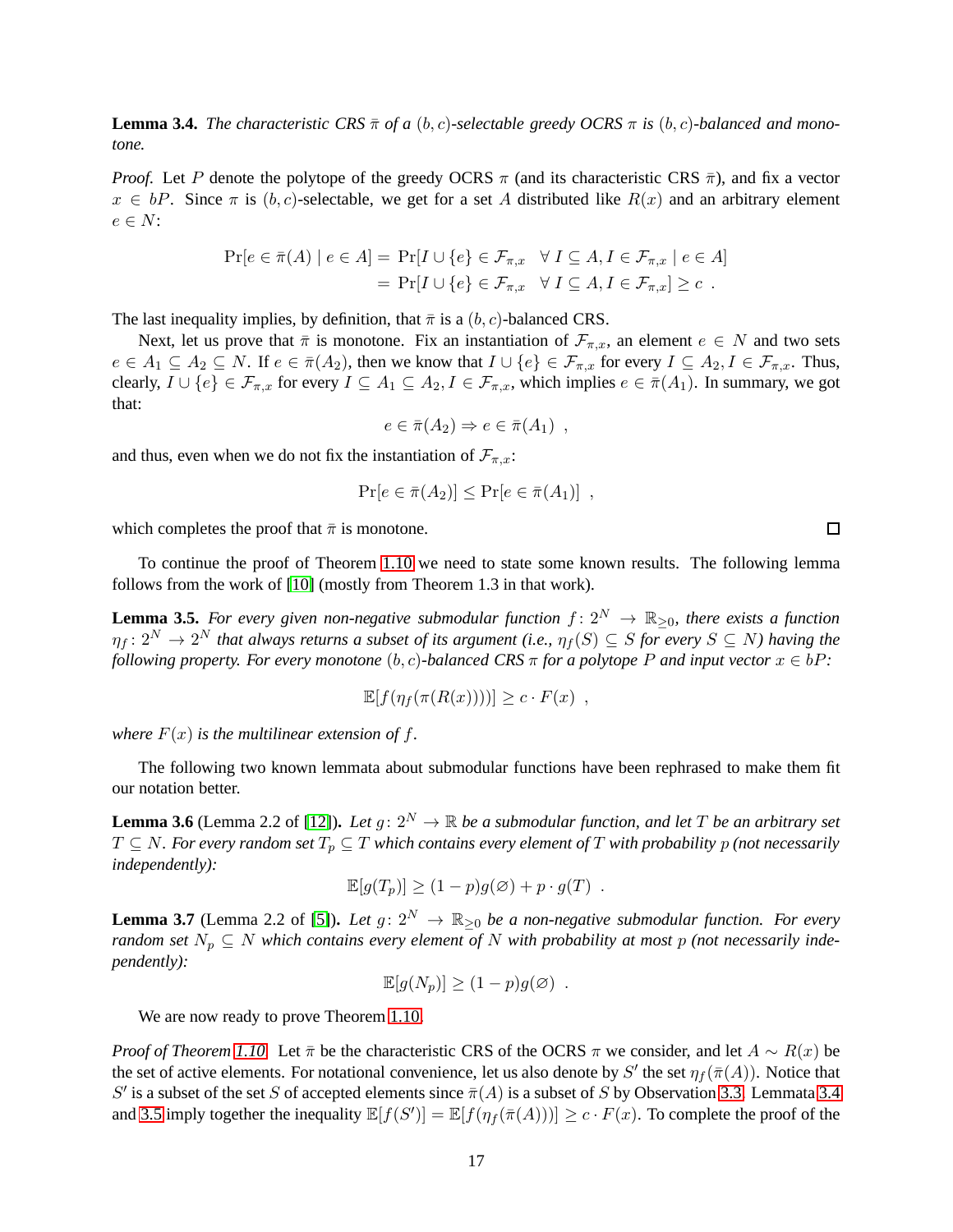**Lemma 3.4.** *The characteristic CRS $\bar{\pi}$ of a $(b, c)$-selectable greedy OCRS $\pi$ is $(b, c)$-balanced and monotone.*

*Proof.* Let $P$ denote the polytope of the greedy OCRS $\pi$ (and its characteristic CRS $\bar{\pi}$), and fix a vector $x \in bP$. Since $\pi$ is $(b, c)$-selectable, we get for a set $A$ distributed like $R(x)$ and an arbitrary element $e \in N$:

$$\begin{aligned}
\Pr[e \in \bar{\pi}(A) \mid e \in A] &= \Pr[I \cup \{e\} \in \mathcal{F}_{\pi,x} \quad \forall\, I \subseteq A, I \in \mathcal{F}_{\pi,x} \mid e \in A] \\
&= \Pr[I \cup \{e\} \in \mathcal{F}_{\pi,x} \quad \forall\, I \subseteq A, I \in \mathcal{F}_{\pi,x}] \geq c \enspace .
\end{aligned}$$

The last inequality implies, by definition, that $\bar{\pi}$ is a $(b, c)$-balanced CRS.

Next, let us prove that $\bar{\pi}$ is monotone. Fix an instantiation of $\mathcal{F}_{\pi,x}$, an element $e \in N$ and two sets $e \in A_1 \subseteq A_2 \subseteq N$. If $e \in \bar{\pi}(A_2)$, then we know that $I \cup \{e\} \in \mathcal{F}_{\pi,x}$ for every $I \subseteq A_2, I \in \mathcal{F}_{\pi,x}$. Thus, clearly, $I \cup \{e\} \in \mathcal{F}_{\pi,x}$ for every $I \subseteq A_1 \subseteq A_2, I \in \mathcal{F}_{\pi,x}$, which implies $e \in \bar{\pi}(A_1)$. In summary, we got that:

$$e \in \bar{\pi}(A_2) \Rightarrow e \in \bar{\pi}(A_1) \enspace ,$$

and thus, even when we do not fix the instantiation of $\mathcal{F}_{\pi,x}$:

$$\Pr[e \in \bar{\pi}(A_2)] \leq \Pr[e \in \bar{\pi}(A_1)] \enspace ,$$

which completes the proof that $\bar{\pi}$ is monotone. $\square$

To continue the proof of Theorem 1.10 we need to state some known results. The following lemma follows from the work of [10] (mostly from Theorem 1.3 in that work).

**Lemma 3.5.** *For every given non-negative submodular function $f \colon 2^N \to \mathbb{R}_{\geq 0}$, there exists a function $\eta_f \colon 2^N \to 2^N$ that always returns a subset of its argument (i.e., $\eta_f(S) \subseteq S$ for every $S \subseteq N$) having the following property. For every monotone $(b, c)$-balanced CRS $\pi$ for a polytope $P$ and input vector $x \in bP$:*

$$\mathbb{E}[f(\eta_f(\pi(R(x))))] \geq c \cdot F(x) \enspace ,$$

*where $F(x)$ is the multilinear extension of $f$.*

The following two known lemmata about submodular functions have been rephrased to make them fit our notation better.

**Lemma 3.6** (Lemma 2.2 of [12])**.** *Let $g \colon 2^N \to \mathbb{R}$ be a submodular function, and let $T$ be an arbitrary set $T \subseteq N$. For every random set $T_p \subseteq T$ which contains every element of $T$ with probability $p$ (not necessarily independently):*

$$\mathbb{E}[g(T_p)] \geq (1 - p)g(\varnothing) + p \cdot g(T) \enspace .$$

**Lemma 3.7** (Lemma 2.2 of [5])**.** *Let $g \colon 2^N \to \mathbb{R}_{\geq 0}$ be a non-negative submodular function. For every random set $N_p \subseteq N$ which contains every element of $N$ with probability at most $p$ (not necessarily independently):*

$$\mathbb{E}[g(N_p)] \geq (1 - p)g(\varnothing) \enspace .$$

We are now ready to prove Theorem 1.10.

*Proof of Theorem 1.10.* Let $\bar{\pi}$ be the characteristic CRS of the OCRS $\pi$ we consider, and let $A \sim R(x)$ be the set of active elements. For notational convenience, let us also denote by $S'$ the set $\eta_f(\bar{\pi}(A))$. Notice that $S'$ is a subset of the set $S$ of accepted elements since $\bar{\pi}(A)$ is a subset of $S$ by Observation 3.3. Lemmata 3.4 and 3.5 imply together the inequality $\mathbb{E}[f(S')] = \mathbb{E}[f(\eta_f(\bar{\pi}(A)))] \geq c \cdot F(x)$. To complete the proof of the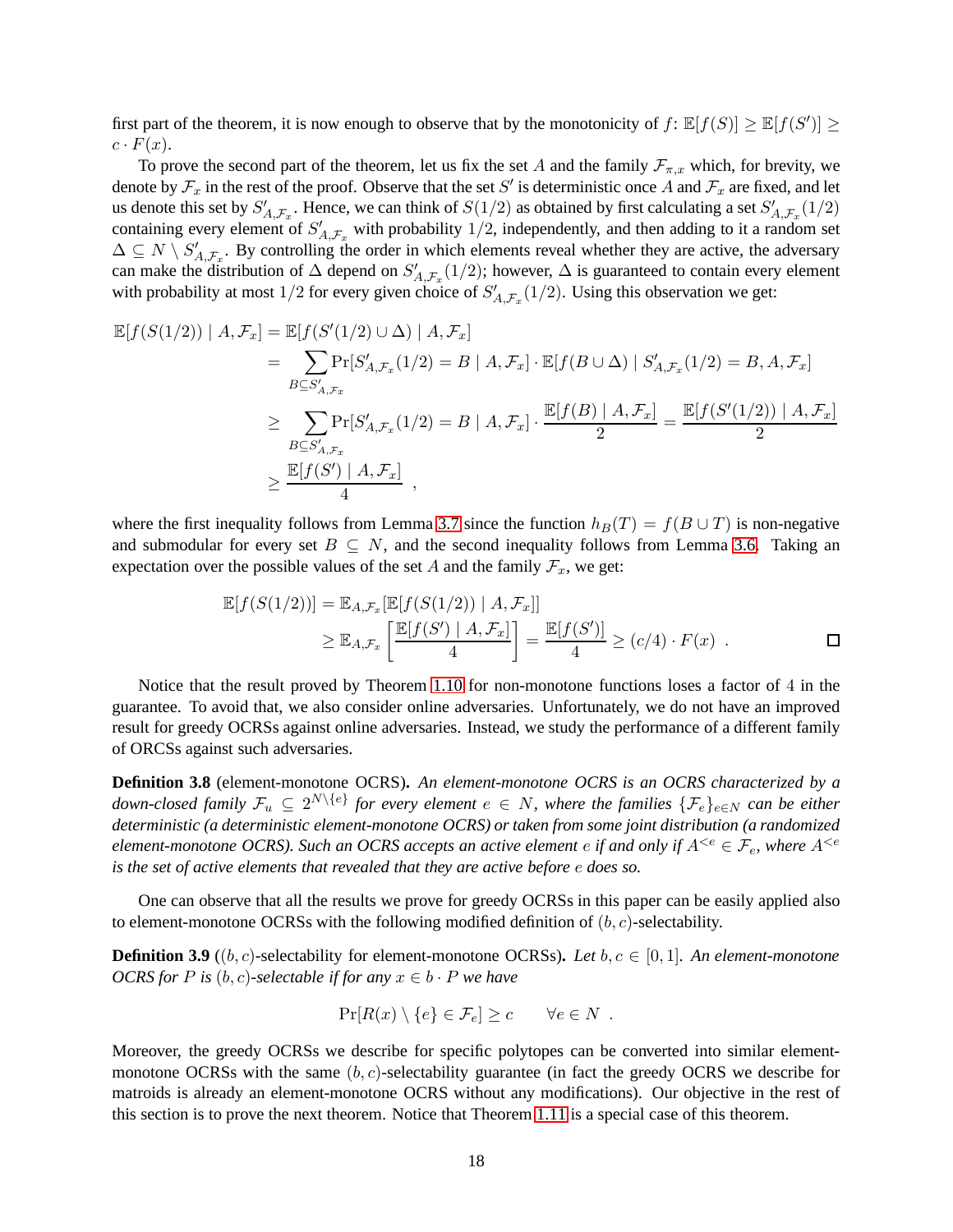first part of the theorem, it is now enough to observe that by the monotonicity of $f$: $\mathbb{E}[f(S)] \geq \mathbb{E}[f(S')] \geq c \cdot F(x)$.

To prove the second part of the theorem, let us fix the set $A$ and the family $\mathcal{F}_{\pi,x}$ which, for brevity, we denote by $\mathcal{F}_x$ in the rest of the proof. Observe that the set $S'$ is deterministic once $A$ and $\mathcal{F}_x$ are fixed, and let us denote this set by $S'_{A,\mathcal{F}_x}$. Hence, we can think of $S(1/2)$ as obtained by first calculating a set $S'_{A,\mathcal{F}_x}(1/2)$ containing every element of $S'_{A,\mathcal{F}_x}$ with probability $1/2$, independently, and then adding to it a random set $\Delta \subseteq N \setminus S'_{A,\mathcal{F}_x}$. By controlling the order in which elements reveal whether they are active, the adversary can make the distribution of $\Delta$ depend on $S'_{A,\mathcal{F}_x}(1/2)$; however, $\Delta$ is guaranteed to contain every element with probability at most $1/2$ for every given choice of $S'_{A,\mathcal{F}_x}(1/2)$. Using this observation we get:

$$
\begin{aligned}
\mathbb{E}[f(S(1/2)) \mid A, \mathcal{F}_x] &= \mathbb{E}[f(S'(1/2) \cup \Delta) \mid A, \mathcal{F}_x] \\
&= \sum_{B \subseteq S'_{A,\mathcal{F}_x}} \Pr[S'_{A,\mathcal{F}_x}(1/2) = B \mid A, \mathcal{F}_x] \cdot \mathbb{E}[f(B \cup \Delta) \mid S'_{A,\mathcal{F}_x}(1/2) = B, A, \mathcal{F}_x] \\
&\geq \sum_{B \subseteq S'_{A,\mathcal{F}_x}} \Pr[S'_{A,\mathcal{F}_x}(1/2) = B \mid A, \mathcal{F}_x] \cdot \frac{\mathbb{E}[f(B) \mid A, \mathcal{F}_x]}{2} = \frac{\mathbb{E}[f(S'(1/2)) \mid A, \mathcal{F}_x]}{2} \\
&\geq \frac{\mathbb{E}[f(S') \mid A, \mathcal{F}_x]}{4} \enspace ,
\end{aligned}
$$

where the first inequality follows from Lemma 3.7 since the function $h_B(T) = f(B \cup T)$ is non-negative and submodular for every set $B \subseteq N$, and the second inequality follows from Lemma 3.6. Taking an expectation over the possible values of the set $A$ and the family $\mathcal{F}_x$, we get:

$$
\begin{aligned}
\mathbb{E}[f(S(1/2))] &= \mathbb{E}_{A,\mathcal{F}_x}[\mathbb{E}[f(S(1/2)) \mid A, \mathcal{F}_x]] \\
&\geq \mathbb{E}_{A,\mathcal{F}_x}\left[\frac{\mathbb{E}[f(S') \mid A, \mathcal{F}_x]}{4}\right] = \frac{\mathbb{E}[f(S')]}{4} \geq (c/4) \cdot F(x) \enspace . \qquad \square
\end{aligned}
$$

Notice that the result proved by Theorem 1.10 for non-monotone functions loses a factor of 4 in the guarantee. To avoid that, we also consider online adversaries. Unfortunately, we do not have an improved result for greedy OCRSs against online adversaries. Instead, we study the performance of a different family of ORCSs against such adversaries.

**Definition 3.8** (element-monotone OCRS)**.** *An element-monotone OCRS is an OCRS characterized by a down-closed family $\mathcal{F}_u \subseteq 2^{N \setminus \{e\}}$ for every element $e \in N$, where the families $\{\mathcal{F}_e\}_{e \in N}$ can be either deterministic (a deterministic element-monotone OCRS) or taken from some joint distribution (a randomized element-monotone OCRS). Such an OCRS accepts an active element $e$ if and only if $A^{<e} \in \mathcal{F}_e$, where $A^{<e}$ is the set of active elements that revealed that they are active before $e$ does so.*

One can observe that all the results we prove for greedy OCRSs in this paper can be easily applied also to element-monotone OCRSs with the following modified definition of $(b, c)$-selectability.

**Definition 3.9** ($(b, c)$-selectability for element-monotone OCRSs)**.** *Let $b, c \in [0, 1]$. An element-monotone OCRS for $P$ is $(b, c)$-selectable if for any $x \in b \cdot P$ we have*

$$
\Pr[R(x) \setminus \{e\} \in \mathcal{F}_e] \geq c \qquad \forall e \in N \enspace .
$$

Moreover, the greedy OCRSs we describe for specific polytopes can be converted into similar element-monotone OCRSs with the same $(b, c)$-selectability guarantee (in fact the greedy OCRS we describe for matroids is already an element-monotone OCRS without any modifications). Our objective in the rest of this section is to prove the next theorem. Notice that Theorem 1.11 is a special case of this theorem.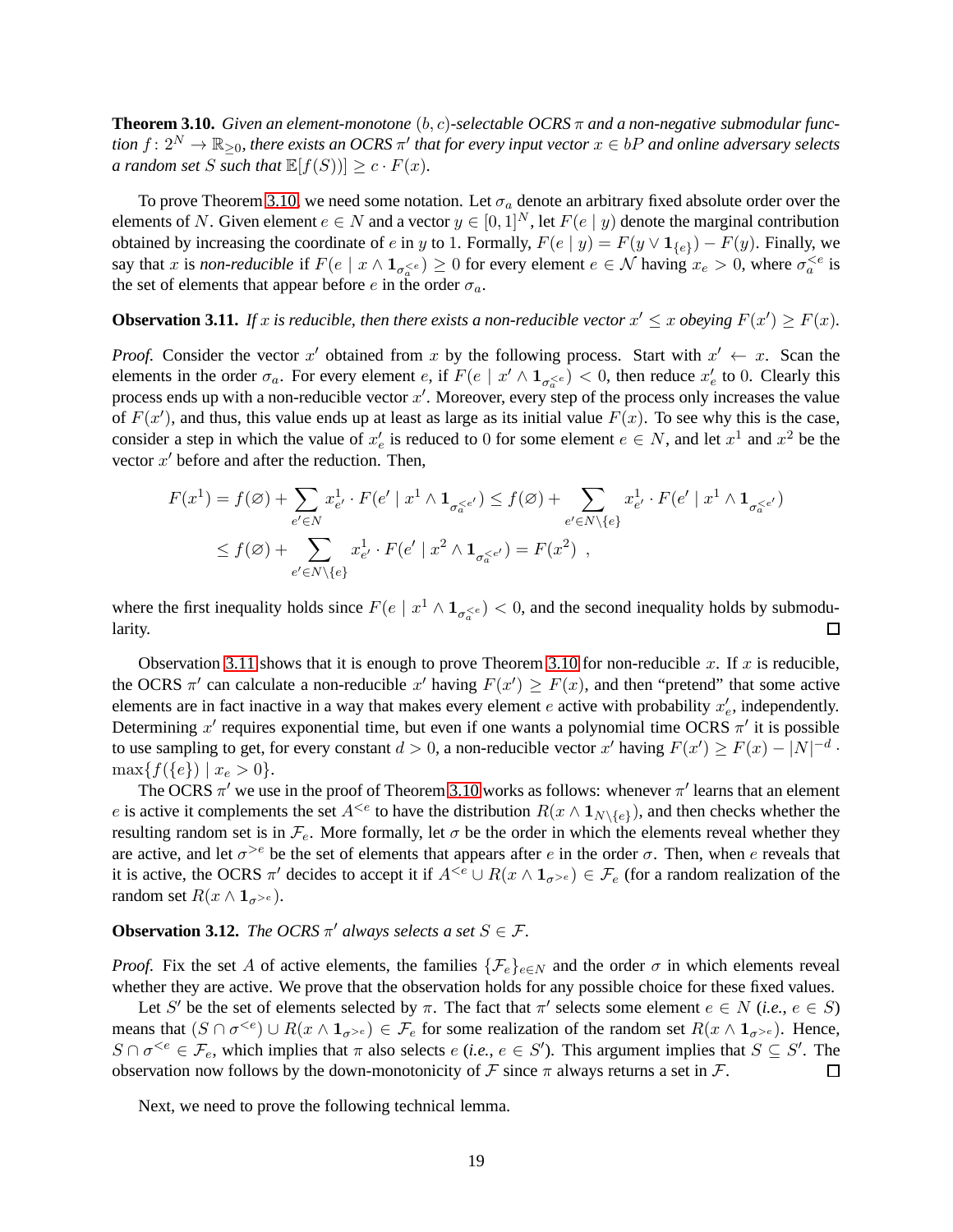**Theorem 3.10.** *Given an element-monotone $(b, c)$-selectable OCRS $\pi$ and a non-negative submodular function $f: 2^N \to \mathbb{R}_{\geq 0}$, there exists an OCRS $\pi'$ that for every input vector $x \in bP$ and online adversary selects a random set $S$ such that $\mathbb{E}[f(S))] \geq c \cdot F(x)$.*

To prove Theorem 3.10, we need some notation. Let $\sigma_a$ denote an arbitrary fixed absolute order over the elements of $N$. Given element $e \in N$ and a vector $y \in [0,1]^N$, let $F(e \mid y)$ denote the marginal contribution obtained by increasing the coordinate of $e$ in $y$ to 1. Formally, $F(e \mid y) = F(y \vee \mathbf{1}_{\{e\}}) - F(y)$. Finally, we say that $x$ is *non-reducible* if $F(e \mid x \wedge \mathbf{1}_{\sigma_a^{<e}}) \geq 0$ for every element $e \in \mathcal{N}$ having $x_e > 0$, where $\sigma_a^{<e}$ is the set of elements that appear before $e$ in the order $\sigma_a$.

**Observation 3.11.** *If $x$ is reducible, then there exists a non-reducible vector $x' \leq x$ obeying $F(x') \geq F(x)$.*

*Proof.* Consider the vector $x'$ obtained from $x$ by the following process. Start with $x' \leftarrow x$. Scan the elements in the order $\sigma_a$. For every element $e$, if $F(e \mid x' \wedge \mathbf{1}_{\sigma_a^{<e}}) < 0$, then reduce $x'_e$ to 0. Clearly this process ends up with a non-reducible vector $x'$. Moreover, every step of the process only increases the value of $F(x')$, and thus, this value ends up at least as large as its initial value $F(x)$. To see why this is the case, consider a step in which the value of $x'_e$ is reduced to 0 for some element $e \in N$, and let $x^1$ and $x^2$ be the vector $x'$ before and after the reduction. Then,

$$
\begin{aligned}
F(x^1) = f(\varnothing) + \sum_{e' \in N} x^1_{e'} \cdot F(e' \mid x^1 \wedge \mathbf{1}_{\sigma_a^{<e'}}) &\leq f(\varnothing) + \sum_{e' \in N \setminus \{e\}} x^1_{e'} \cdot F(e' \mid x^1 \wedge \mathbf{1}_{\sigma_a^{<e'}}) \\
&\leq f(\varnothing) + \sum_{e' \in N \setminus \{e\}} x^1_{e'} \cdot F(e' \mid x^2 \wedge \mathbf{1}_{\sigma_a^{<e'}}) = F(x^2) \enspace ,
\end{aligned}
$$

where the first inequality holds since $F(e \mid x^1 \wedge \mathbf{1}_{\sigma_a^{<e}}) < 0$, and the second inequality holds by submodularity. $\square$

Observation 3.11 shows that it is enough to prove Theorem 3.10 for non-reducible $x$. If $x$ is reducible, the OCRS $\pi'$ can calculate a non-reducible $x'$ having $F(x') \geq F(x)$, and then "pretend" that some active elements are in fact inactive in a way that makes every element $e$ active with probability $x'_e$, independently. Determining $x'$ requires exponential time, but even if one wants a polynomial time OCRS $\pi'$ it is possible to use sampling to get, for every constant $d > 0$, a non-reducible vector $x'$ having $F(x') \geq F(x) - |N|^{-d} \cdot \max\{f(\{e\}) \mid x_e > 0\}$.

The OCRS $\pi'$ we use in the proof of Theorem 3.10 works as follows: whenever $\pi'$ learns that an element $e$ is active it complements the set $A^{<e}$ to have the distribution $R(x \wedge \mathbf{1}_{N \setminus \{e\}})$, and then checks whether the resulting random set is in $\mathcal{F}_e$. More formally, let $\sigma$ be the order in which the elements reveal whether they are active, and let $\sigma^{>e}$ be the set of elements that appears after $e$ in the order $\sigma$. Then, when $e$ reveals that it is active, the OCRS $\pi'$ decides to accept it if $A^{<e} \cup R(x \wedge \mathbf{1}_{\sigma^{>e}}) \in \mathcal{F}_e$ (for a random realization of the random set $R(x \wedge \mathbf{1}_{\sigma^{>e}})$.

**Observation 3.12.** *The OCRS $\pi'$ always selects a set $S \in \mathcal{F}$.*

*Proof.* Fix the set $A$ of active elements, the families $\{\mathcal{F}_e\}_{e \in N}$ and the order $\sigma$ in which elements reveal whether they are active. We prove that the observation holds for any possible choice for these fixed values.

Let $S'$ be the set of elements selected by $\pi$. The fact that $\pi'$ selects some element $e \in N$ (*i.e.*, $e \in S$) means that $(S \cap \sigma^{<e}) \cup R(x \wedge \mathbf{1}_{\sigma^{>e}}) \in \mathcal{F}_e$ for some realization of the random set $R(x \wedge \mathbf{1}_{\sigma^{>e}})$. Hence, $S \cap \sigma^{<e} \in \mathcal{F}_e$, which implies that $\pi$ also selects $e$ (*i.e.*, $e \in S'$). This argument implies that $S \subseteq S'$. The observation now follows by the down-monotonicity of $\mathcal{F}$ since $\pi$ always returns a set in $\mathcal{F}$. $\square$

Next, we need to prove the following technical lemma.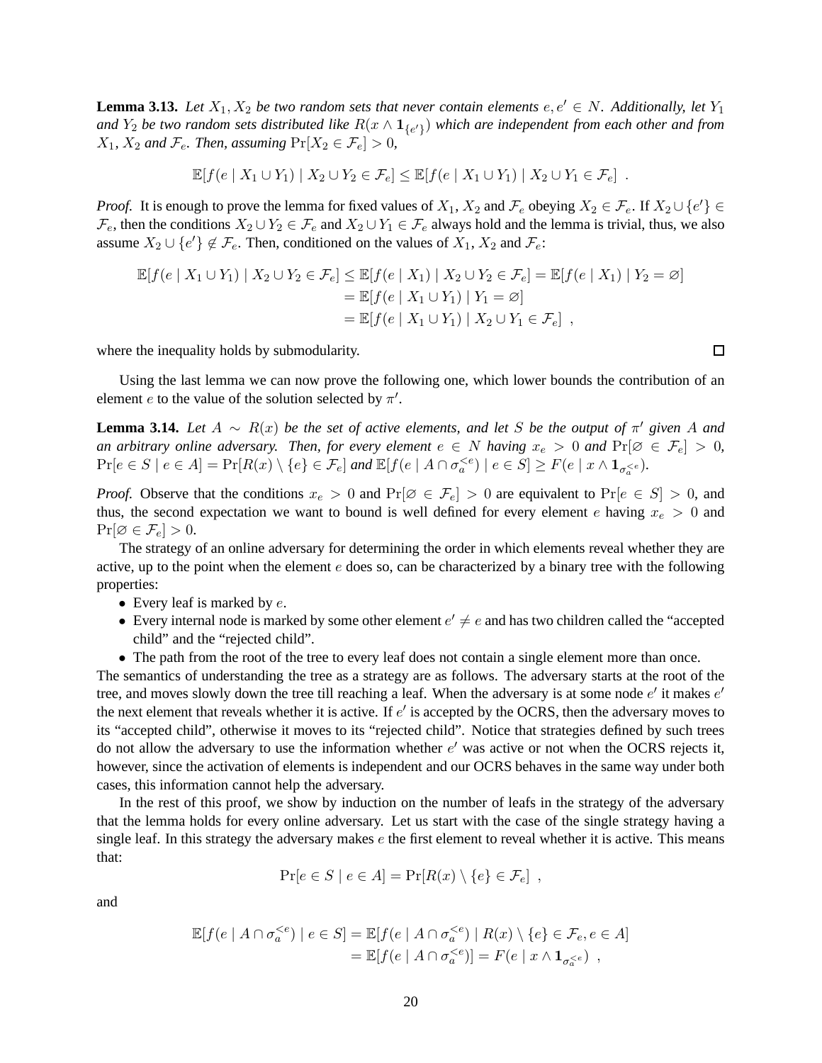**Lemma 3.13.** *Let $X_1, X_2$ be two random sets that never contain elements $e, e' \in N$. Additionally, let $Y_1$ and $Y_2$ be two random sets distributed like $R(x \wedge \mathbf{1}_{\{e'\}})$ which are independent from each other and from $X_1$, $X_2$ and $\mathcal{F}_e$. Then, assuming $\Pr[X_2 \in \mathcal{F}_e] > 0$,*

$$\mathbb{E}[f(e \mid X_1 \cup Y_1) \mid X_2 \cup Y_2 \in \mathcal{F}_e] \leq \mathbb{E}[f(e \mid X_1 \cup Y_1) \mid X_2 \cup Y_1 \in \mathcal{F}_e] \enspace .$$

*Proof.* It is enough to prove the lemma for fixed values of $X_1$, $X_2$ and $\mathcal{F}_e$ obeying $X_2 \in \mathcal{F}_e$. If $X_2 \cup \{e'\} \in \mathcal{F}_e$, then the conditions $X_2 \cup Y_2 \in \mathcal{F}_e$ and $X_2 \cup Y_1 \in \mathcal{F}_e$ always hold and the lemma is trivial, thus, we also assume $X_2 \cup \{e'\} \notin \mathcal{F}_e$. Then, conditioned on the values of $X_1$, $X_2$ and $\mathcal{F}_e$:

$$\begin{aligned}
\mathbb{E}[f(e \mid X_1 \cup Y_1) \mid X_2 \cup Y_2 \in \mathcal{F}_e] &\leq \mathbb{E}[f(e \mid X_1) \mid X_2 \cup Y_2 \in \mathcal{F}_e] = \mathbb{E}[f(e \mid X_1) \mid Y_2 = \varnothing] \\
&= \mathbb{E}[f(e \mid X_1 \cup Y_1) \mid Y_1 = \varnothing] \\
&= \mathbb{E}[f(e \mid X_1 \cup Y_1) \mid X_2 \cup Y_1 \in \mathcal{F}_e] \enspace ,
\end{aligned}$$

where the inequality holds by submodularity. $\square$

Using the last lemma we can now prove the following one, which lower bounds the contribution of an element $e$ to the value of the solution selected by $\pi'$.

**Lemma 3.14.** *Let $A \sim R(x)$ be the set of active elements, and let $S$ be the output of $\pi'$ given $A$ and an arbitrary online adversary. Then, for every element $e \in N$ having $x_e > 0$ and $\Pr[\varnothing \in \mathcal{F}_e] > 0$, $\Pr[e \in S \mid e \in A] = \Pr[R(x) \setminus \{e\} \in \mathcal{F}_e]$ and $\mathbb{E}[f(e \mid A \cap \sigma_a^{<e}) \mid e \in S] \geq F(e \mid x \wedge \mathbf{1}_{\sigma_a^{<e}})$.*

*Proof.* Observe that the conditions $x_e > 0$ and $\Pr[\varnothing \in \mathcal{F}_e] > 0$ are equivalent to $\Pr[e \in S] > 0$, and thus, the second expectation we want to bound is well defined for every element $e$ having $x_e > 0$ and $\Pr[\varnothing \in \mathcal{F}_e] > 0$.

The strategy of an online adversary for determining the order in which elements reveal whether they are active, up to the point when the element $e$ does so, can be characterized by a binary tree with the following properties:

- Every leaf is marked by $e$.
- Every internal node is marked by some other element $e' \neq e$ and has two children called the "accepted child" and the "rejected child".
- The path from the root of the tree to every leaf does not contain a single element more than once.

The semantics of understanding the tree as a strategy are as follows. The adversary starts at the root of the tree, and moves slowly down the tree till reaching a leaf. When the adversary is at some node $e'$ it makes $e'$ the next element that reveals whether it is active. If $e'$ is accepted by the OCRS, then the adversary moves to its "accepted child", otherwise it moves to its "rejected child". Notice that strategies defined by such trees do not allow the adversary to use the information whether $e'$ was active or not when the OCRS rejects it, however, since the activation of elements is independent and our OCRS behaves in the same way under both cases, this information cannot help the adversary.

In the rest of this proof, we show by induction on the number of leafs in the strategy of the adversary that the lemma holds for every online adversary. Let us start with the case of the single strategy having a single leaf. In this strategy the adversary makes $e$ the first element to reveal whether it is active. This means that:

$$\Pr[e \in S \mid e \in A] = \Pr[R(x) \setminus \{e\} \in \mathcal{F}_e] \enspace ,$$

and

$$\begin{aligned}
\mathbb{E}[f(e \mid A \cap \sigma_a^{<e}) \mid e \in S] &= \mathbb{E}[f(e \mid A \cap \sigma_a^{<e}) \mid R(x) \setminus \{e\} \in \mathcal{F}_e, e \in A] \\
&= \mathbb{E}[f(e \mid A \cap \sigma_a^{<e})] = F(e \mid x \wedge \mathbf{1}_{\sigma_a^{<e}}) \enspace ,
\end{aligned}$$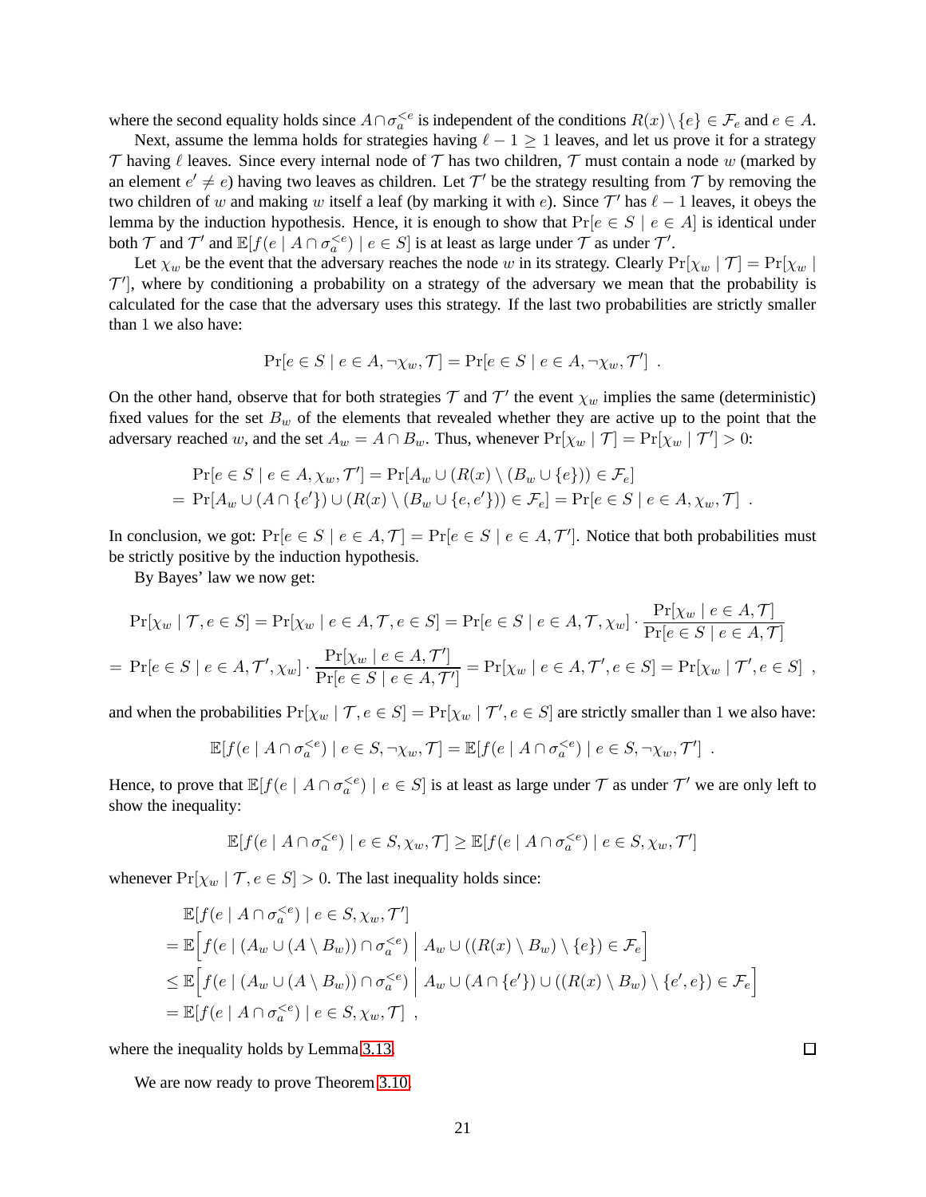where the second equality holds since $A \cap \sigma_a^{<e}$ is independent of the conditions $R(x) \setminus \{e\} \in \mathcal{F}_e$ and $e \in A$.

Next, assume the lemma holds for strategies having $\ell - 1 \geq 1$ leaves, and let us prove it for a strategy $\mathcal{T}$ having $\ell$ leaves. Since every internal node of $\mathcal{T}$ has two children, $\mathcal{T}$ must contain a node $w$ (marked by an element $e' \neq e$) having two leaves as children. Let $\mathcal{T}'$ be the strategy resulting from $\mathcal{T}$ by removing the two children of $w$ and making $w$ itself a leaf (by marking it with $e$). Since $\mathcal{T}'$ has $\ell - 1$ leaves, it obeys the lemma by the induction hypothesis. Hence, it is enough to show that $\Pr[e \in S \mid e \in A]$ is identical under both $\mathcal{T}$ and $\mathcal{T}'$ and $\mathbb{E}[f(e \mid A \cap \sigma_a^{<e}) \mid e \in S]$ is at least as large under $\mathcal{T}$ as under $\mathcal{T}'$.

Let $\chi_w$ be the event that the adversary reaches the node $w$ in its strategy. Clearly $\Pr[\chi_w \mid \mathcal{T}] = \Pr[\chi_w \mid \mathcal{T}']$, where by conditioning a probability on a strategy of the adversary we mean that the probability is calculated for the case that the adversary uses this strategy. If the last two probabilities are strictly smaller than 1 we also have:

$$\Pr[e \in S \mid e \in A, \neg\chi_w, \mathcal{T}] = \Pr[e \in S \mid e \in A, \neg\chi_w, \mathcal{T}'] \enspace .$$

On the other hand, observe that for both strategies $\mathcal{T}$ and $\mathcal{T}'$ the event $\chi_w$ implies the same (deterministic) fixed values for the set $B_w$ of the elements that revealed whether they are active up to the point that the adversary reached $w$, and the set $A_w = A \cap B_w$. Thus, whenever $\Pr[\chi_w \mid \mathcal{T}] = \Pr[\chi_w \mid \mathcal{T}'] > 0$:

$$\begin{aligned}
&\Pr[e \in S \mid e \in A, \chi_w, \mathcal{T}'] = \Pr[A_w \cup (R(x) \setminus (B_w \cup \{e\})) \in \mathcal{F}_e] \\
= \;& \Pr[A_w \cup (A \cap \{e'\}) \cup (R(x) \setminus (B_w \cup \{e, e'\})) \in \mathcal{F}_e] = \Pr[e \in S \mid e \in A, \chi_w, \mathcal{T}] \enspace .
\end{aligned}$$

In conclusion, we got: $\Pr[e \in S \mid e \in A, \mathcal{T}] = \Pr[e \in S \mid e \in A, \mathcal{T}']$. Notice that both probabilities must be strictly positive by the induction hypothesis.

By Bayes' law we now get:

$$\begin{aligned}
&\Pr[\chi_w \mid \mathcal{T}, e \in S] = \Pr[\chi_w \mid e \in A, \mathcal{T}, e \in S] = \Pr[e \in S \mid e \in A, \mathcal{T}, \chi_w] \cdot \frac{\Pr[\chi_w \mid e \in A, \mathcal{T}]}{\Pr[e \in S \mid e \in A, \mathcal{T}]} \\
= \;& \Pr[e \in S \mid e \in A, \mathcal{T}', \chi_w] \cdot \frac{\Pr[\chi_w \mid e \in A, \mathcal{T}']}{\Pr[e \in S \mid e \in A, \mathcal{T}']} = \Pr[\chi_w \mid e \in A, \mathcal{T}', e \in S] = \Pr[\chi_w \mid \mathcal{T}', e \in S] \enspace ,
\end{aligned}$$

and when the probabilities $\Pr[\chi_w \mid \mathcal{T}, e \in S] = \Pr[\chi_w \mid \mathcal{T}', e \in S]$ are strictly smaller than 1 we also have:

$$\mathbb{E}[f(e \mid A \cap \sigma_a^{<e}) \mid e \in S, \neg\chi_w, \mathcal{T}] = \mathbb{E}[f(e \mid A \cap \sigma_a^{<e}) \mid e \in S, \neg\chi_w, \mathcal{T}'] \enspace .$$

Hence, to prove that $\mathbb{E}[f(e \mid A \cap \sigma_a^{<e}) \mid e \in S]$ is at least as large under $\mathcal{T}$ as under $\mathcal{T}'$ we are only left to show the inequality:

$$\mathbb{E}[f(e \mid A \cap \sigma_a^{<e}) \mid e \in S, \chi_w, \mathcal{T}] \geq \mathbb{E}[f(e \mid A \cap \sigma_a^{<e}) \mid e \in S, \chi_w, \mathcal{T}']$$

whenever $\Pr[\chi_w \mid \mathcal{T}, e \in S] > 0$. The last inequality holds since:

$$\begin{aligned}
&\mathbb{E}[f(e \mid A \cap \sigma_a^{<e}) \mid e \in S, \chi_w, \mathcal{T}'] \\
&= \mathbb{E}\Big[f(e \mid (A_w \cup (A \setminus B_w)) \cap \sigma_a^{<e}) \;\Big|\; A_w \cup ((R(x) \setminus B_w) \setminus \{e\}) \in \mathcal{F}_e\Big] \\
&\leq \mathbb{E}\Big[f(e \mid (A_w \cup (A \setminus B_w)) \cap \sigma_a^{<e}) \;\Big|\; A_w \cup (A \cap \{e'\}) \cup ((R(x) \setminus B_w) \setminus \{e', e\}) \in \mathcal{F}_e\Big] \\
&= \mathbb{E}[f(e \mid A \cap \sigma_a^{<e}) \mid e \in S, \chi_w, \mathcal{T}] \enspace ,
\end{aligned}$$

where the inequality holds by Lemma 3.13. $\square$

We are now ready to prove Theorem 3.10.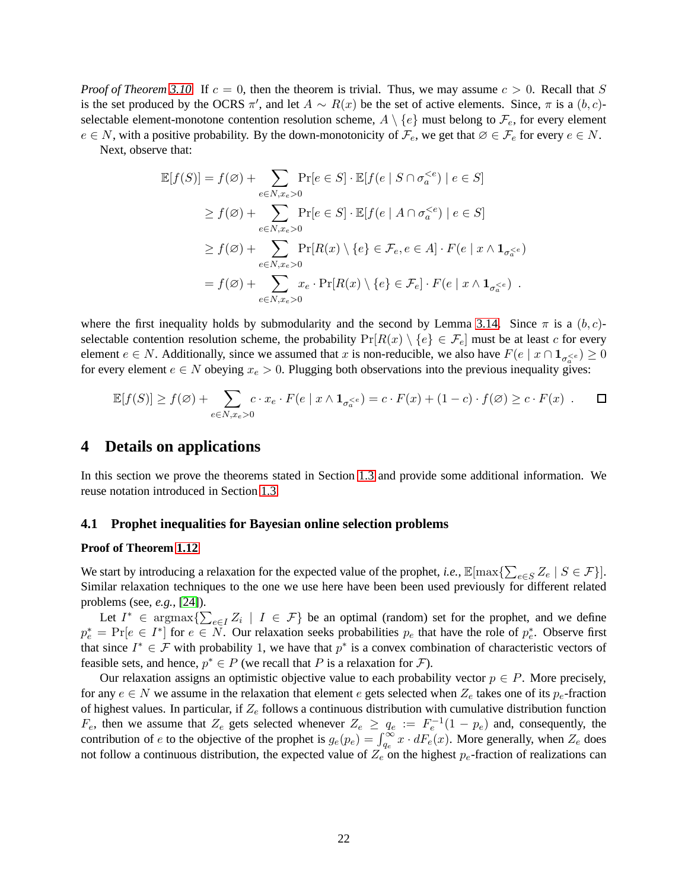*Proof of Theorem 3.10.* If $c = 0$, then the theorem is trivial. Thus, we may assume $c > 0$. Recall that $S$ is the set produced by the OCRS $\pi'$, and let $A \sim R(x)$ be the set of active elements. Since, $\pi$ is a $(b, c)$-selectable element-monotone contention resolution scheme, $A \setminus \{e\}$ must belong to $\mathcal{F}_e$, for every element $e \in N$, with a positive probability. By the down-monotonicity of $\mathcal{F}_e$, we get that $\varnothing \in \mathcal{F}_e$ for every $e \in N$.

Next, observe that:

$$
\begin{aligned}
\mathbb{E}[f(S)] &= f(\varnothing) + \sum_{e \in N, x_e > 0} \Pr[e \in S] \cdot \mathbb{E}[f(e \mid S \cap \sigma_a^{<e}) \mid e \in S] \\
&\geq f(\varnothing) + \sum_{e \in N, x_e > 0} \Pr[e \in S] \cdot \mathbb{E}[f(e \mid A \cap \sigma_a^{<e}) \mid e \in S] \\
&\geq f(\varnothing) + \sum_{e \in N, x_e > 0} \Pr[R(x) \setminus \{e\} \in \mathcal{F}_e, e \in A] \cdot F(e \mid x \wedge \mathbf{1}_{\sigma_a^{<e}}) \\
&= f(\varnothing) + \sum_{e \in N, x_e > 0} x_e \cdot \Pr[R(x) \setminus \{e\} \in \mathcal{F}_e] \cdot F(e \mid x \wedge \mathbf{1}_{\sigma_a^{<e}}) \ .
\end{aligned}
$$

where the first inequality holds by submodularity and the second by Lemma 3.14. Since $\pi$ is a $(b, c)$-selectable contention resolution scheme, the probability $\Pr[R(x) \setminus \{e\} \in \mathcal{F}_e]$ must be at least $c$ for every element $e \in N$. Additionally, since we assumed that $x$ is non-reducible, we also have $F(e \mid x \cap \mathbf{1}_{\sigma_a^{<e}}) \geq 0$ for every element $e \in N$ obeying $x_e > 0$. Plugging both observations into the previous inequality gives:

$$
\mathbb{E}[f(S)] \geq f(\varnothing) + \sum_{e \in N, x_e > 0} c \cdot x_e \cdot F(e \mid x \wedge \mathbf{1}_{\sigma_a^{<e}}) = c \cdot F(x) + (1 - c) \cdot f(\varnothing) \geq c \cdot F(x) \ . \qquad \square
$$

# 4 Details on applications

In this section we prove the theorems stated in Section 1.3 and provide some additional information. We reuse notation introduced in Section 1.3.

## 4.1 Prophet inequalities for Bayesian online selection problems

**Proof of Theorem 1.12**

We start by introducing a relaxation for the expected value of the prophet, *i.e.*, $\mathbb{E}[\max\{\sum_{e \in S} Z_e \mid S \in \mathcal{F}\}]$. Similar relaxation techniques to the one we use here have been been used previously for different related problems (see, *e.g.*, [24]).

Let $I^* \in \operatorname{argmax}\{\sum_{e \in I} Z_i \mid I \in \mathcal{F}\}$ be an optimal (random) set for the prophet, and we define $p^*_e = \Pr[e \in I^*]$ for $e \in N$. Our relaxation seeks probabilities $p_e$ that have the role of $p^*_e$. Observe first that since $I^* \in \mathcal{F}$ with probability 1, we have that $p^*$ is a convex combination of characteristic vectors of feasible sets, and hence, $p^* \in P$ (we recall that $P$ is a relaxation for $\mathcal{F}$).

Our relaxation assigns an optimistic objective value to each probability vector $p \in P$. More precisely, for any $e \in N$ we assume in the relaxation that element $e$ gets selected when $Z_e$ takes one of its $p_e$-fraction of highest values. In particular, if $Z_e$ follows a continuous distribution with cumulative distribution function $F_e$, then we assume that $Z_e$ gets selected whenever $Z_e \geq q_e := F_e^{-1}(1 - p_e)$ and, consequently, the contribution of $e$ to the objective of the prophet is $g_e(p_e) = \int_{q_e}^{\infty} x \cdot dF_e(x)$. More generally, when $Z_e$ does not follow a continuous distribution, the expected value of $Z_e$ on the highest $p_e$-fraction of realizations can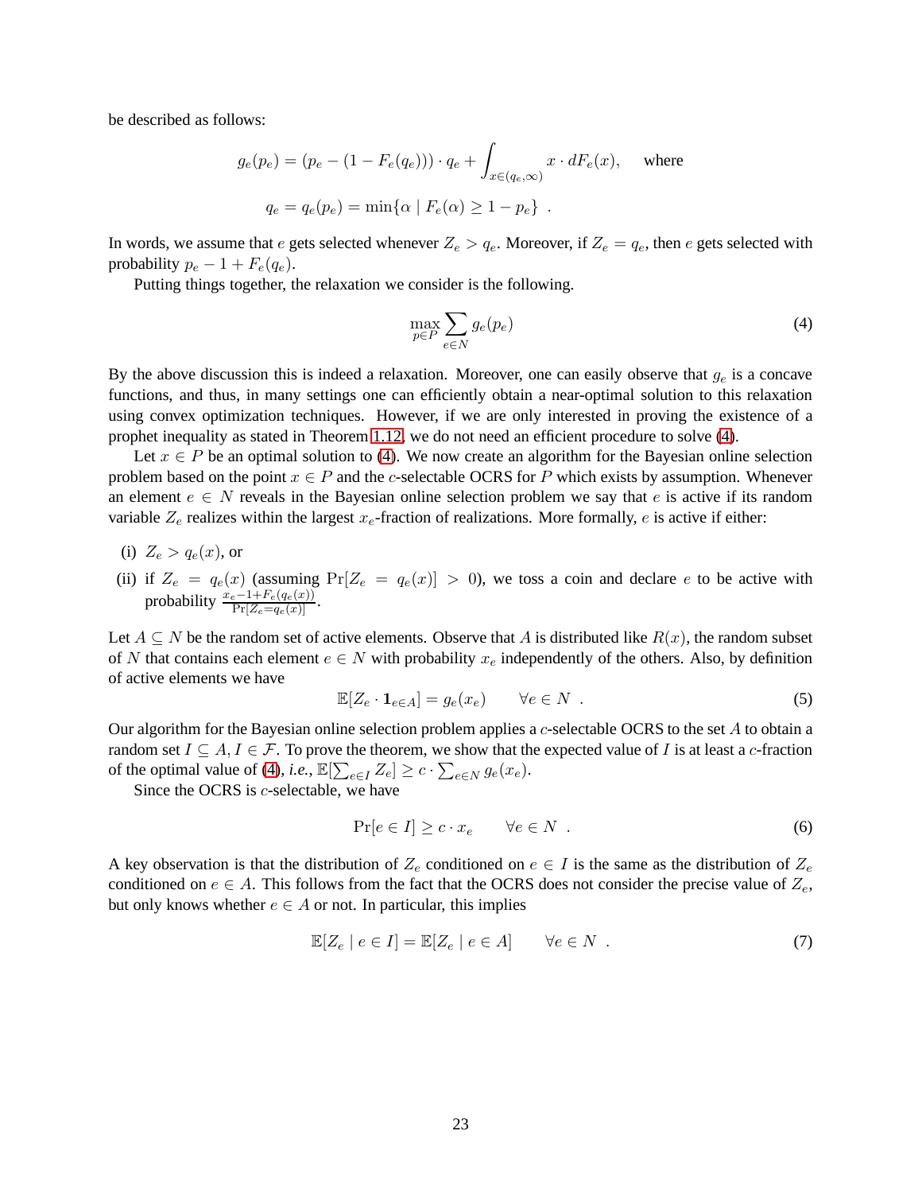be described as follows:

$$g_e(p_e) = (p_e - (1 - F_e(q_e))) \cdot q_e + \int_{x \in (q_e, \infty)} x \cdot dF_e(x), \quad \text{where}$$

$$q_e = q_e(p_e) = \min\{\alpha \mid F_e(\alpha) \geq 1 - p_e\} \ .$$

In words, we assume that $e$ gets selected whenever $Z_e > q_e$. Moreover, if $Z_e = q_e$, then $e$ gets selected with probability $p_e - 1 + F_e(q_e)$.

Putting things together, the relaxation we consider is the following.

$$\max_{p \in P} \sum_{e \in N} g_e(p_e) \tag{4}$$

By the above discussion this is indeed a relaxation. Moreover, one can easily observe that $g_e$ is a concave functions, and thus, in many settings one can efficiently obtain a near-optimal solution to this relaxation using convex optimization techniques. However, if we are only interested in proving the existence of a prophet inequality as stated in Theorem 1.12, we do not need an efficient procedure to solve (4).

Let $x \in P$ be an optimal solution to (4). We now create an algorithm for the Bayesian online selection problem based on the point $x \in P$ and the $c$-selectable OCRS for $P$ which exists by assumption. Whenever an element $e \in N$ reveals in the Bayesian online selection problem we say that $e$ is active if its random variable $Z_e$ realizes within the largest $x_e$-fraction of realizations. More formally, $e$ is active if either:

(i) $Z_e > q_e(x)$, or

(ii) if $Z_e = q_e(x)$ (assuming $\Pr[Z_e = q_e(x)] > 0$), we toss a coin and declare $e$ to be active with probability $\frac{x_e - 1 + F_e(q_e(x))}{\Pr[Z_e = q_e(x)]}$.

Let $A \subseteq N$ be the random set of active elements. Observe that $A$ is distributed like $R(x)$, the random subset of $N$ that contains each element $e \in N$ with probability $x_e$ independently of the others. Also, by definition of active elements we have

$$\mathbb{E}[Z_e \cdot \mathbf{1}_{e \in A}] = g_e(x_e) \qquad \forall e \in N \ . \tag{5}$$

Our algorithm for the Bayesian online selection problem applies a $c$-selectable OCRS to the set $A$ to obtain a random set $I \subseteq A, I \in \mathcal{F}$. To prove the theorem, we show that the expected value of $I$ is at least a $c$-fraction of the optimal value of (4), *i.e.*, $\mathbb{E}[\sum_{e \in I} Z_e] \geq c \cdot \sum_{e \in N} g_e(x_e)$.

Since the OCRS is $c$-selectable, we have

$$\Pr[e \in I] \geq c \cdot x_e \qquad \forall e \in N \ . \tag{6}$$

A key observation is that the distribution of $Z_e$ conditioned on $e \in I$ is the same as the distribution of $Z_e$ conditioned on $e \in A$. This follows from the fact that the OCRS does not consider the precise value of $Z_e$, but only knows whether $e \in A$ or not. In particular, this implies

$$\mathbb{E}[Z_e \mid e \in I] = \mathbb{E}[Z_e \mid e \in A] \qquad \forall e \in N \ . \tag{7}$$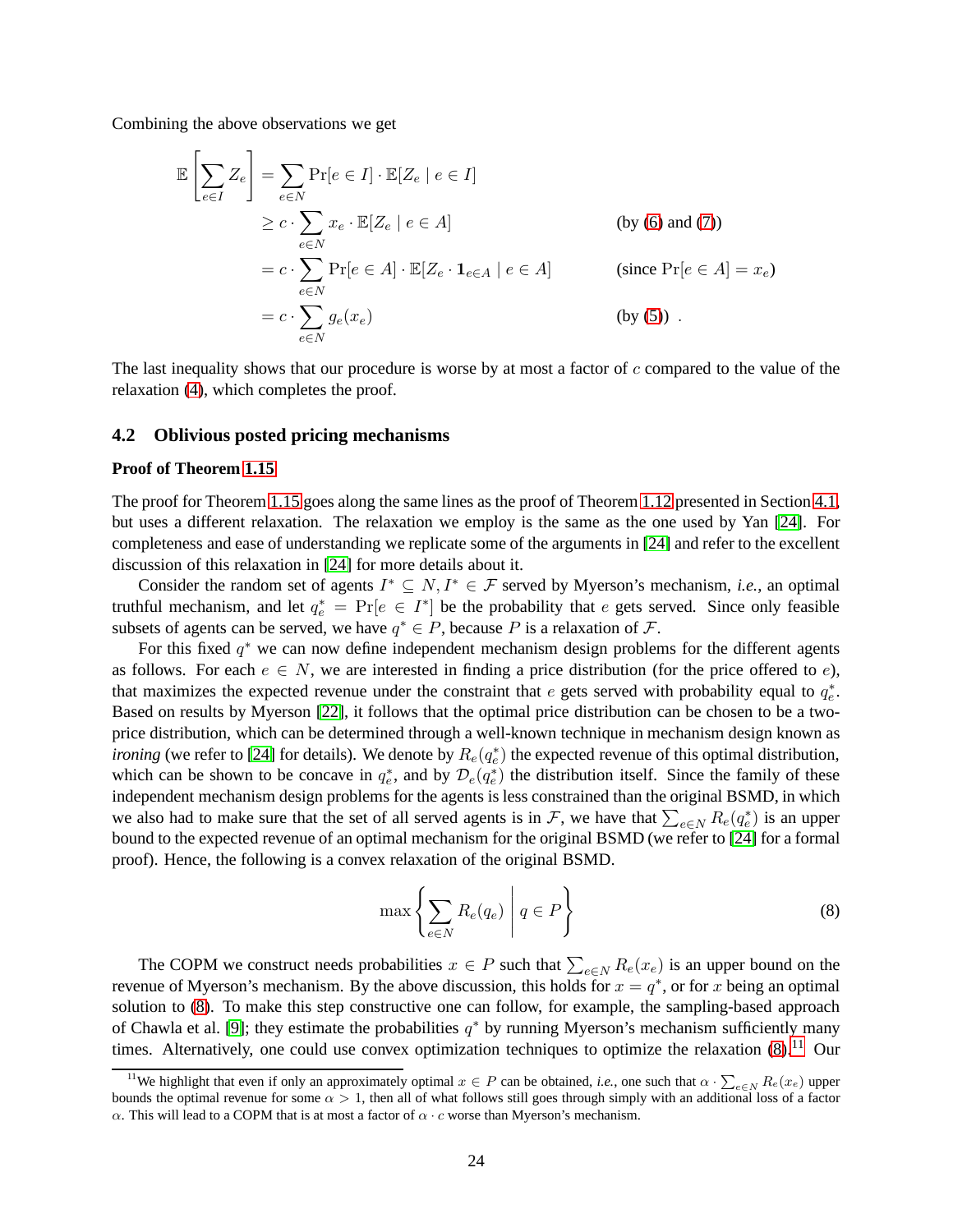Combining the above observations we get

$$
\begin{aligned}
\mathbb{E}\left[\sum_{e\in I} Z_e\right] &= \sum_{e\in N} \Pr[e \in I] \cdot \mathbb{E}[Z_e \mid e \in I] \\
&\geq c \cdot \sum_{e\in N} x_e \cdot \mathbb{E}[Z_e \mid e \in A] && \text{(by (6) and (7))} \\
&= c \cdot \sum_{e\in N} \Pr[e \in A] \cdot \mathbb{E}[Z_e \cdot \mathbf{1}_{e\in A} \mid e \in A] && \text{(since } \Pr[e \in A] = x_e\text{)} \\
&= c \cdot \sum_{e\in N} g_e(x_e) && \text{(by (5))} \ .
\end{aligned}
$$

The last inequality shows that our procedure is worse by at most a factor of $c$ compared to the value of the relaxation (4), which completes the proof.

### 4.2 Oblivious posted pricing mechanisms

**Proof of Theorem 1.15**

The proof for Theorem 1.15 goes along the same lines as the proof of Theorem 1.12 presented in Section 4.1, but uses a different relaxation. The relaxation we employ is the same as the one used by Yan [24]. For completeness and ease of understanding we replicate some of the arguments in [24] and refer to the excellent discussion of this relaxation in [24] for more details about it.

Consider the random set of agents $I^* \subseteq N, I^* \in \mathcal{F}$ served by Myerson's mechanism, *i.e.*, an optimal truthful mechanism, and let $q^*_e = \Pr[e \in I^*]$ be the probability that $e$ gets served. Since only feasible subsets of agents can be served, we have $q^* \in P$, because $P$ is a relaxation of $\mathcal{F}$.

For this fixed $q^*$ we can now define independent mechanism design problems for the different agents as follows. For each $e \in N$, we are interested in finding a price distribution (for the price offered to $e$), that maximizes the expected revenue under the constraint that $e$ gets served with probability equal to $q^*_e$. Based on results by Myerson [22], it follows that the optimal price distribution can be chosen to be a two-price distribution, which can be determined through a well-known technique in mechanism design known as *ironing* (we refer to [24] for details). We denote by $R_e(q^*_e)$ the expected revenue of this optimal distribution, which can be shown to be concave in $q^*_e$, and by $\mathcal{D}_e(q^*_e)$ the distribution itself. Since the family of these independent mechanism design problems for the agents is less constrained than the original BSMD, in which we also had to make sure that the set of all served agents is in $\mathcal{F}$, we have that $\sum_{e\in N} R_e(q^*_e)$ is an upper bound to the expected revenue of an optimal mechanism for the original BSMD (we refer to [24] for a formal proof). Hence, the following is a convex relaxation of the original BSMD.

$$
\max \left\{ \sum_{e\in N} R_e(q_e) \;\middle|\; q \in P \right\} \tag{8}
$$

The COPM we construct needs probabilities $x \in P$ such that $\sum_{e\in N} R_e(x_e)$ is an upper bound on the revenue of Myerson's mechanism. By the above discussion, this holds for $x = q^*$, or for $x$ being an optimal solution to (8). To make this step constructive one can follow, for example, the sampling-based approach of Chawla et al. [9]; they estimate the probabilities $q^*$ by running Myerson's mechanism sufficiently many times. Alternatively, one could use convex optimization techniques to optimize the relaxation (8).[11] Our

[11] We highlight that even if only an approximately optimal $x \in P$ can be obtained, *i.e.*, one such that $\alpha \cdot \sum_{e\in N} R_e(x_e)$ upper bounds the optimal revenue for some $\alpha > 1$, then all of what follows still goes through simply with an additional loss of a factor $\alpha$. This will lead to a COPM that is at most a factor of $\alpha \cdot c$ worse than Myerson's mechanism.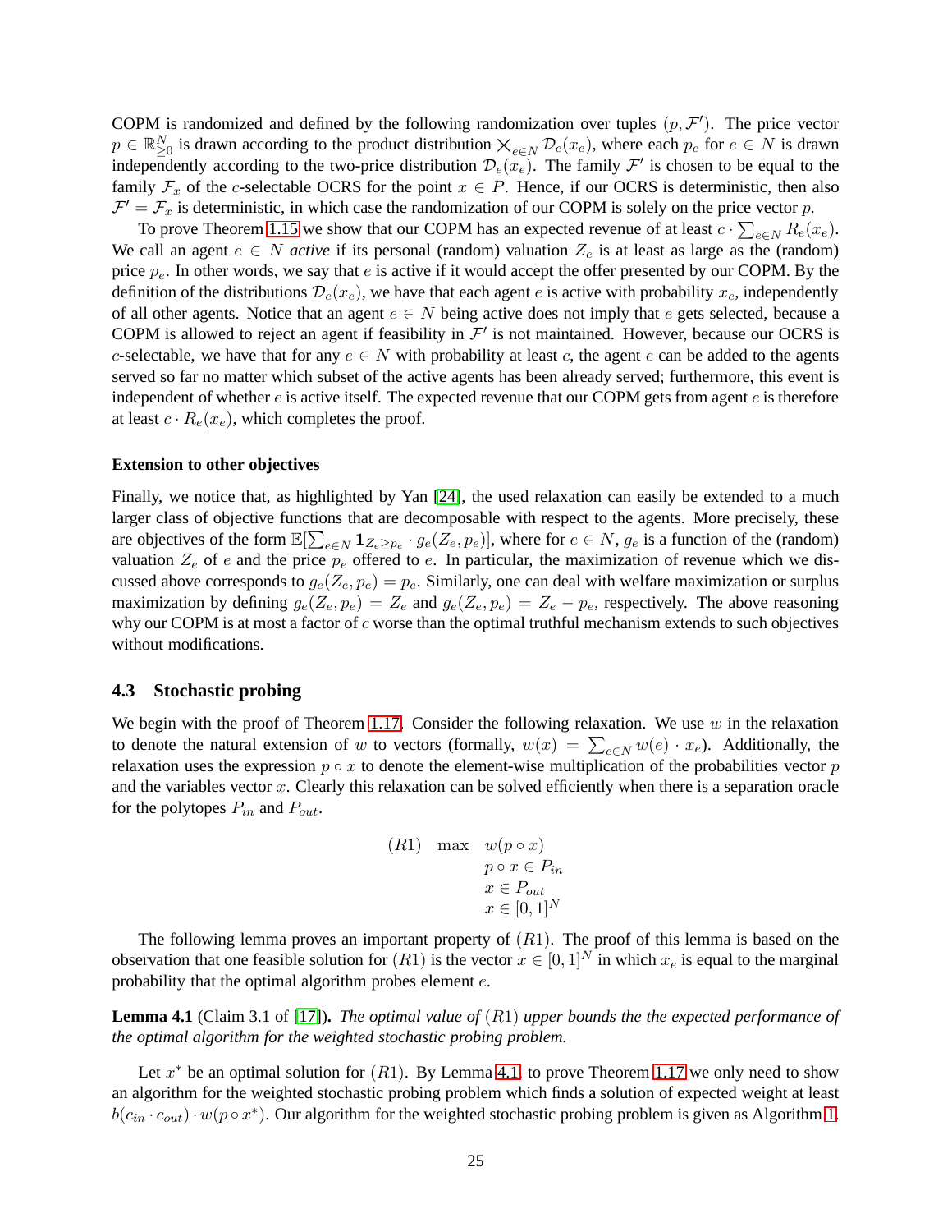COPM is randomized and defined by the following randomization over tuples $(p, \mathcal{F}')$. The price vector $p \in \mathbb{R}^N_{\geq 0}$ is drawn according to the product distribution $\times_{e \in N} \mathcal{D}_e(x_e)$, where each $p_e$ for $e \in N$ is drawn independently according to the two-price distribution $\mathcal{D}_e(x_e)$. The family $\mathcal{F}'$ is chosen to be equal to the family $\mathcal{F}_x$ of the $c$-selectable OCRS for the point $x \in P$. Hence, if our OCRS is deterministic, then also $\mathcal{F}' = \mathcal{F}_x$ is deterministic, in which case the randomization of our COPM is solely on the price vector $p$.

To prove Theorem 1.15 we show that our COPM has an expected revenue of at least $c \cdot \sum_{e \in N} R_e(x_e)$. We call an agent $e \in N$ *active* if its personal (random) valuation $Z_e$ is at least as large as the (random) price $p_e$. In other words, we say that $e$ is active if it would accept the offer presented by our COPM. By the definition of the distributions $\mathcal{D}_e(x_e)$, we have that each agent $e$ is active with probability $x_e$, independently of all other agents. Notice that an agent $e \in N$ being active does not imply that $e$ gets selected, because a COPM is allowed to reject an agent if feasibility in $\mathcal{F}'$ is not maintained. However, because our OCRS is $c$-selectable, we have that for any $e \in N$ with probability at least $c$, the agent $e$ can be added to the agents served so far no matter which subset of the active agents has been already served; furthermore, this event is independent of whether $e$ is active itself. The expected revenue that our COPM gets from agent $e$ is therefore at least $c \cdot R_e(x_e)$, which completes the proof.

#### Extension to other objectives

Finally, we notice that, as highlighted by Yan [24], the used relaxation can easily be extended to a much larger class of objective functions that are decomposable with respect to the agents. More precisely, these are objectives of the form $\mathbb{E}[\sum_{e \in N} \mathbf{1}_{Z_e \geq p_e} \cdot g_e(Z_e, p_e)]$, where for $e \in N$, $g_e$ is a function of the (random) valuation $Z_e$ of $e$ and the price $p_e$ offered to $e$. In particular, the maximization of revenue which we discussed above corresponds to $g_e(Z_e, p_e) = p_e$. Similarly, one can deal with welfare maximization or surplus maximization by defining $g_e(Z_e, p_e) = Z_e$ and $g_e(Z_e, p_e) = Z_e - p_e$, respectively. The above reasoning why our COPM is at most a factor of $c$ worse than the optimal truthful mechanism extends to such objectives without modifications.

### 4.3 Stochastic probing

We begin with the proof of Theorem 1.17. Consider the following relaxation. We use $w$ in the relaxation to denote the natural extension of $w$ to vectors (formally, $w(x) = \sum_{e \in N} w(e) \cdot x_e$). Additionally, the relaxation uses the expression $p \circ x$ to denote the element-wise multiplication of the probabilities vector $p$ and the variables vector $x$. Clearly this relaxation can be solved efficiently when there is a separation oracle for the polytopes $P_{in}$ and $P_{out}$.

$$
\begin{aligned}
(R1) \quad \max \quad & w(p \circ x) \\
& p \circ x \in P_{in} \\
& x \in P_{out} \\
& x \in [0,1]^N
\end{aligned}
$$

The following lemma proves an important property of $(R1)$. The proof of this lemma is based on the observation that one feasible solution for $(R1)$ is the vector $x \in [0,1]^N$ in which $x_e$ is equal to the marginal probability that the optimal algorithm probes element $e$.

**Lemma 4.1** (Claim 3.1 of [17]). *The optimal value of $(R1)$ upper bounds the the expected performance of the optimal algorithm for the weighted stochastic probing problem.*

Let $x^*$ be an optimal solution for $(R1)$. By Lemma 4.1, to prove Theorem 1.17 we only need to show an algorithm for the weighted stochastic probing problem which finds a solution of expected weight at least $b(c_{in} \cdot c_{out}) \cdot w(p \circ x^*)$. Our algorithm for the weighted stochastic probing problem is given as Algorithm 1.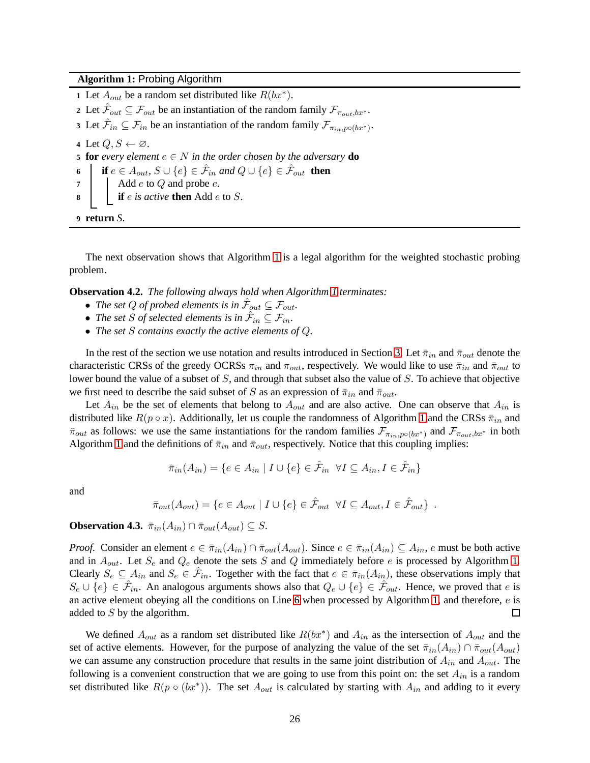**Algorithm 1:** Probing Algorithm

```
1 Let A_out be a random set distributed like R(bx*).
2 Let F̂_out ⊆ F_out be an instantiation of the random family F_{π_out, bx*}.
3 Let F̂_in ⊆ F_in be an instantiation of the random family F_{π_in, p∘(bx*)}.
4 Let Q, S ← ∅.
5 for every element e ∈ N in the order chosen by the adversary do
6     if e ∈ A_out, S ∪ {e} ∈ F̂_in and Q ∪ {e} ∈ F̂_out then
7         Add e to Q and probe e.
8         if e is active then Add e to S.
9 return S.
```

The next observation shows that Algorithm 1 is a legal algorithm for the weighted stochastic probing problem.

**Observation 4.2.** *The following always hold when Algorithm 1 terminates:*

- *The set $Q$ of probed elements is in $\hat{\mathcal{F}}_{out} \subseteq \mathcal{F}_{out}$.*
- *The set $S$ of selected elements is in $\hat{\mathcal{F}}_{in} \subseteq \mathcal{F}_{in}$.*
- *The set $S$ contains exactly the active elements of $Q$.*

In the rest of the section we use notation and results introduced in Section 3. Let $\bar{\pi}_{in}$ and $\bar{\pi}_{out}$ denote the characteristic CRSs of the greedy OCRSs $\pi_{in}$ and $\pi_{out}$, respectively. We would like to use $\bar{\pi}_{in}$ and $\bar{\pi}_{out}$ to lower bound the value of a subset of $S$, and through that subset also the value of $S$. To achieve that objective we first need to describe the said subset of $S$ as an expression of $\bar{\pi}_{in}$ and $\bar{\pi}_{out}$.

Let $A_{in}$ be the set of elements that belong to $A_{out}$ and are also active. One can observe that $A_{in}$ is distributed like $R(p \circ x)$. Additionally, let us couple the randomness of Algorithm 1 and the CRSs $\bar{\pi}_{in}$ and $\bar{\pi}_{out}$ as follows: we use the same instantiations for the random families $\mathcal{F}_{\pi_{in}, p\circ(bx^*)}$ and $\mathcal{F}_{\pi_{out}, bx^*}$ in both Algorithm 1 and the definitions of $\bar{\pi}_{in}$ and $\bar{\pi}_{out}$, respectively. Notice that this coupling implies:

$$\bar{\pi}_{in}(A_{in}) = \{e \in A_{in} \mid I \cup \{e\} \in \hat{\mathcal{F}}_{in} \quad \forall I \subseteq A_{in}, I \in \hat{\mathcal{F}}_{in}\}$$

and

$$\bar{\pi}_{out}(A_{out}) = \{e \in A_{out} \mid I \cup \{e\} \in \hat{\mathcal{F}}_{out} \quad \forall I \subseteq A_{out}, I \in \hat{\mathcal{F}}_{out}\} \enspace .$$

**Observation 4.3.** $\bar{\pi}_{in}(A_{in}) \cap \bar{\pi}_{out}(A_{out}) \subseteq S$.

*Proof.* Consider an element $e \in \bar{\pi}_{in}(A_{in}) \cap \bar{\pi}_{out}(A_{out})$. Since $e \in \bar{\pi}_{in}(A_{in}) \subseteq A_{in}$, $e$ must be both active and in $A_{out}$. Let $S_e$ and $Q_e$ denote the sets $S$ and $Q$ immediately before $e$ is processed by Algorithm 1. Clearly $S_e \subseteq A_{in}$ and $S_e \in \hat{\mathcal{F}}_{in}$. Together with the fact that $e \in \bar{\pi}_{in}(A_{in})$, these observations imply that $S_e \cup \{e\} \in \hat{\mathcal{F}}_{in}$. An analogous arguments shows also that $Q_e \cup \{e\} \in \hat{\mathcal{F}}_{out}$. Hence, we proved that $e$ is an active element obeying all the conditions on Line 6 when processed by Algorithm 1, and therefore, $e$ is added to $S$ by the algorithm. □

We defined $A_{out}$ as a random set distributed like $R(bx^*)$ and $A_{in}$ as the intersection of $A_{out}$ and the set of active elements. However, for the purpose of analyzing the value of the set $\bar{\pi}_{in}(A_{in}) \cap \bar{\pi}_{out}(A_{out})$ we can assume any construction procedure that results in the same joint distribution of $A_{in}$ and $A_{out}$. The following is a convenient construction that we are going to use from this point on: the set $A_{in}$ is a random set distributed like $R(p \circ (bx^*))$. The set $A_{out}$ is calculated by starting with $A_{in}$ and adding to it every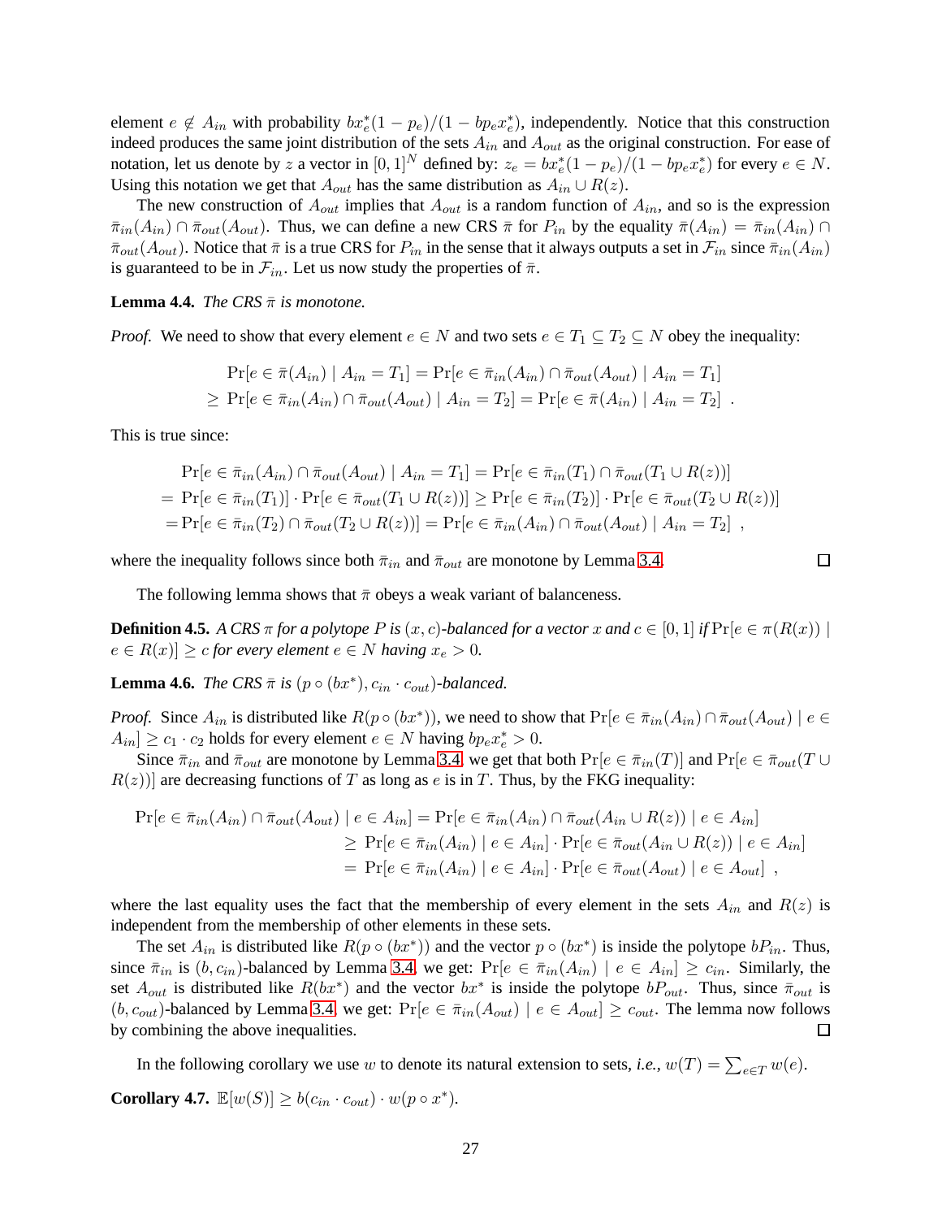element $e \notin A_{in}$ with probability $bx^*_e(1 - p_e)/(1 - bp_e x^*_e)$, independently. Notice that this construction indeed produces the same joint distribution of the sets $A_{in}$ and $A_{out}$ as the original construction. For ease of notation, let us denote by $z$ a vector in $[0, 1]^N$ defined by: $z_e = bx^*_e(1 - p_e)/(1 - bp_e x^*_e)$ for every $e \in N$. Using this notation we get that $A_{out}$ has the same distribution as $A_{in} \cup R(z)$.

The new construction of $A_{out}$ implies that $A_{out}$ is a random function of $A_{in}$, and so is the expression $\bar{\pi}_{in}(A_{in}) \cap \bar{\pi}_{out}(A_{out})$. Thus, we can define a new CRS $\bar{\pi}$ for $P_{in}$ by the equality $\bar{\pi}(A_{in}) = \bar{\pi}_{in}(A_{in}) \cap \bar{\pi}_{out}(A_{out})$. Notice that $\bar{\pi}$ is a true CRS for $P_{in}$ in the sense that it always outputs a set in $\mathcal{F}_{in}$ since $\bar{\pi}_{in}(A_{in})$ is guaranteed to be in $\mathcal{F}_{in}$. Let us now study the properties of $\bar{\pi}$.

**Lemma 4.4.** *The CRS $\bar{\pi}$ is monotone.*

*Proof.* We need to show that every element $e \in N$ and two sets $e \in T_1 \subseteq T_2 \subseteq N$ obey the inequality:

$$
\begin{aligned}
&\Pr[e \in \bar{\pi}(A_{in}) \mid A_{in} = T_1] = \Pr[e \in \bar{\pi}_{in}(A_{in}) \cap \bar{\pi}_{out}(A_{out}) \mid A_{in} = T_1] \\
\geq\ &\Pr[e \in \bar{\pi}_{in}(A_{in}) \cap \bar{\pi}_{out}(A_{out}) \mid A_{in} = T_2] = \Pr[e \in \bar{\pi}(A_{in}) \mid A_{in} = T_2] \ .
\end{aligned}
$$

This is true since:

$$
\begin{aligned}
&\Pr[e \in \bar{\pi}_{in}(A_{in}) \cap \bar{\pi}_{out}(A_{out}) \mid A_{in} = T_1] = \Pr[e \in \bar{\pi}_{in}(T_1) \cap \bar{\pi}_{out}(T_1 \cup R(z))] \\
=\ &\Pr[e \in \bar{\pi}_{in}(T_1)] \cdot \Pr[e \in \bar{\pi}_{out}(T_1 \cup R(z))] \geq \Pr[e \in \bar{\pi}_{in}(T_2)] \cdot \Pr[e \in \bar{\pi}_{out}(T_2 \cup R(z))] \\
=\ &\Pr[e \in \bar{\pi}_{in}(T_2) \cap \bar{\pi}_{out}(T_2 \cup R(z))] = \Pr[e \in \bar{\pi}_{in}(A_{in}) \cap \bar{\pi}_{out}(A_{out}) \mid A_{in} = T_2] \ ,
\end{aligned}
$$

where the inequality follows since both $\bar{\pi}_{in}$ and $\bar{\pi}_{out}$ are monotone by Lemma 3.4. ◻

The following lemma shows that $\bar{\pi}$ obeys a weak variant of balanceness.

**Definition 4.5.** *A CRS $\pi$ for a polytope $P$ is $(x, c)$-balanced for a vector $x$ and $c \in [0, 1]$ if $\Pr[e \in \pi(R(x)) \mid e \in R(x)] \geq c$ for every element $e \in N$ having $x_e > 0$.*

**Lemma 4.6.** *The CRS $\bar{\pi}$ is $(p \circ (bx^*), c_{in} \cdot c_{out})$-balanced.*

*Proof.* Since $A_{in}$ is distributed like $R(p \circ (bx^*))$, we need to show that $\Pr[e \in \bar{\pi}_{in}(A_{in}) \cap \bar{\pi}_{out}(A_{out}) \mid e \in A_{in}] \geq c_1 \cdot c_2$ holds for every element $e \in N$ having $bp_e x^*_e > 0$.

Since $\bar{\pi}_{in}$ and $\bar{\pi}_{out}$ are monotone by Lemma 3.4, we get that both $\Pr[e \in \bar{\pi}_{in}(T)]$ and $\Pr[e \in \bar{\pi}_{out}(T \cup R(z))]$ are decreasing functions of $T$ as long as $e$ is in $T$. Thus, by the FKG inequality:

$$
\begin{aligned}
\Pr[e \in \bar{\pi}_{in}(A_{in}) \cap \bar{\pi}_{out}(A_{out}) \mid e \in A_{in}] &= \Pr[e \in \bar{\pi}_{in}(A_{in}) \cap \bar{\pi}_{out}(A_{in} \cup R(z)) \mid e \in A_{in}] \\
&\geq \Pr[e \in \bar{\pi}_{in}(A_{in}) \mid e \in A_{in}] \cdot \Pr[e \in \bar{\pi}_{out}(A_{in} \cup R(z)) \mid e \in A_{in}] \\
&= \Pr[e \in \bar{\pi}_{in}(A_{in}) \mid e \in A_{in}] \cdot \Pr[e \in \bar{\pi}_{out}(A_{out}) \mid e \in A_{out}] \ ,
\end{aligned}
$$

where the last equality uses the fact that the membership of every element in the sets $A_{in}$ and $R(z)$ is independent from the membership of other elements in these sets.

The set $A_{in}$ is distributed like $R(p \circ (bx^*))$ and the vector $p \circ (bx^*)$ is inside the polytope $bP_{in}$. Thus, since $\bar{\pi}_{in}$ is $(b, c_{in})$-balanced by Lemma 3.4, we get: $\Pr[e \in \bar{\pi}_{in}(A_{in}) \mid e \in A_{in}] \geq c_{in}$. Similarly, the set $A_{out}$ is distributed like $R(bx^*)$ and the vector $bx^*$ is inside the polytope $bP_{out}$. Thus, since $\bar{\pi}_{out}$ is $(b, c_{out})$-balanced by Lemma 3.4, we get: $\Pr[e \in \bar{\pi}_{in}(A_{out}) \mid e \in A_{out}] \geq c_{out}$. The lemma now follows by combining the above inequalities. ◻

In the following corollary we use $w$ to denote its natural extension to sets, *i.e.*, $w(T) = \sum_{e \in T} w(e)$.

**Corollary 4.7.** $\mathbb{E}[w(S)] \geq b(c_{in} \cdot c_{out}) \cdot w(p \circ x^*)$.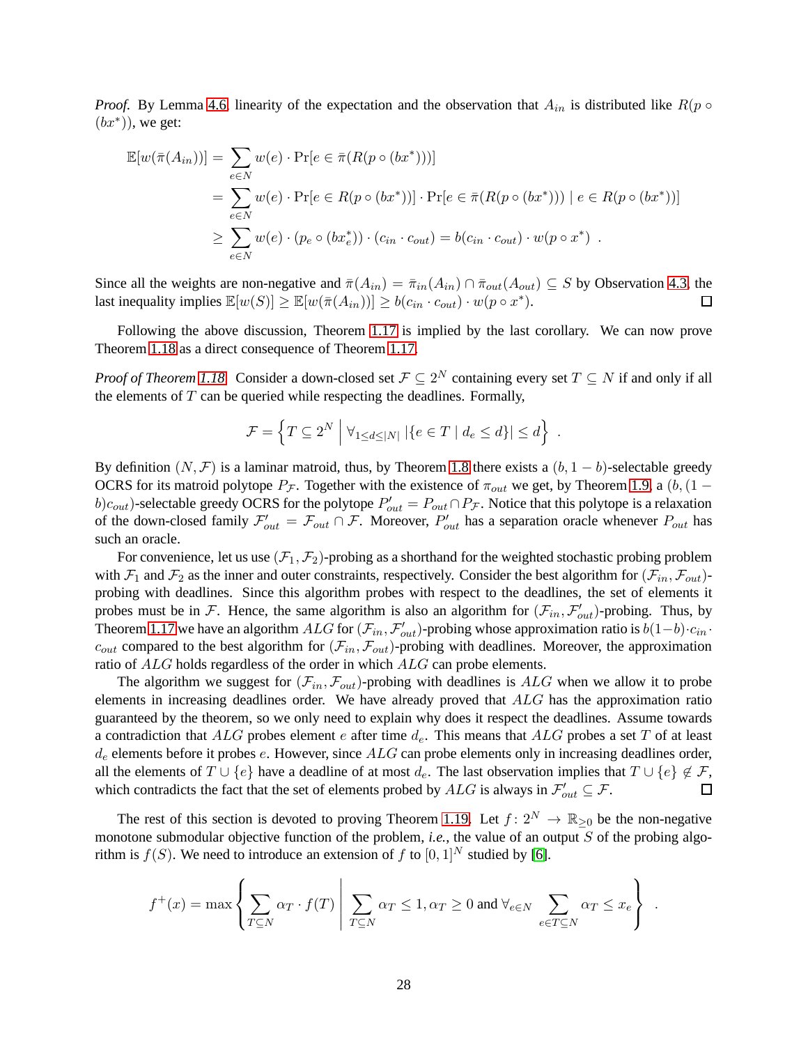*Proof.* By Lemma 4.6, linearity of the expectation and the observation that $A_{in}$ is distributed like $R(p \circ (bx^*))$, we get:

$$
\begin{aligned}
\mathbb{E}[w(\bar{\pi}(A_{in}))] &= \sum_{e \in N} w(e) \cdot \Pr[e \in \bar{\pi}(R(p \circ (bx^*)))] \\
&= \sum_{e \in N} w(e) \cdot \Pr[e \in R(p \circ (bx^*))] \cdot \Pr[e \in \bar{\pi}(R(p \circ (bx^*))) \mid e \in R(p \circ (bx^*))] \\
&\geq \sum_{e \in N} w(e) \cdot (p_e \circ (bx_e^*)) \cdot (c_{in} \cdot c_{out}) = b(c_{in} \cdot c_{out}) \cdot w(p \circ x^*) \enspace .
\end{aligned}
$$

Since all the weights are non-negative and $\bar{\pi}(A_{in}) = \bar{\pi}_{in}(A_{in}) \cap \bar{\pi}_{out}(A_{out}) \subseteq S$ by Observation 4.3, the last inequality implies $\mathbb{E}[w(S)] \geq \mathbb{E}[w(\bar{\pi}(A_{in}))] \geq b(c_{in} \cdot c_{out}) \cdot w(p \circ x^*)$. □

Following the above discussion, Theorem 1.17 is implied by the last corollary. We can now prove Theorem 1.18 as a direct consequence of Theorem 1.17.

*Proof of Theorem 1.18.* Consider a down-closed set $\mathcal{F} \subseteq 2^N$ containing every set $T \subseteq N$ if and only if all the elements of $T$ can be queried while respecting the deadlines. Formally,

$$
\mathcal{F} = \left\{ T \subseteq 2^N \;\middle|\; \forall_{1 \leq d \leq |N|} \; |\{e \in T \mid d_e \leq d\}| \leq d \right\} \enspace .
$$

By definition $(N, \mathcal{F})$ is a laminar matroid, thus, by Theorem 1.8 there exists a $(b, 1-b)$-selectable greedy OCRS for its matroid polytope $P_{\mathcal{F}}$. Together with the existence of $\pi_{out}$ we get, by Theorem 1.9, a $(b, (1-b)c_{out})$-selectable greedy OCRS for the polytope $P'_{out} = P_{out} \cap P_{\mathcal{F}}$. Notice that this polytope is a relaxation of the down-closed family $\mathcal{F}'_{out} = \mathcal{F}_{out} \cap \mathcal{F}$. Moreover, $P'_{out}$ has a separation oracle whenever $P_{out}$ has such an oracle.

For convenience, let us use $(\mathcal{F}_1, \mathcal{F}_2)$-probing as a shorthand for the weighted stochastic probing problem with $\mathcal{F}_1$ and $\mathcal{F}_2$ as the inner and outer constraints, respectively. Consider the best algorithm for $(\mathcal{F}_{in}, \mathcal{F}_{out})$-probing with deadlines. Since this algorithm probes with respect to the deadlines, the set of elements it probes must be in $\mathcal{F}$. Hence, the same algorithm is also an algorithm for $(\mathcal{F}_{in}, \mathcal{F}'_{out})$-probing. Thus, by Theorem 1.17 we have an algorithm $ALG$ for $(\mathcal{F}_{in}, \mathcal{F}'_{out})$-probing whose approximation ratio is $b(1-b) \cdot c_{in} \cdot c_{out}$ compared to the best algorithm for $(\mathcal{F}_{in}, \mathcal{F}_{out})$-probing with deadlines. Moreover, the approximation ratio of $ALG$ holds regardless of the order in which $ALG$ can probe elements.

The algorithm we suggest for $(\mathcal{F}_{in}, \mathcal{F}_{out})$-probing with deadlines is $ALG$ when we allow it to probe elements in increasing deadlines order. We have already proved that $ALG$ has the approximation ratio guaranteed by the theorem, so we only need to explain why does it respect the deadlines. Assume towards a contradiction that $ALG$ probes element $e$ after time $d_e$. This means that $ALG$ probes a set $T$ of at least $d_e$ elements before it probes $e$. However, since $ALG$ can probe elements only in increasing deadlines order, all the elements of $T \cup \{e\}$ have a deadline of at most $d_e$. The last observation implies that $T \cup \{e\} \notin \mathcal{F}$, which contradicts the fact that the set of elements probed by $ALG$ is always in $\mathcal{F}'_{out} \subseteq \mathcal{F}$. □

The rest of this section is devoted to proving Theorem 1.19. Let $f \colon 2^N \to \mathbb{R}_{\geq 0}$ be the non-negative monotone submodular objective function of the problem, *i.e.*, the value of an output $S$ of the probing algorithm is $f(S)$. We need to introduce an extension of $f$ to $[0,1]^N$ studied by [6].

$$
f^+(x) = \max \left\{ \sum_{T \subseteq N} \alpha_T \cdot f(T) \;\middle|\; \sum_{T \subseteq N} \alpha_T \leq 1, \alpha_T \geq 0 \text{ and } \forall_{e \in N} \sum_{e \in T \subseteq N} \alpha_T \leq x_e \right\} \enspace .
$$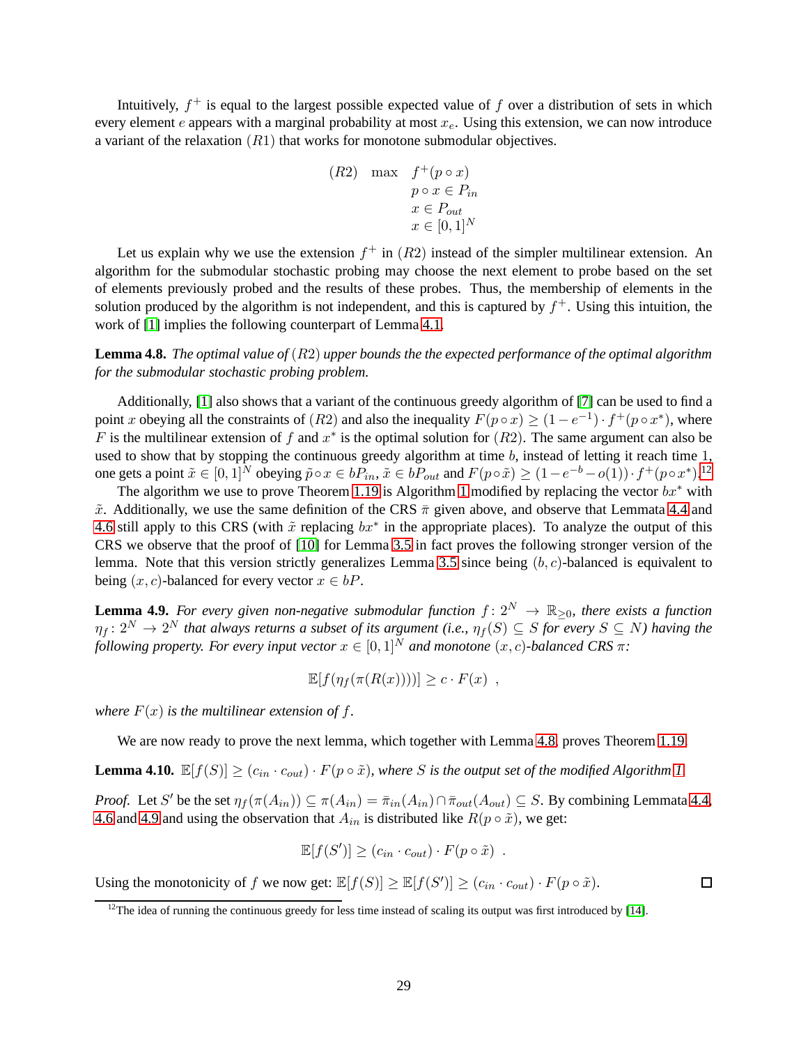Intuitively, $f^+$ is equal to the largest possible expected value of $f$ over a distribution of sets in which every element $e$ appears with a marginal probability at most $x_e$. Using this extension, we can now introduce a variant of the relaxation $(R1)$ that works for monotone submodular objectives.

$$
\begin{array}{lll}
(R2) & \max & f^+(p \circ x) \\
& & p \circ x \in P_{in} \\
& & x \in P_{out} \\
& & x \in [0,1]^N
\end{array}
$$

Let us explain why we use the extension $f^+$ in $(R2)$ instead of the simpler multilinear extension. An algorithm for the submodular stochastic probing may choose the next element to probe based on the set of elements previously probed and the results of these probes. Thus, the membership of elements in the solution produced by the algorithm is not independent, and this is captured by $f^+$. Using this intuition, the work of [1] implies the following counterpart of Lemma 4.1.

**Lemma 4.8.** *The optimal value of $(R2)$ upper bounds the the expected performance of the optimal algorithm for the submodular stochastic probing problem.*

Additionally, [1] also shows that a variant of the continuous greedy algorithm of [7] can be used to find a point $x$ obeying all the constraints of $(R2)$ and also the inequality $F(p \circ x) \geq (1 - e^{-1}) \cdot f^+(p \circ x^*)$, where $F$ is the multilinear extension of $f$ and $x^*$ is the optimal solution for $(R2)$. The same argument can also be used to show that by stopping the continuous greedy algorithm at time $b$, instead of letting it reach time 1, one gets a point $\tilde{x} \in [0,1]^N$ obeying $\tilde{p} \circ x \in bP_{in}$, $\tilde{x} \in bP_{out}$ and $F(p \circ \tilde{x}) \geq (1 - e^{-b} - o(1)) \cdot f^+(p \circ x^*)$.[12]

The algorithm we use to prove Theorem 1.19 is Algorithm 1 modified by replacing the vector $bx^*$ with $\tilde{x}$. Additionally, we use the same definition of the CRS $\bar{\pi}$ given above, and observe that Lemmata 4.4 and 4.6 still apply to this CRS (with $\tilde{x}$ replacing $bx^*$ in the appropriate places). To analyze the output of this CRS we observe that the proof of [10] for Lemma 3.5 in fact proves the following stronger version of the lemma. Note that this version strictly generalizes Lemma 3.5 since being $(b, c)$-balanced is equivalent to being $(x, c)$-balanced for every vector $x \in bP$.

**Lemma 4.9.** *For every given non-negative submodular function $f\colon 2^N \to \mathbb{R}_{\geq 0}$, there exists a function $\eta_f\colon 2^N \to 2^N$ that always returns a subset of its argument (i.e., $\eta_f(S) \subseteq S$ for every $S \subseteq N$) having the following property. For every input vector $x \in [0,1]^N$ and monotone $(x, c)$-balanced CRS $\pi$:*

$$
\mathbb{E}[f(\eta_f(\pi(R(x))))] \geq c \cdot F(x) \enspace ,
$$

*where $F(x)$ is the multilinear extension of $f$.*

We are now ready to prove the next lemma, which together with Lemma 4.8, proves Theorem 1.19.

**Lemma 4.10.** $\mathbb{E}[f(S)] \geq (c_{in} \cdot c_{out}) \cdot F(p \circ \tilde{x})$*, where $S$ is the output set of the modified Algorithm 1.*

*Proof.* Let $S'$ be the set $\eta_f(\pi(A_{in})) \subseteq \pi(A_{in}) = \bar{\pi}_{in}(A_{in}) \cap \bar{\pi}_{out}(A_{out}) \subseteq S$. By combining Lemmata 4.4, 4.6 and 4.9 and using the observation that $A_{in}$ is distributed like $R(p \circ \tilde{x})$, we get:

$$
\mathbb{E}[f(S')] \geq (c_{in} \cdot c_{out}) \cdot F(p \circ \tilde{x}) \enspace .
$$

Using the monotonicity of $f$ we now get: $\mathbb{E}[f(S)] \geq \mathbb{E}[f(S')] \geq (c_{in} \cdot c_{out}) \cdot F(p \circ \tilde{x})$. $\square$

[12] The idea of running the continuous greedy for less time instead of scaling its output was first introduced by [14].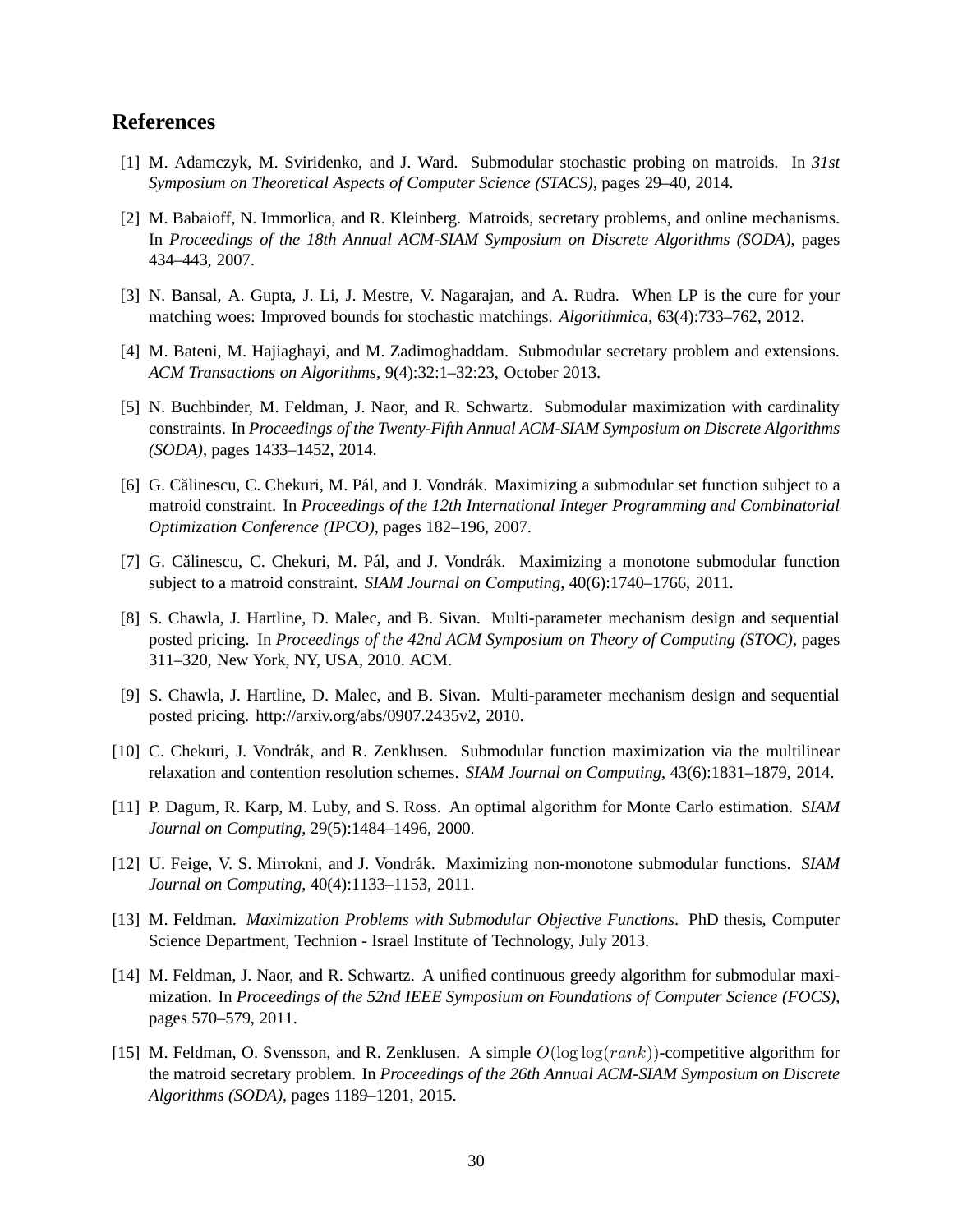## References

[1] M. Adamczyk, M. Sviridenko, and J. Ward. Submodular stochastic probing on matroids. In *31st Symposium on Theoretical Aspects of Computer Science (STACS)*, pages 29–40, 2014.

[2] M. Babaioff, N. Immorlica, and R. Kleinberg. Matroids, secretary problems, and online mechanisms. In *Proceedings of the 18th Annual ACM-SIAM Symposium on Discrete Algorithms (SODA)*, pages 434–443, 2007.

[3] N. Bansal, A. Gupta, J. Li, J. Mestre, V. Nagarajan, and A. Rudra. When LP is the cure for your matching woes: Improved bounds for stochastic matchings. *Algorithmica*, 63(4):733–762, 2012.

[4] M. Bateni, M. Hajiaghayi, and M. Zadimoghaddam. Submodular secretary problem and extensions. *ACM Transactions on Algorithms*, 9(4):32:1–32:23, October 2013.

[5] N. Buchbinder, M. Feldman, J. Naor, and R. Schwartz. Submodular maximization with cardinality constraints. In *Proceedings of the Twenty-Fifth Annual ACM-SIAM Symposium on Discrete Algorithms (SODA)*, pages 1433–1452, 2014.

[6] G. Călinescu, C. Chekuri, M. Pál, and J. Vondrák. Maximizing a submodular set function subject to a matroid constraint. In *Proceedings of the 12th International Integer Programming and Combinatorial Optimization Conference (IPCO)*, pages 182–196, 2007.

[7] G. Călinescu, C. Chekuri, M. Pál, and J. Vondrák. Maximizing a monotone submodular function subject to a matroid constraint. *SIAM Journal on Computing*, 40(6):1740–1766, 2011.

[8] S. Chawla, J. Hartline, D. Malec, and B. Sivan. Multi-parameter mechanism design and sequential posted pricing. In *Proceedings of the 42nd ACM Symposium on Theory of Computing (STOC)*, pages 311–320, New York, NY, USA, 2010. ACM.

[9] S. Chawla, J. Hartline, D. Malec, and B. Sivan. Multi-parameter mechanism design and sequential posted pricing. http://arxiv.org/abs/0907.2435v2, 2010.

[10] C. Chekuri, J. Vondrák, and R. Zenklusen. Submodular function maximization via the multilinear relaxation and contention resolution schemes. *SIAM Journal on Computing*, 43(6):1831–1879, 2014.

[11] P. Dagum, R. Karp, M. Luby, and S. Ross. An optimal algorithm for Monte Carlo estimation. *SIAM Journal on Computing*, 29(5):1484–1496, 2000.

[12] U. Feige, V. S. Mirrokni, and J. Vondrák. Maximizing non-monotone submodular functions. *SIAM Journal on Computing*, 40(4):1133–1153, 2011.

[13] M. Feldman. *Maximization Problems with Submodular Objective Functions*. PhD thesis, Computer Science Department, Technion - Israel Institute of Technology, July 2013.

[14] M. Feldman, J. Naor, and R. Schwartz. A unified continuous greedy algorithm for submodular maximization. In *Proceedings of the 52nd IEEE Symposium on Foundations of Computer Science (FOCS)*, pages 570–579, 2011.

[15] M. Feldman, O. Svensson, and R. Zenklusen. A simple $O(\log\log(rank))$-competitive algorithm for the matroid secretary problem. In *Proceedings of the 26th Annual ACM-SIAM Symposium on Discrete Algorithms (SODA)*, pages 1189–1201, 2015.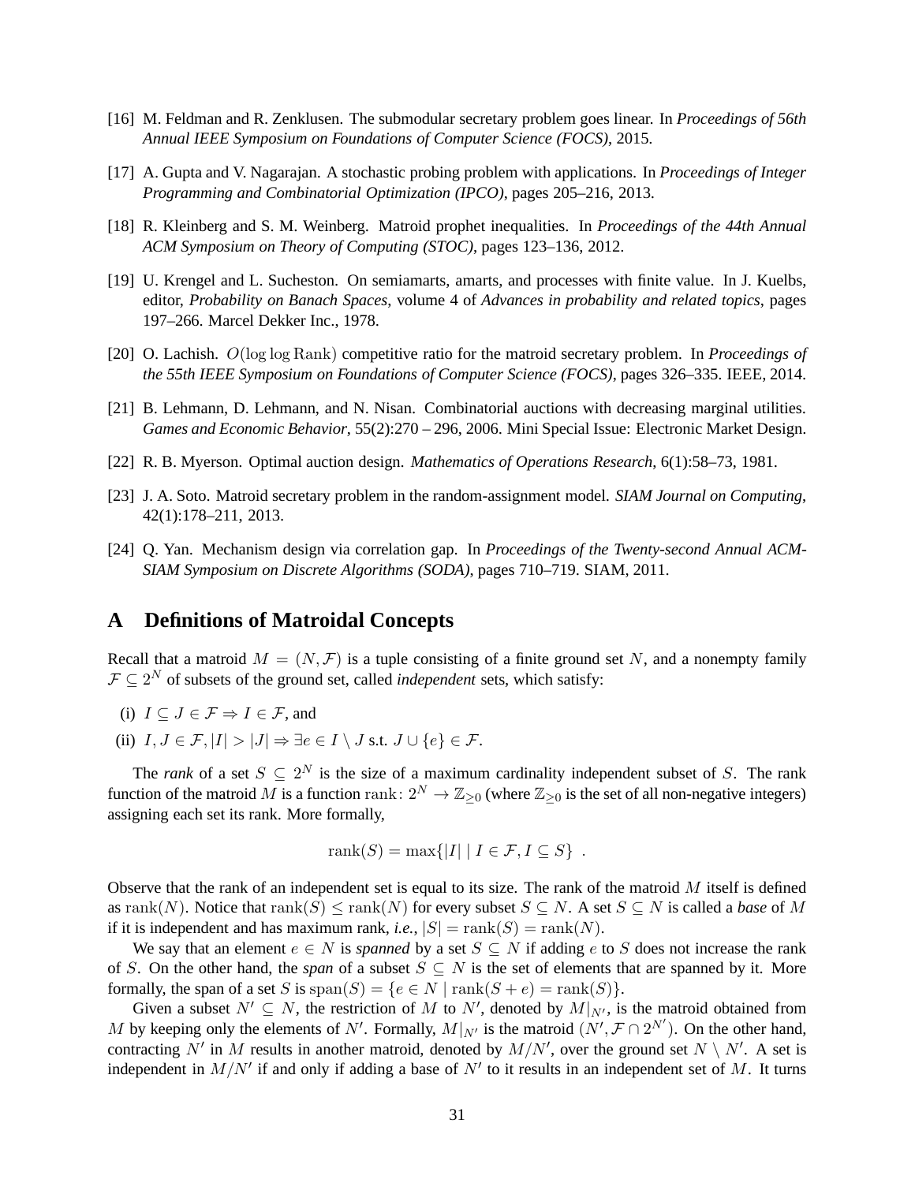[16] M. Feldman and R. Zenklusen. The submodular secretary problem goes linear. In *Proceedings of 56th Annual IEEE Symposium on Foundations of Computer Science (FOCS)*, 2015.

[17] A. Gupta and V. Nagarajan. A stochastic probing problem with applications. In *Proceedings of Integer Programming and Combinatorial Optimization (IPCO)*, pages 205–216, 2013.

[18] R. Kleinberg and S. M. Weinberg. Matroid prophet inequalities. In *Proceedings of the 44th Annual ACM Symposium on Theory of Computing (STOC)*, pages 123–136, 2012.

[19] U. Krengel and L. Sucheston. On semiamarts, amarts, and processes with finite value. In J. Kuelbs, editor, *Probability on Banach Spaces*, volume 4 of *Advances in probability and related topics*, pages 197–266. Marcel Dekker Inc., 1978.

[20] O. Lachish. $O(\log\log \mathrm{Rank})$ competitive ratio for the matroid secretary problem. In *Proceedings of the 55th IEEE Symposium on Foundations of Computer Science (FOCS)*, pages 326–335. IEEE, 2014.

[21] B. Lehmann, D. Lehmann, and N. Nisan. Combinatorial auctions with decreasing marginal utilities. *Games and Economic Behavior*, 55(2):270 – 296, 2006. Mini Special Issue: Electronic Market Design.

[22] R. B. Myerson. Optimal auction design. *Mathematics of Operations Research*, 6(1):58–73, 1981.

[23] J. A. Soto. Matroid secretary problem in the random-assignment model. *SIAM Journal on Computing*, 42(1):178–211, 2013.

[24] Q. Yan. Mechanism design via correlation gap. In *Proceedings of the Twenty-second Annual ACM-SIAM Symposium on Discrete Algorithms (SODA)*, pages 710–719. SIAM, 2011.

# A Definitions of Matroidal Concepts

Recall that a matroid $M = (N, \mathcal{F})$ is a tuple consisting of a finite ground set $N$, and a nonempty family $\mathcal{F} \subseteq 2^N$ of subsets of the ground set, called *independent* sets, which satisfy:

(i) $I \subseteq J \in \mathcal{F} \Rightarrow I \in \mathcal{F}$, and

(ii) $I, J \in \mathcal{F}, |I| > |J| \Rightarrow \exists e \in I \setminus J$ s.t. $J \cup \{e\} \in \mathcal{F}$.

The *rank* of a set $S \subseteq 2^N$ is the size of a maximum cardinality independent subset of $S$. The rank function of the matroid $M$ is a function $\mathrm{rank}\colon 2^N \to \mathbb{Z}_{\geq 0}$ (where $\mathbb{Z}_{\geq 0}$ is the set of all non-negative integers) assigning each set its rank. More formally,

$$\mathrm{rank}(S) = \max\{|I| \mid I \in \mathcal{F}, I \subseteq S\} \enspace .$$

Observe that the rank of an independent set is equal to its size. The rank of the matroid $M$ itself is defined as $\mathrm{rank}(N)$. Notice that $\mathrm{rank}(S) \leq \mathrm{rank}(N)$ for every subset $S \subseteq N$. A set $S \subseteq N$ is called a *base* of $M$ if it is independent and has maximum rank, *i.e.*, $|S| = \mathrm{rank}(S) = \mathrm{rank}(N)$.

We say that an element $e \in N$ is *spanned* by a set $S \subseteq N$ if adding $e$ to $S$ does not increase the rank of $S$. On the other hand, the *span* of a subset $S \subseteq N$ is the set of elements that are spanned by it. More formally, the span of a set $S$ is $\mathrm{span}(S) = \{e \in N \mid \mathrm{rank}(S + e) = \mathrm{rank}(S)\}$.

Given a subset $N' \subseteq N$, the restriction of $M$ to $N'$, denoted by $M|_{N'}$, is the matroid obtained from $M$ by keeping only the elements of $N'$. Formally, $M|_{N'}$ is the matroid $(N', \mathcal{F} \cap 2^{N'})$. On the other hand, contracting $N'$ in $M$ results in another matroid, denoted by $M/N'$, over the ground set $N \setminus N'$. A set is independent in $M/N'$ if and only if adding a base of $N'$ to it results in an independent set of $M$. It turns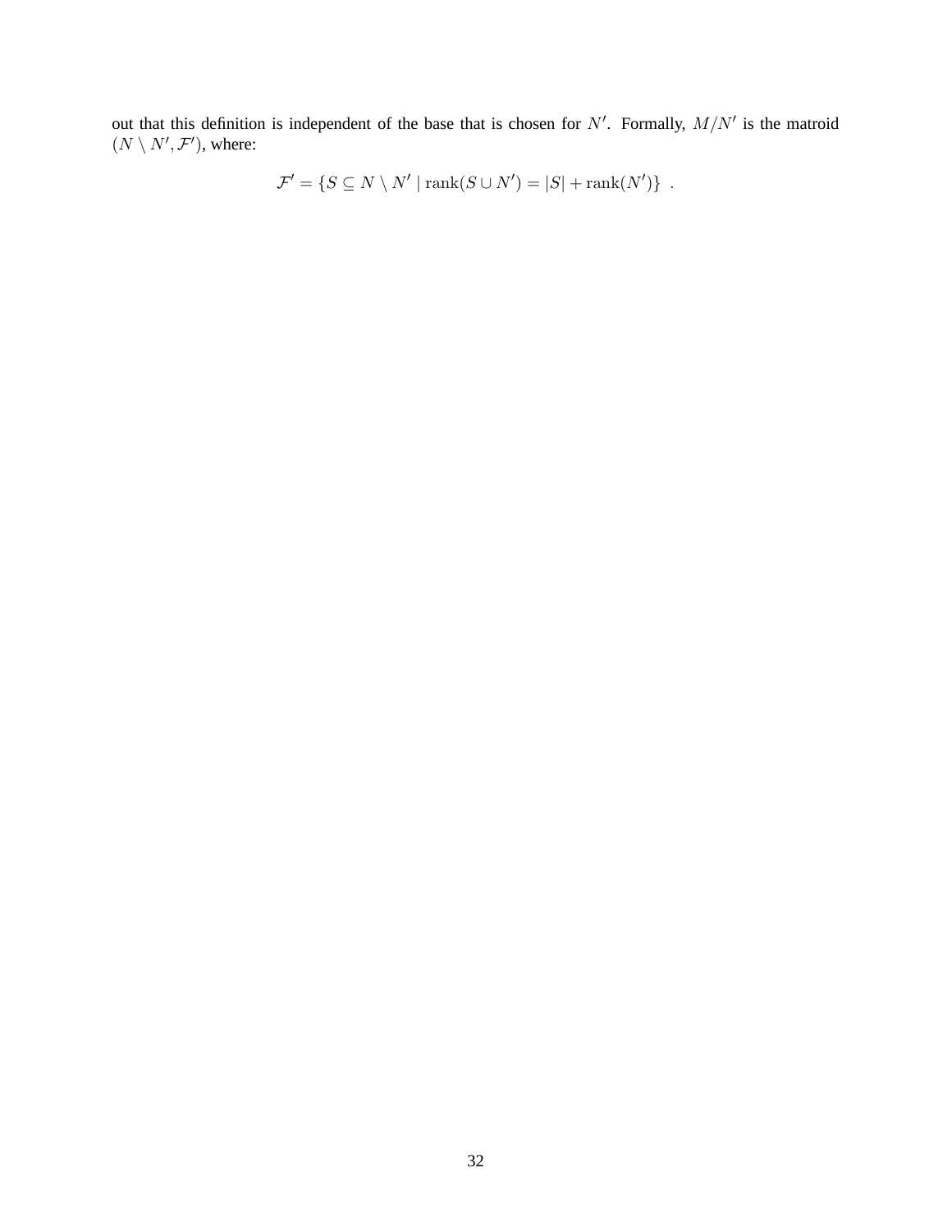out that this definition is independent of the base that is chosen for $N'$. Formally, $M/N'$ is the matroid $(N \setminus N', \mathcal{F}')$, where:

$$\mathcal{F}' = \{S \subseteq N \setminus N' \mid \text{rank}(S \cup N') = |S| + \text{rank}(N')\} \ .$$